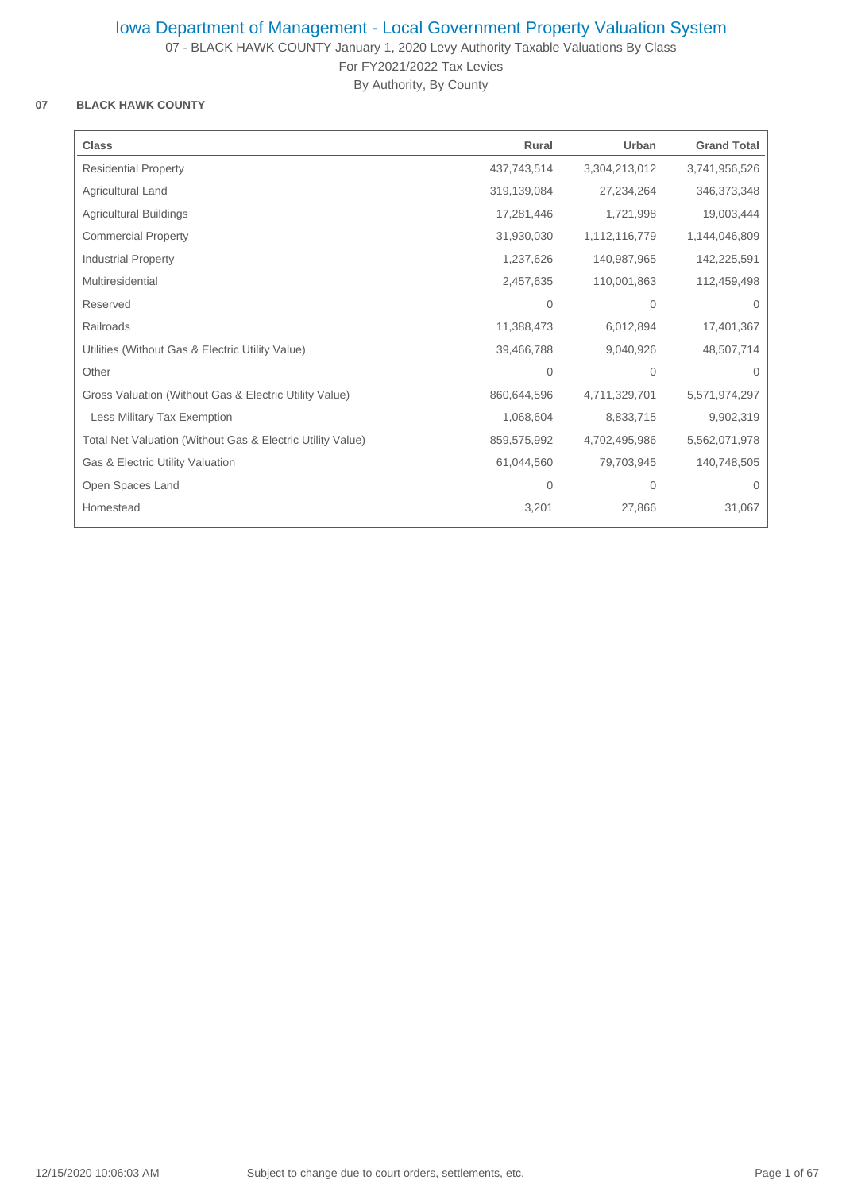# Iowa Department of Management - Local Government Property Valuation System

07 - BLACK HAWK COUNTY January 1, 2020 Levy Authority Taxable Valuations By Class

For FY2021/2022 Tax Levies

By Authority, By County

**07 BLACK HAWK COUNTY**

| Class | Rural | Urban | Grand Total |
|---|---|---|---|
| Residential Property | 437,743,514 | 3,304,213,012 | 3,741,956,526 |
| Agricultural Land | 319,139,084 | 27,234,264 | 346,373,348 |
| Agricultural Buildings | 17,281,446 | 1,721,998 | 19,003,444 |
| Commercial Property | 31,930,030 | 1,112,116,779 | 1,144,046,809 |
| Industrial Property | 1,237,626 | 140,987,965 | 142,225,591 |
| Multiresidential | 2,457,635 | 110,001,863 | 112,459,498 |
| Reserved | 0 | 0 | 0 |
| Railroads | 11,388,473 | 6,012,894 | 17,401,367 |
| Utilities (Without Gas & Electric Utility Value) | 39,466,788 | 9,040,926 | 48,507,714 |
| Other | 0 | 0 | 0 |
| Gross Valuation (Without Gas & Electric Utility Value) | 860,644,596 | 4,711,329,701 | 5,571,974,297 |
| Less Military Tax Exemption | 1,068,604 | 8,833,715 | 9,902,319 |
| Total Net Valuation (Without Gas & Electric Utility Value) | 859,575,992 | 4,702,495,986 | 5,562,071,978 |
| Gas & Electric Utility Valuation | 61,044,560 | 79,703,945 | 140,748,505 |
| Open Spaces Land | 0 | 0 | 0 |
| Homestead | 3,201 | 27,866 | 31,067 |

12/15/2020 10:06:03 AM Subject to change due to court orders, settlements, etc.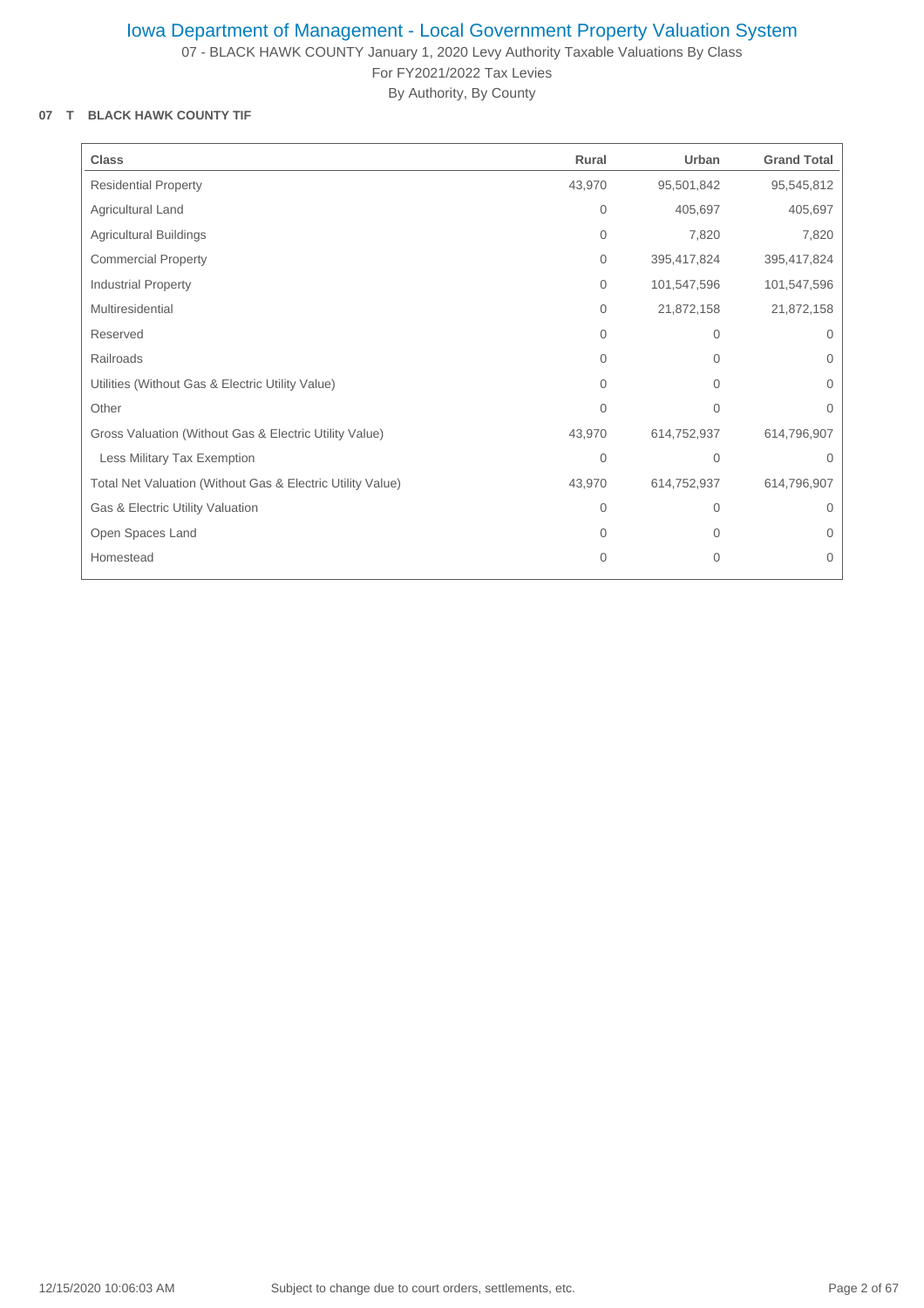# Iowa Department of Management - Local Government Property Valuation System

07 - BLACK HAWK COUNTY January 1, 2020 Levy Authority Taxable Valuations By Class

For FY2021/2022 Tax Levies

By Authority, By County

**07 T BLACK HAWK COUNTY TIF**

| Class | Rural | Urban | Grand Total |
|---|---|---|---|
| Residential Property | 43,970 | 95,501,842 | 95,545,812 |
| Agricultural Land | 0 | 405,697 | 405,697 |
| Agricultural Buildings | 0 | 7,820 | 7,820 |
| Commercial Property | 0 | 395,417,824 | 395,417,824 |
| Industrial Property | 0 | 101,547,596 | 101,547,596 |
| Multiresidential | 0 | 21,872,158 | 21,872,158 |
| Reserved | 0 | 0 | 0 |
| Railroads | 0 | 0 | 0 |
| Utilities (Without Gas & Electric Utility Value) | 0 | 0 | 0 |
| Other | 0 | 0 | 0 |
| Gross Valuation (Without Gas & Electric Utility Value) | 43,970 | 614,752,937 | 614,796,907 |
| Less Military Tax Exemption | 0 | 0 | 0 |
| Total Net Valuation (Without Gas & Electric Utility Value) | 43,970 | 614,752,937 | 614,796,907 |
| Gas & Electric Utility Valuation | 0 | 0 | 0 |
| Open Spaces Land | 0 | 0 | 0 |
| Homestead | 0 | 0 | 0 |

12/15/2020 10:06:03 AM Subject to change due to court orders, settlements, etc.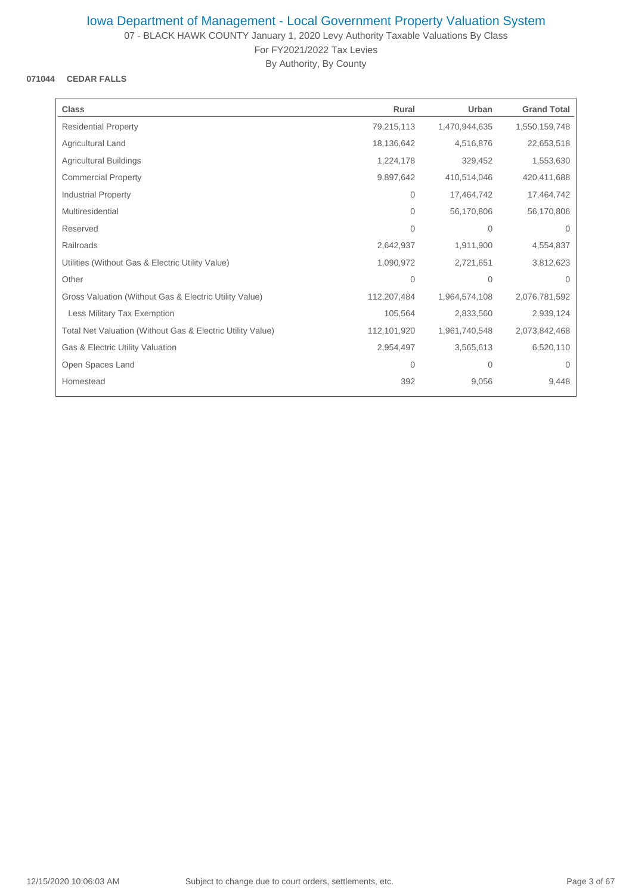# Iowa Department of Management - Local Government Property Valuation System

07 - BLACK HAWK COUNTY January 1, 2020 Levy Authority Taxable Valuations By Class

For FY2021/2022 Tax Levies

By Authority, By County

**071044 CEDAR FALLS**

| Class | Rural | Urban | Grand Total |
|---|---|---|---|
| Residential Property | 79,215,113 | 1,470,944,635 | 1,550,159,748 |
| Agricultural Land | 18,136,642 | 4,516,876 | 22,653,518 |
| Agricultural Buildings | 1,224,178 | 329,452 | 1,553,630 |
| Commercial Property | 9,897,642 | 410,514,046 | 420,411,688 |
| Industrial Property | 0 | 17,464,742 | 17,464,742 |
| Multiresidential | 0 | 56,170,806 | 56,170,806 |
| Reserved | 0 | 0 | 0 |
| Railroads | 2,642,937 | 1,911,900 | 4,554,837 |
| Utilities (Without Gas & Electric Utility Value) | 1,090,972 | 2,721,651 | 3,812,623 |
| Other | 0 | 0 | 0 |
| Gross Valuation (Without Gas & Electric Utility Value) | 112,207,484 | 1,964,574,108 | 2,076,781,592 |
| Less Military Tax Exemption | 105,564 | 2,833,560 | 2,939,124 |
| Total Net Valuation (Without Gas & Electric Utility Value) | 112,101,920 | 1,961,740,548 | 2,073,842,468 |
| Gas & Electric Utility Valuation | 2,954,497 | 3,565,613 | 6,520,110 |
| Open Spaces Land | 0 | 0 | 0 |
| Homestead | 392 | 9,056 | 9,448 |

12/15/2020 10:06:03 AM Subject to change due to court orders, settlements, etc.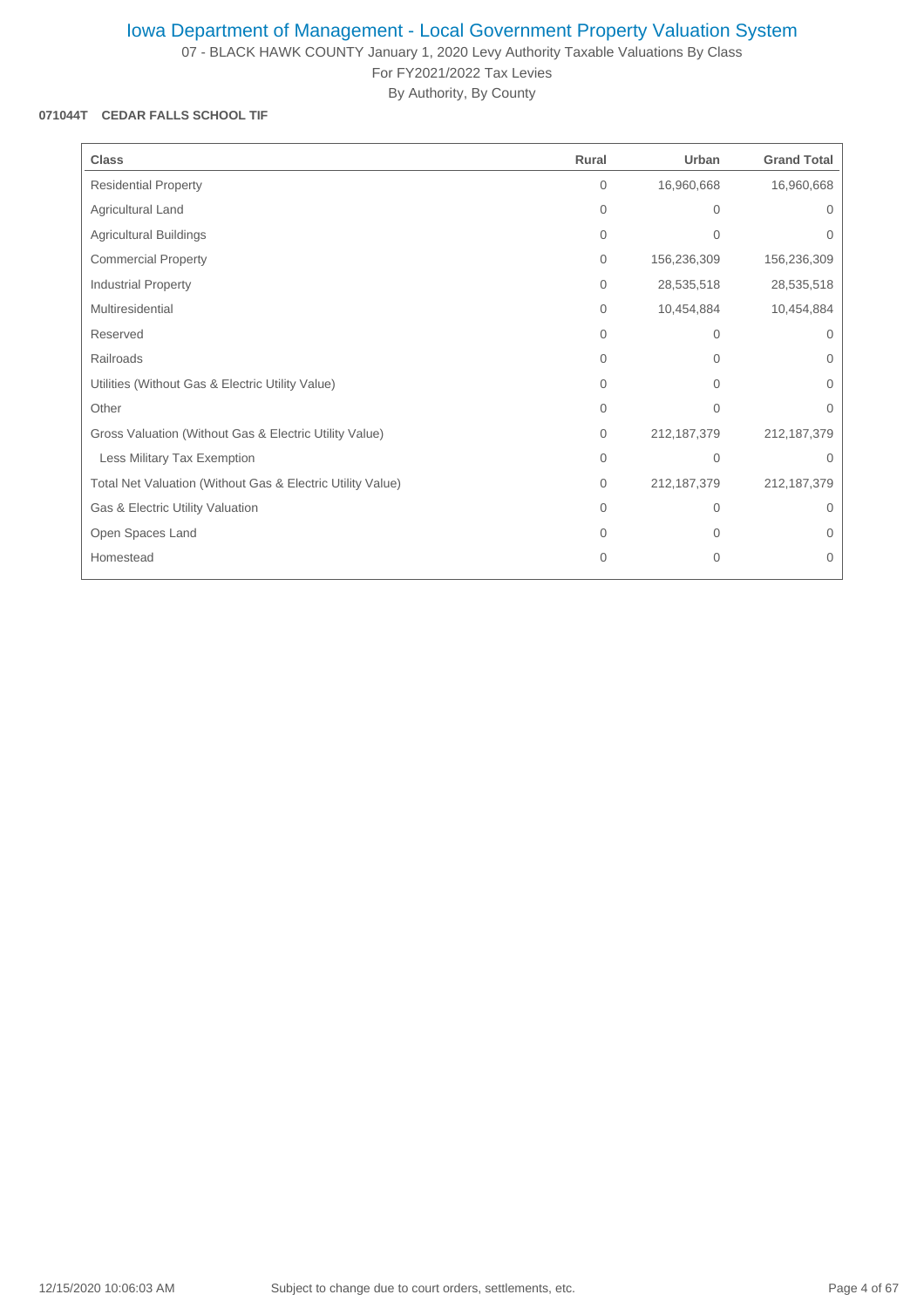# Iowa Department of Management - Local Government Property Valuation System

07 - BLACK HAWK COUNTY January 1, 2020 Levy Authority Taxable Valuations By Class

For FY2021/2022 Tax Levies

By Authority, By County

**071044T CEDAR FALLS SCHOOL TIF**

| Class | Rural | Urban | Grand Total |
|---|---|---|---|
| Residential Property | 0 | 16,960,668 | 16,960,668 |
| Agricultural Land | 0 | 0 | 0 |
| Agricultural Buildings | 0 | 0 | 0 |
| Commercial Property | 0 | 156,236,309 | 156,236,309 |
| Industrial Property | 0 | 28,535,518 | 28,535,518 |
| Multiresidential | 0 | 10,454,884 | 10,454,884 |
| Reserved | 0 | 0 | 0 |
| Railroads | 0 | 0 | 0 |
| Utilities (Without Gas & Electric Utility Value) | 0 | 0 | 0 |
| Other | 0 | 0 | 0 |
| Gross Valuation (Without Gas & Electric Utility Value) | 0 | 212,187,379 | 212,187,379 |
| Less Military Tax Exemption | 0 | 0 | 0 |
| Total Net Valuation (Without Gas & Electric Utility Value) | 0 | 212,187,379 | 212,187,379 |
| Gas & Electric Utility Valuation | 0 | 0 | 0 |
| Open Spaces Land | 0 | 0 | 0 |
| Homestead | 0 | 0 | 0 |

12/15/2020 10:06:03 AM    Subject to change due to court orders, settlements, etc.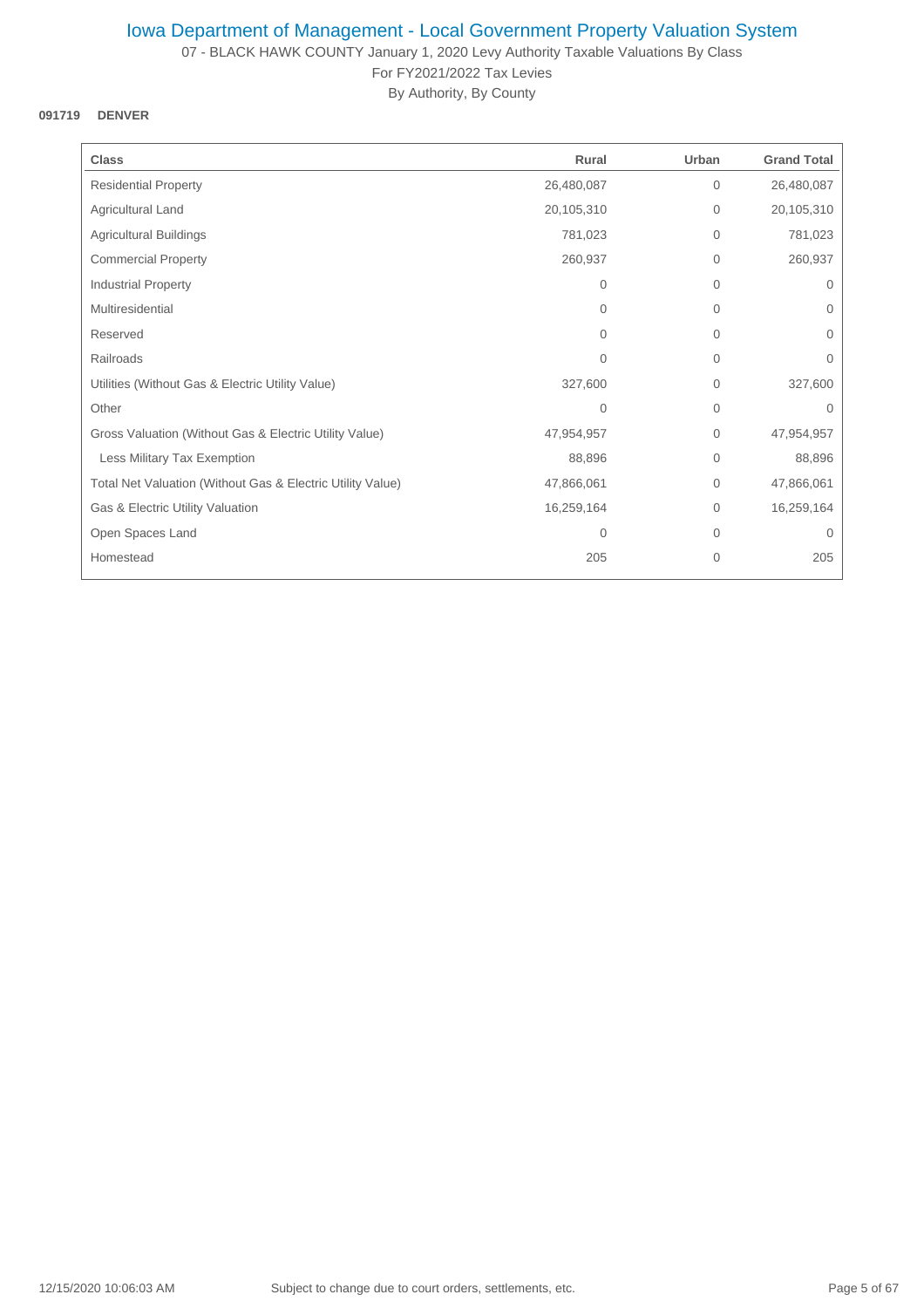# Iowa Department of Management - Local Government Property Valuation System

07 - BLACK HAWK COUNTY January 1, 2020 Levy Authority Taxable Valuations By Class

For FY2021/2022 Tax Levies

By Authority, By County

**091719 DENVER**

| Class | Rural | Urban | Grand Total |
|---|---|---|---|
| Residential Property | 26,480,087 | 0 | 26,480,087 |
| Agricultural Land | 20,105,310 | 0 | 20,105,310 |
| Agricultural Buildings | 781,023 | 0 | 781,023 |
| Commercial Property | 260,937 | 0 | 260,937 |
| Industrial Property | 0 | 0 | 0 |
| Multiresidential | 0 | 0 | 0 |
| Reserved | 0 | 0 | 0 |
| Railroads | 0 | 0 | 0 |
| Utilities (Without Gas & Electric Utility Value) | 327,600 | 0 | 327,600 |
| Other | 0 | 0 | 0 |
| Gross Valuation (Without Gas & Electric Utility Value) | 47,954,957 | 0 | 47,954,957 |
| Less Military Tax Exemption | 88,896 | 0 | 88,896 |
| Total Net Valuation (Without Gas & Electric Utility Value) | 47,866,061 | 0 | 47,866,061 |
| Gas & Electric Utility Valuation | 16,259,164 | 0 | 16,259,164 |
| Open Spaces Land | 0 | 0 | 0 |
| Homestead | 205 | 0 | 205 |

12/15/2020 10:06:03 AM Subject to change due to court orders, settlements, etc.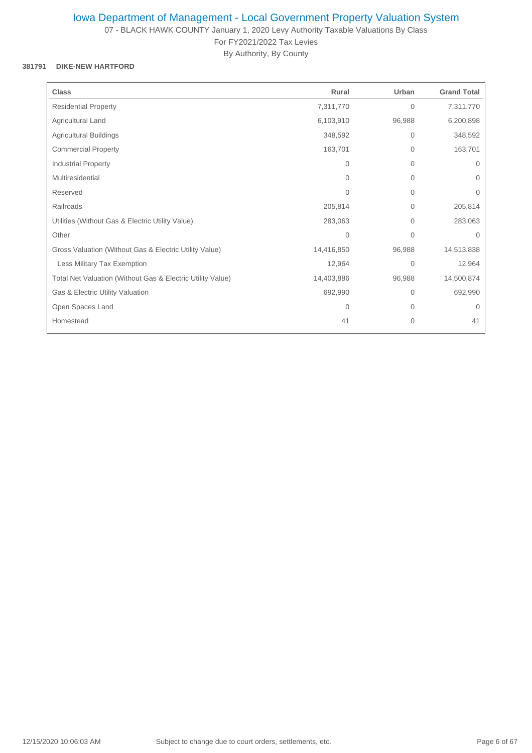# Iowa Department of Management - Local Government Property Valuation System

07 - BLACK HAWK COUNTY January 1, 2020 Levy Authority Taxable Valuations By Class

For FY2021/2022 Tax Levies

By Authority, By County

**381791 DIKE-NEW HARTFORD**

| Class | Rural | Urban | Grand Total |
|---|---|---|---|
| Residential Property | 7,311,770 | 0 | 7,311,770 |
| Agricultural Land | 6,103,910 | 96,988 | 6,200,898 |
| Agricultural Buildings | 348,592 | 0 | 348,592 |
| Commercial Property | 163,701 | 0 | 163,701 |
| Industrial Property | 0 | 0 | 0 |
| Multiresidential | 0 | 0 | 0 |
| Reserved | 0 | 0 | 0 |
| Railroads | 205,814 | 0 | 205,814 |
| Utilities (Without Gas & Electric Utility Value) | 283,063 | 0 | 283,063 |
| Other | 0 | 0 | 0 |
| Gross Valuation (Without Gas & Electric Utility Value) | 14,416,850 | 96,988 | 14,513,838 |
| Less Military Tax Exemption | 12,964 | 0 | 12,964 |
| Total Net Valuation (Without Gas & Electric Utility Value) | 14,403,886 | 96,988 | 14,500,874 |
| Gas & Electric Utility Valuation | 692,990 | 0 | 692,990 |
| Open Spaces Land | 0 | 0 | 0 |
| Homestead | 41 | 0 | 41 |

12/15/2020 10:06:03 AM Subject to change due to court orders, settlements, etc.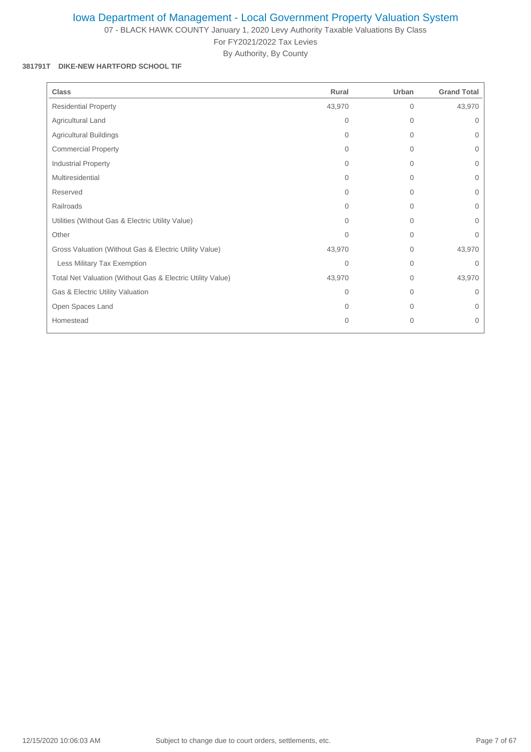# Iowa Department of Management - Local Government Property Valuation System

07 - BLACK HAWK COUNTY January 1, 2020 Levy Authority Taxable Valuations By Class

For FY2021/2022 Tax Levies

By Authority, By County

**381791T DIKE-NEW HARTFORD SCHOOL TIF**

| Class | Rural | Urban | Grand Total |
|---|---|---|---|
| Residential Property | 43,970 | 0 | 43,970 |
| Agricultural Land | 0 | 0 | 0 |
| Agricultural Buildings | 0 | 0 | 0 |
| Commercial Property | 0 | 0 | 0 |
| Industrial Property | 0 | 0 | 0 |
| Multiresidential | 0 | 0 | 0 |
| Reserved | 0 | 0 | 0 |
| Railroads | 0 | 0 | 0 |
| Utilities (Without Gas & Electric Utility Value) | 0 | 0 | 0 |
| Other | 0 | 0 | 0 |
| Gross Valuation (Without Gas & Electric Utility Value) | 43,970 | 0 | 43,970 |
| Less Military Tax Exemption | 0 | 0 | 0 |
| Total Net Valuation (Without Gas & Electric Utility Value) | 43,970 | 0 | 43,970 |
| Gas & Electric Utility Valuation | 0 | 0 | 0 |
| Open Spaces Land | 0 | 0 | 0 |
| Homestead | 0 | 0 | 0 |

12/15/2020 10:06:03 AM Subject to change due to court orders, settlements, etc.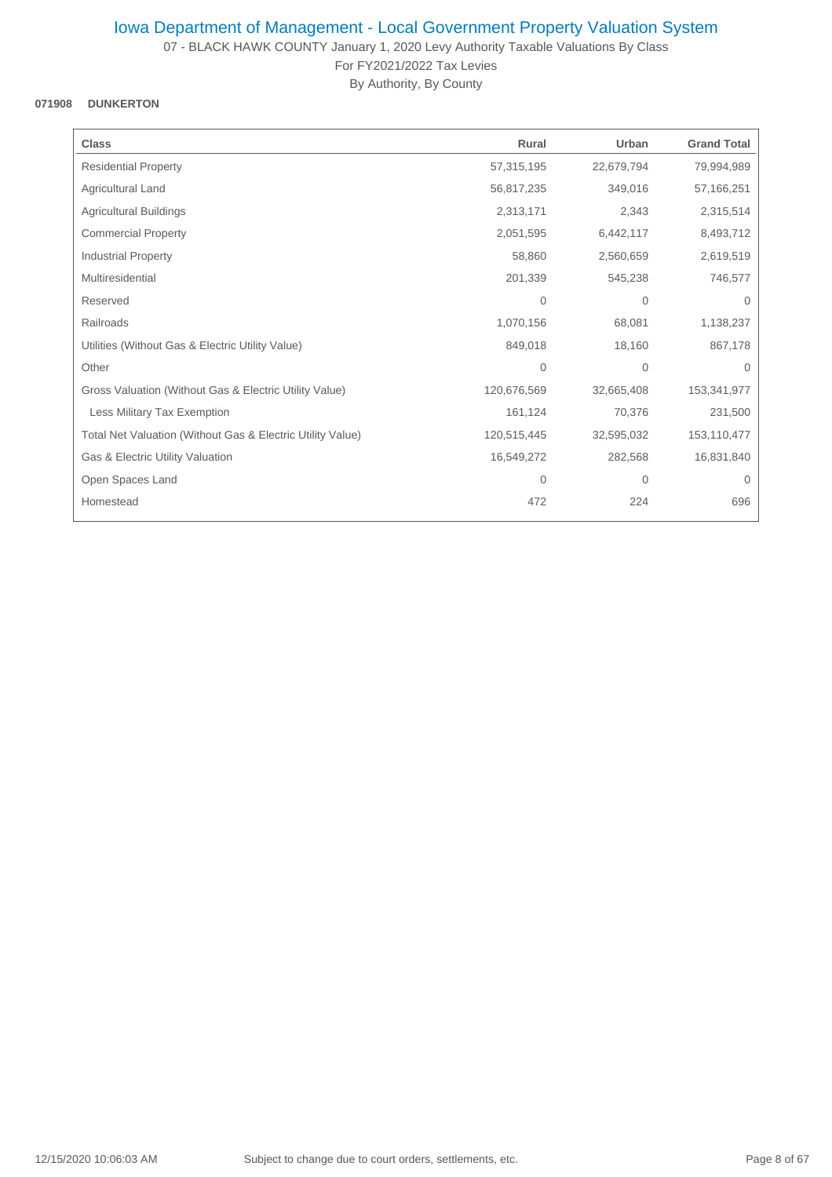# Iowa Department of Management - Local Government Property Valuation System

07 - BLACK HAWK COUNTY January 1, 2020 Levy Authority Taxable Valuations By Class

For FY2021/2022 Tax Levies

By Authority, By County

**071908 DUNKERTON**

| Class | Rural | Urban | Grand Total |
|---|---|---|---|
| Residential Property | 57,315,195 | 22,679,794 | 79,994,989 |
| Agricultural Land | 56,817,235 | 349,016 | 57,166,251 |
| Agricultural Buildings | 2,313,171 | 2,343 | 2,315,514 |
| Commercial Property | 2,051,595 | 6,442,117 | 8,493,712 |
| Industrial Property | 58,860 | 2,560,659 | 2,619,519 |
| Multiresidential | 201,339 | 545,238 | 746,577 |
| Reserved | 0 | 0 | 0 |
| Railroads | 1,070,156 | 68,081 | 1,138,237 |
| Utilities (Without Gas & Electric Utility Value) | 849,018 | 18,160 | 867,178 |
| Other | 0 | 0 | 0 |
| Gross Valuation (Without Gas & Electric Utility Value) | 120,676,569 | 32,665,408 | 153,341,977 |
| Less Military Tax Exemption | 161,124 | 70,376 | 231,500 |
| Total Net Valuation (Without Gas & Electric Utility Value) | 120,515,445 | 32,595,032 | 153,110,477 |
| Gas & Electric Utility Valuation | 16,549,272 | 282,568 | 16,831,840 |
| Open Spaces Land | 0 | 0 | 0 |
| Homestead | 472 | 224 | 696 |

12/15/2020 10:06:03 AM Subject to change due to court orders, settlements, etc.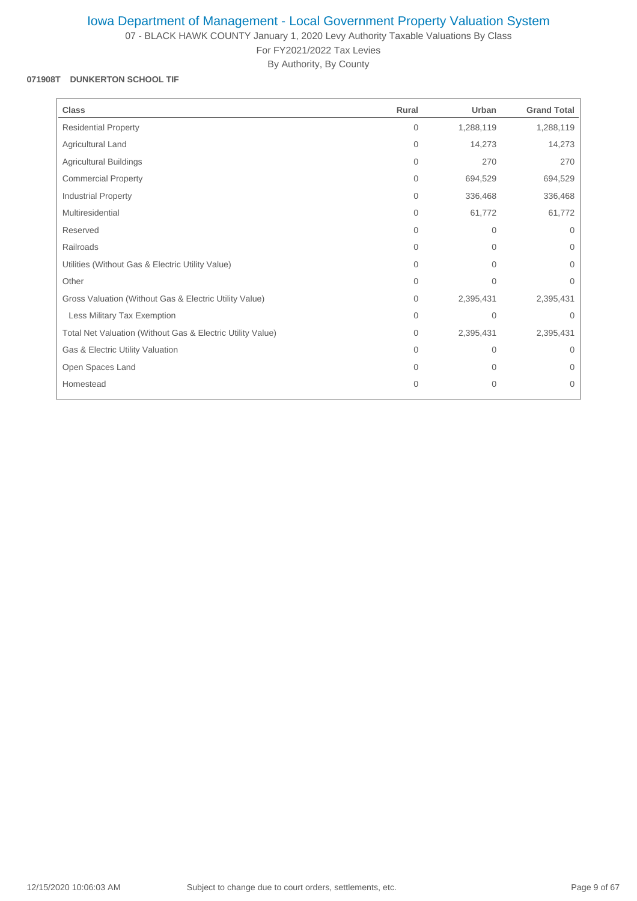# Iowa Department of Management - Local Government Property Valuation System

07 - BLACK HAWK COUNTY January 1, 2020 Levy Authority Taxable Valuations By Class

For FY2021/2022 Tax Levies

By Authority, By County

**071908T DUNKERTON SCHOOL TIF**

| Class | Rural | Urban | Grand Total |
|---|---|---|---|
| Residential Property | 0 | 1,288,119 | 1,288,119 |
| Agricultural Land | 0 | 14,273 | 14,273 |
| Agricultural Buildings | 0 | 270 | 270 |
| Commercial Property | 0 | 694,529 | 694,529 |
| Industrial Property | 0 | 336,468 | 336,468 |
| Multiresidential | 0 | 61,772 | 61,772 |
| Reserved | 0 | 0 | 0 |
| Railroads | 0 | 0 | 0 |
| Utilities (Without Gas & Electric Utility Value) | 0 | 0 | 0 |
| Other | 0 | 0 | 0 |
| Gross Valuation (Without Gas & Electric Utility Value) | 0 | 2,395,431 | 2,395,431 |
| Less Military Tax Exemption | 0 | 0 | 0 |
| Total Net Valuation (Without Gas & Electric Utility Value) | 0 | 2,395,431 | 2,395,431 |
| Gas & Electric Utility Valuation | 0 | 0 | 0 |
| Open Spaces Land | 0 | 0 | 0 |
| Homestead | 0 | 0 | 0 |

12/15/2020 10:06:03 AM Subject to change due to court orders, settlements, etc.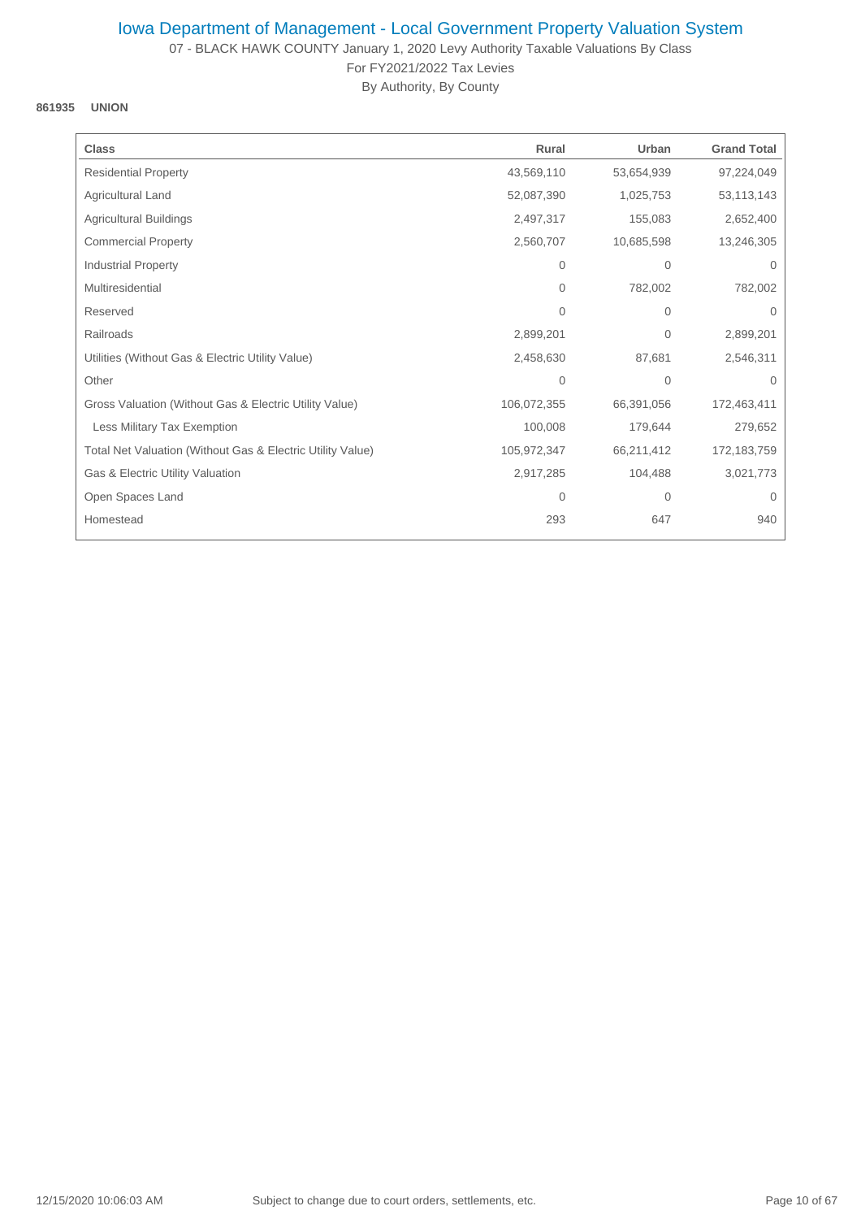# Iowa Department of Management - Local Government Property Valuation System

07 - BLACK HAWK COUNTY January 1, 2020 Levy Authority Taxable Valuations By Class

For FY2021/2022 Tax Levies

By Authority, By County

**861935 UNION**

| Class | Rural | Urban | Grand Total |
|---|---|---|---|
| Residential Property | 43,569,110 | 53,654,939 | 97,224,049 |
| Agricultural Land | 52,087,390 | 1,025,753 | 53,113,143 |
| Agricultural Buildings | 2,497,317 | 155,083 | 2,652,400 |
| Commercial Property | 2,560,707 | 10,685,598 | 13,246,305 |
| Industrial Property | 0 | 0 | 0 |
| Multiresidential | 0 | 782,002 | 782,002 |
| Reserved | 0 | 0 | 0 |
| Railroads | 2,899,201 | 0 | 2,899,201 |
| Utilities (Without Gas & Electric Utility Value) | 2,458,630 | 87,681 | 2,546,311 |
| Other | 0 | 0 | 0 |
| Gross Valuation (Without Gas & Electric Utility Value) | 106,072,355 | 66,391,056 | 172,463,411 |
| Less Military Tax Exemption | 100,008 | 179,644 | 279,652 |
| Total Net Valuation (Without Gas & Electric Utility Value) | 105,972,347 | 66,211,412 | 172,183,759 |
| Gas & Electric Utility Valuation | 2,917,285 | 104,488 | 3,021,773 |
| Open Spaces Land | 0 | 0 | 0 |
| Homestead | 293 | 647 | 940 |

12/15/2020 10:06:03 AM Subject to change due to court orders, settlements, etc.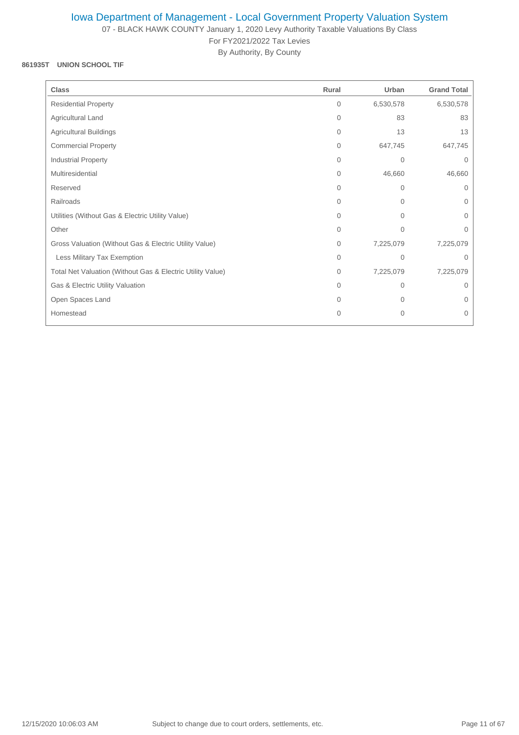# Iowa Department of Management - Local Government Property Valuation System

07 - BLACK HAWK COUNTY January 1, 2020 Levy Authority Taxable Valuations By Class
For FY2021/2022 Tax Levies
By Authority, By County

**861935T UNION SCHOOL TIF**

| Class | Rural | Urban | Grand Total |
| --- | --- | --- | --- |
| Residential Property | 0 | 6,530,578 | 6,530,578 |
| Agricultural Land | 0 | 83 | 83 |
| Agricultural Buildings | 0 | 13 | 13 |
| Commercial Property | 0 | 647,745 | 647,745 |
| Industrial Property | 0 | 0 | 0 |
| Multiresidential | 0 | 46,660 | 46,660 |
| Reserved | 0 | 0 | 0 |
| Railroads | 0 | 0 | 0 |
| Utilities (Without Gas & Electric Utility Value) | 0 | 0 | 0 |
| Other | 0 | 0 | 0 |
| Gross Valuation (Without Gas & Electric Utility Value) | 0 | 7,225,079 | 7,225,079 |
| Less Military Tax Exemption | 0 | 0 | 0 |
| Total Net Valuation (Without Gas & Electric Utility Value) | 0 | 7,225,079 | 7,225,079 |
| Gas & Electric Utility Valuation | 0 | 0 | 0 |
| Open Spaces Land | 0 | 0 | 0 |
| Homestead | 0 | 0 | 0 |

12/15/2020 10:06:03 AM Subject to change due to court orders, settlements, etc.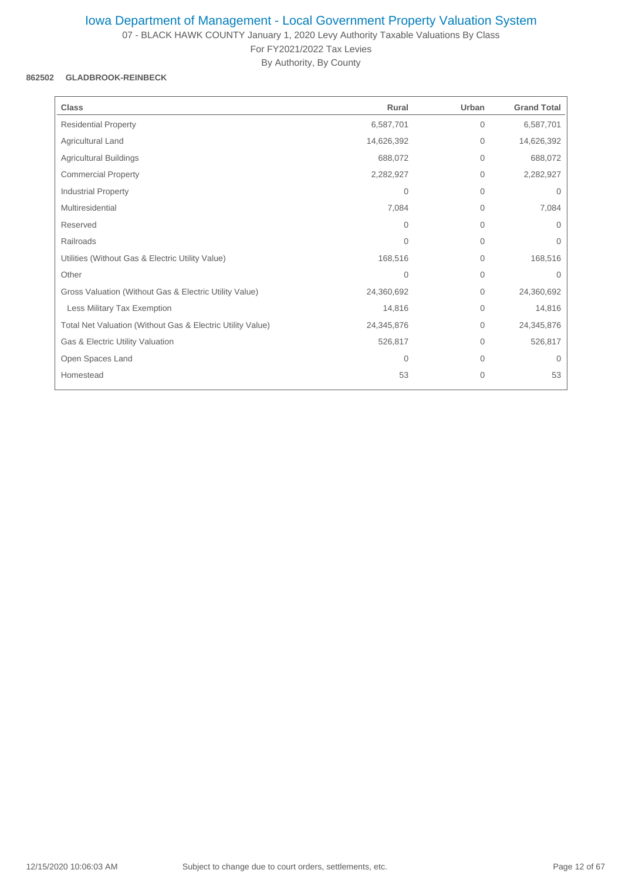# Iowa Department of Management - Local Government Property Valuation System

07 - BLACK HAWK COUNTY January 1, 2020 Levy Authority Taxable Valuations By Class
For FY2021/2022 Tax Levies
By Authority, By County

**862502 GLADBROOK-REINBECK**

| Class | Rural | Urban | Grand Total |
|---|---|---|---|
| Residential Property | 6,587,701 | 0 | 6,587,701 |
| Agricultural Land | 14,626,392 | 0 | 14,626,392 |
| Agricultural Buildings | 688,072 | 0 | 688,072 |
| Commercial Property | 2,282,927 | 0 | 2,282,927 |
| Industrial Property | 0 | 0 | 0 |
| Multiresidential | 7,084 | 0 | 7,084 |
| Reserved | 0 | 0 | 0 |
| Railroads | 0 | 0 | 0 |
| Utilities (Without Gas & Electric Utility Value) | 168,516 | 0 | 168,516 |
| Other | 0 | 0 | 0 |
| Gross Valuation (Without Gas & Electric Utility Value) | 24,360,692 | 0 | 24,360,692 |
| Less Military Tax Exemption | 14,816 | 0 | 14,816 |
| Total Net Valuation (Without Gas & Electric Utility Value) | 24,345,876 | 0 | 24,345,876 |
| Gas & Electric Utility Valuation | 526,817 | 0 | 526,817 |
| Open Spaces Land | 0 | 0 | 0 |
| Homestead | 53 | 0 | 53 |

12/15/2020 10:06:03 AM Subject to change due to court orders, settlements, etc.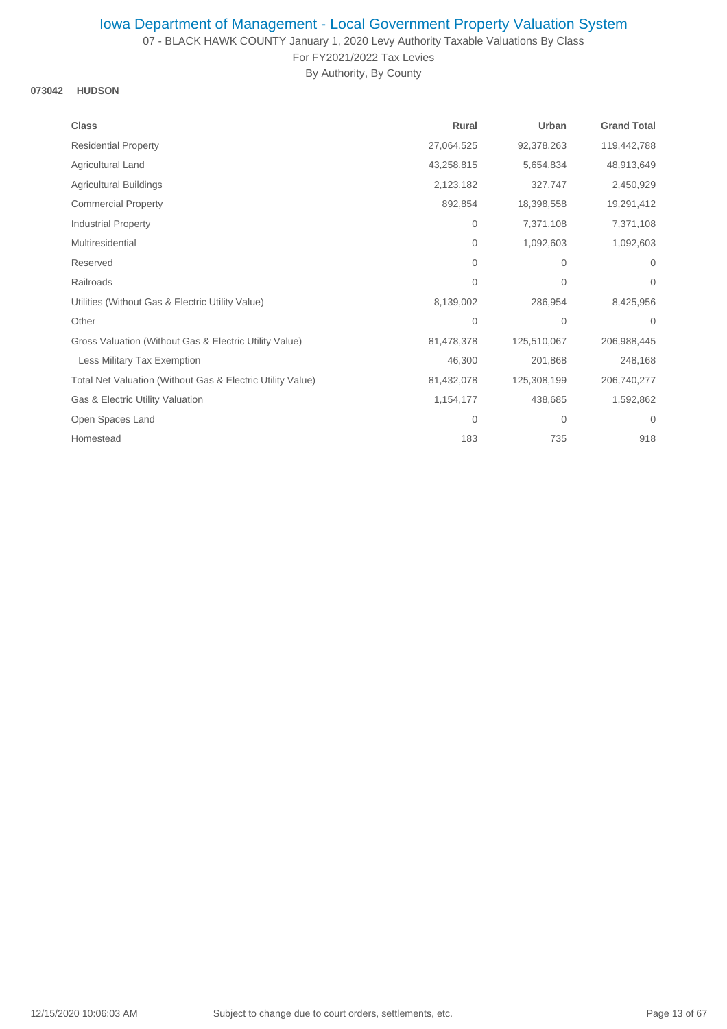# Iowa Department of Management - Local Government Property Valuation System

07 - BLACK HAWK COUNTY January 1, 2020 Levy Authority Taxable Valuations By Class

For FY2021/2022 Tax Levies

By Authority, By County

**073042 HUDSON**

| Class | Rural | Urban | Grand Total |
|---|---|---|---|
| Residential Property | 27,064,525 | 92,378,263 | 119,442,788 |
| Agricultural Land | 43,258,815 | 5,654,834 | 48,913,649 |
| Agricultural Buildings | 2,123,182 | 327,747 | 2,450,929 |
| Commercial Property | 892,854 | 18,398,558 | 19,291,412 |
| Industrial Property | 0 | 7,371,108 | 7,371,108 |
| Multiresidential | 0 | 1,092,603 | 1,092,603 |
| Reserved | 0 | 0 | 0 |
| Railroads | 0 | 0 | 0 |
| Utilities (Without Gas & Electric Utility Value) | 8,139,002 | 286,954 | 8,425,956 |
| Other | 0 | 0 | 0 |
| Gross Valuation (Without Gas & Electric Utility Value) | 81,478,378 | 125,510,067 | 206,988,445 |
| Less Military Tax Exemption | 46,300 | 201,868 | 248,168 |
| Total Net Valuation (Without Gas & Electric Utility Value) | 81,432,078 | 125,308,199 | 206,740,277 |
| Gas & Electric Utility Valuation | 1,154,177 | 438,685 | 1,592,862 |
| Open Spaces Land | 0 | 0 | 0 |
| Homestead | 183 | 735 | 918 |

12/15/2020 10:06:03 AM Subject to change due to court orders, settlements, etc.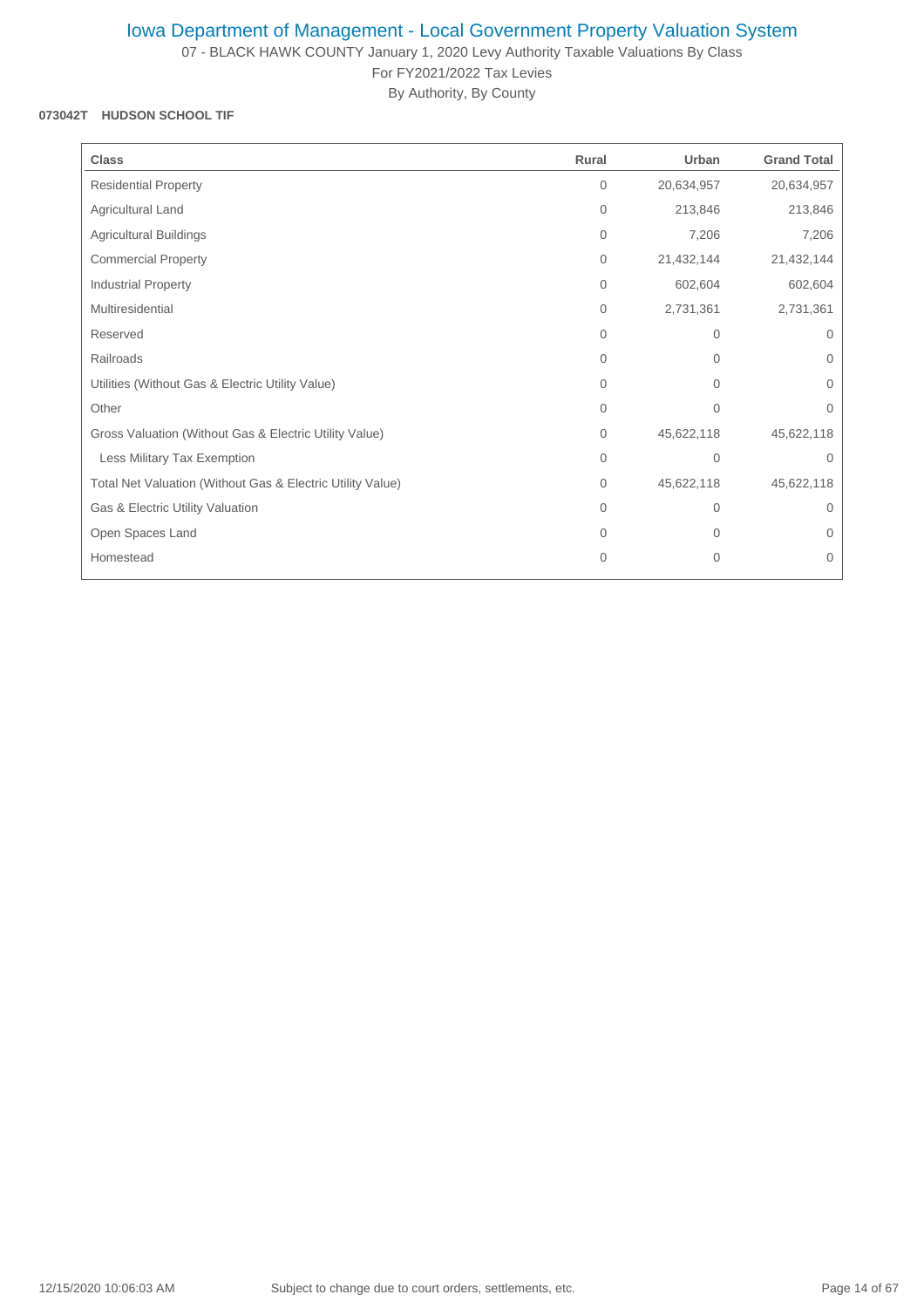# Iowa Department of Management - Local Government Property Valuation System

07 - BLACK HAWK COUNTY January 1, 2020 Levy Authority Taxable Valuations By Class

For FY2021/2022 Tax Levies

By Authority, By County

**073042T HUDSON SCHOOL TIF**

| Class | Rural | Urban | Grand Total |
|---|---|---|---|
| Residential Property | 0 | 20,634,957 | 20,634,957 |
| Agricultural Land | 0 | 213,846 | 213,846 |
| Agricultural Buildings | 0 | 7,206 | 7,206 |
| Commercial Property | 0 | 21,432,144 | 21,432,144 |
| Industrial Property | 0 | 602,604 | 602,604 |
| Multiresidential | 0 | 2,731,361 | 2,731,361 |
| Reserved | 0 | 0 | 0 |
| Railroads | 0 | 0 | 0 |
| Utilities (Without Gas & Electric Utility Value) | 0 | 0 | 0 |
| Other | 0 | 0 | 0 |
| Gross Valuation (Without Gas & Electric Utility Value) | 0 | 45,622,118 | 45,622,118 |
| Less Military Tax Exemption | 0 | 0 | 0 |
| Total Net Valuation (Without Gas & Electric Utility Value) | 0 | 45,622,118 | 45,622,118 |
| Gas & Electric Utility Valuation | 0 | 0 | 0 |
| Open Spaces Land | 0 | 0 | 0 |
| Homestead | 0 | 0 | 0 |

12/15/2020 10:06:03 AM Subject to change due to court orders, settlements, etc.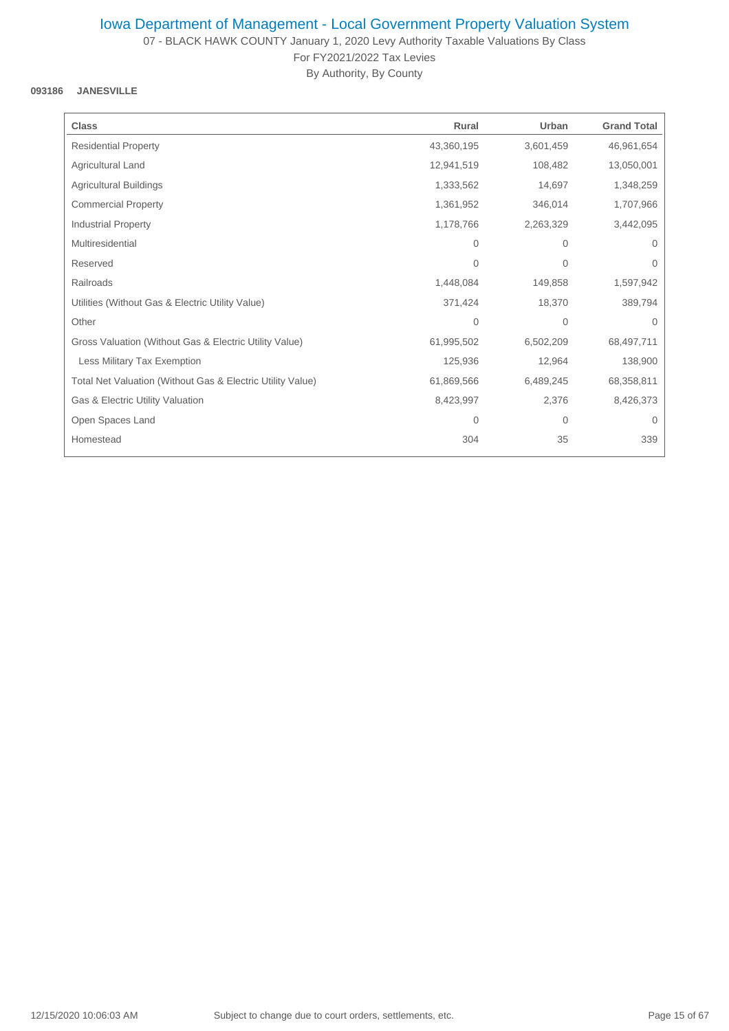# Iowa Department of Management - Local Government Property Valuation System

07 - BLACK HAWK COUNTY January 1, 2020 Levy Authority Taxable Valuations By Class

For FY2021/2022 Tax Levies

By Authority, By County

**093186 JANESVILLE**

| Class | Rural | Urban | Grand Total |
|---|---|---|---|
| Residential Property | 43,360,195 | 3,601,459 | 46,961,654 |
| Agricultural Land | 12,941,519 | 108,482 | 13,050,001 |
| Agricultural Buildings | 1,333,562 | 14,697 | 1,348,259 |
| Commercial Property | 1,361,952 | 346,014 | 1,707,966 |
| Industrial Property | 1,178,766 | 2,263,329 | 3,442,095 |
| Multiresidential | 0 | 0 | 0 |
| Reserved | 0 | 0 | 0 |
| Railroads | 1,448,084 | 149,858 | 1,597,942 |
| Utilities (Without Gas & Electric Utility Value) | 371,424 | 18,370 | 389,794 |
| Other | 0 | 0 | 0 |
| Gross Valuation (Without Gas & Electric Utility Value) | 61,995,502 | 6,502,209 | 68,497,711 |
| Less Military Tax Exemption | 125,936 | 12,964 | 138,900 |
| Total Net Valuation (Without Gas & Electric Utility Value) | 61,869,566 | 6,489,245 | 68,358,811 |
| Gas & Electric Utility Valuation | 8,423,997 | 2,376 | 8,426,373 |
| Open Spaces Land | 0 | 0 | 0 |
| Homestead | 304 | 35 | 339 |

12/15/2020 10:06:03 AM — Subject to change due to court orders, settlements, etc.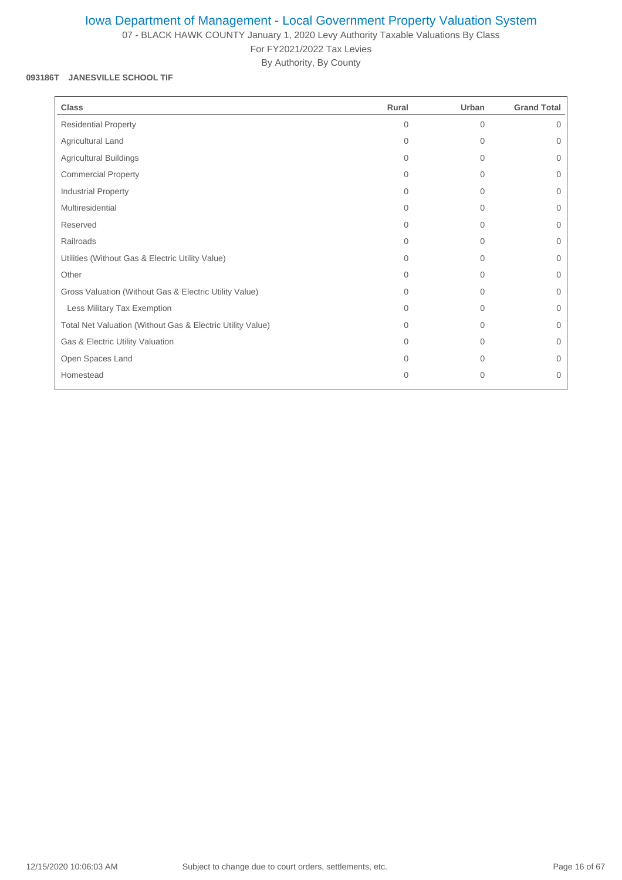# Iowa Department of Management - Local Government Property Valuation System

07 - BLACK HAWK COUNTY January 1, 2020 Levy Authority Taxable Valuations By Class

For FY2021/2022 Tax Levies

By Authority, By County

**093186T JANESVILLE SCHOOL TIF**

| Class | Rural | Urban | Grand Total |
|---|---|---|---|
| Residential Property | 0 | 0 | 0 |
| Agricultural Land | 0 | 0 | 0 |
| Agricultural Buildings | 0 | 0 | 0 |
| Commercial Property | 0 | 0 | 0 |
| Industrial Property | 0 | 0 | 0 |
| Multiresidential | 0 | 0 | 0 |
| Reserved | 0 | 0 | 0 |
| Railroads | 0 | 0 | 0 |
| Utilities (Without Gas & Electric Utility Value) | 0 | 0 | 0 |
| Other | 0 | 0 | 0 |
| Gross Valuation (Without Gas & Electric Utility Value) | 0 | 0 | 0 |
| Less Military Tax Exemption | 0 | 0 | 0 |
| Total Net Valuation (Without Gas & Electric Utility Value) | 0 | 0 | 0 |
| Gas & Electric Utility Valuation | 0 | 0 | 0 |
| Open Spaces Land | 0 | 0 | 0 |
| Homestead | 0 | 0 | 0 |

12/15/2020 10:06:03 AM Subject to change due to court orders, settlements, etc.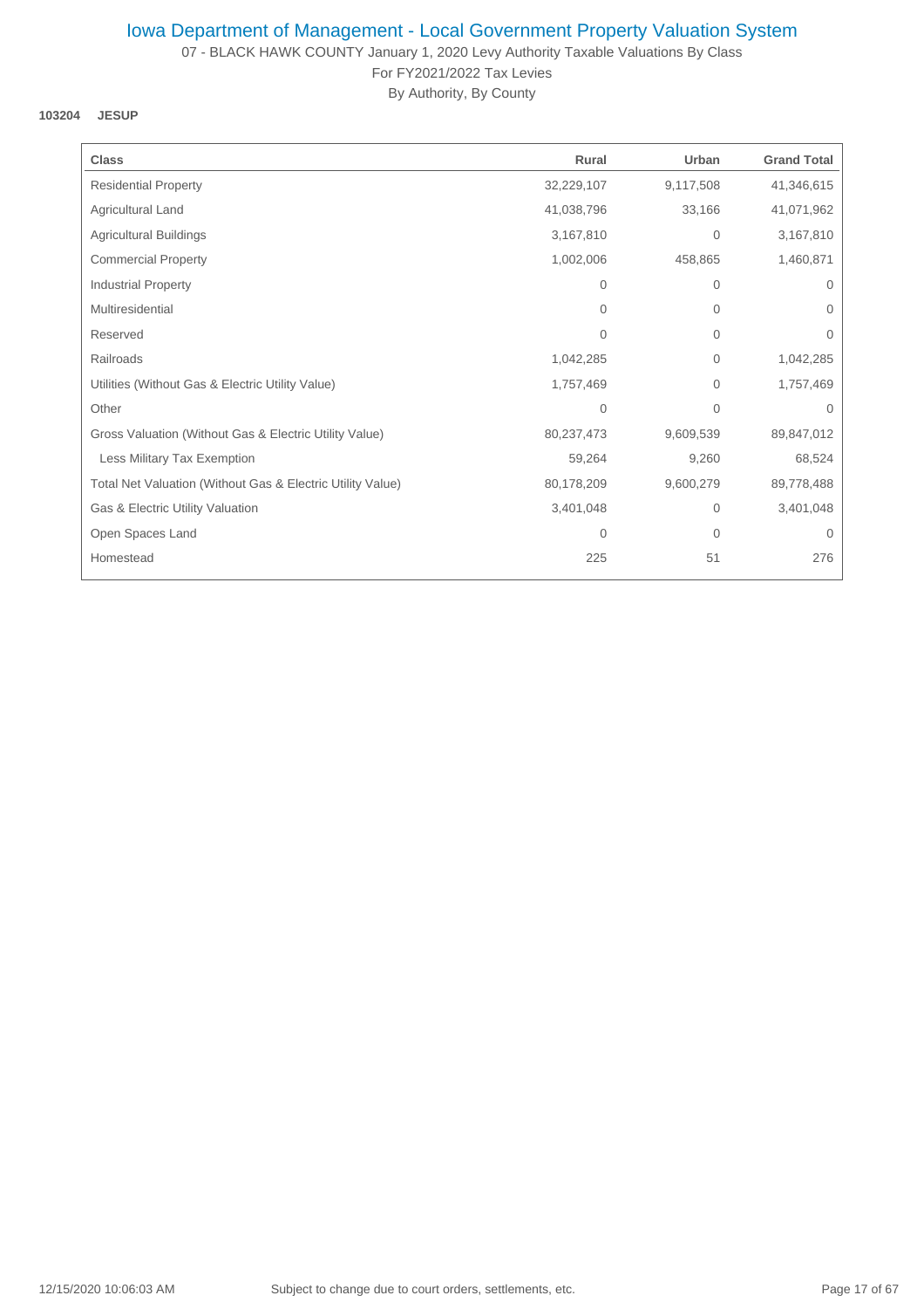# Iowa Department of Management - Local Government Property Valuation System

07 - BLACK HAWK COUNTY January 1, 2020 Levy Authority Taxable Valuations By Class

For FY2021/2022 Tax Levies

By Authority, By County

**103204 JESUP**

| Class | Rural | Urban | Grand Total |
|---|---|---|---|
| Residential Property | 32,229,107 | 9,117,508 | 41,346,615 |
| Agricultural Land | 41,038,796 | 33,166 | 41,071,962 |
| Agricultural Buildings | 3,167,810 | 0 | 3,167,810 |
| Commercial Property | 1,002,006 | 458,865 | 1,460,871 |
| Industrial Property | 0 | 0 | 0 |
| Multiresidential | 0 | 0 | 0 |
| Reserved | 0 | 0 | 0 |
| Railroads | 1,042,285 | 0 | 1,042,285 |
| Utilities (Without Gas & Electric Utility Value) | 1,757,469 | 0 | 1,757,469 |
| Other | 0 | 0 | 0 |
| Gross Valuation (Without Gas & Electric Utility Value) | 80,237,473 | 9,609,539 | 89,847,012 |
| Less Military Tax Exemption | 59,264 | 9,260 | 68,524 |
| Total Net Valuation (Without Gas & Electric Utility Value) | 80,178,209 | 9,600,279 | 89,778,488 |
| Gas & Electric Utility Valuation | 3,401,048 | 0 | 3,401,048 |
| Open Spaces Land | 0 | 0 | 0 |
| Homestead | 225 | 51 | 276 |

12/15/2020 10:06:03 AM Subject to change due to court orders, settlements, etc.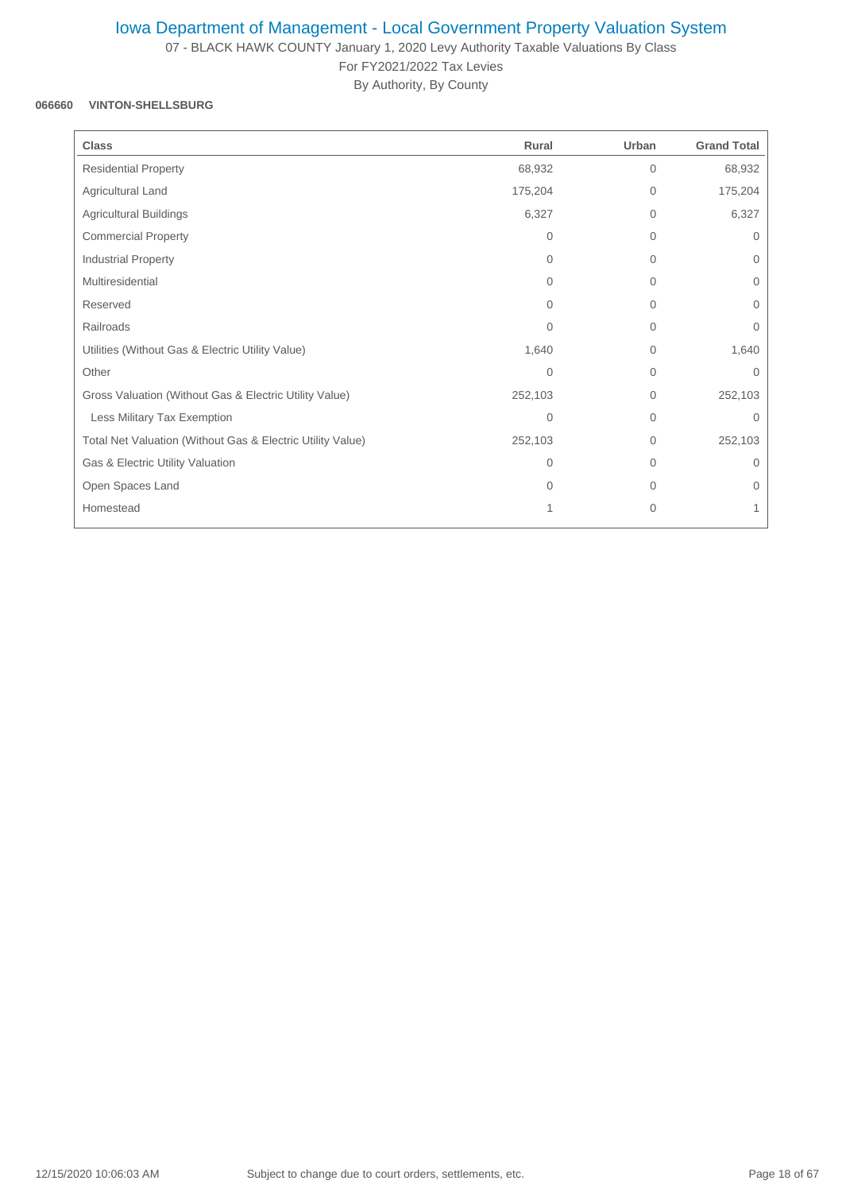# Iowa Department of Management - Local Government Property Valuation System

07 - BLACK HAWK COUNTY January 1, 2020 Levy Authority Taxable Valuations By Class

For FY2021/2022 Tax Levies

By Authority, By County

**066660 VINTON-SHELLSBURG**

| Class | Rural | Urban | Grand Total |
|---|---|---|---|
| Residential Property | 68,932 | 0 | 68,932 |
| Agricultural Land | 175,204 | 0 | 175,204 |
| Agricultural Buildings | 6,327 | 0 | 6,327 |
| Commercial Property | 0 | 0 | 0 |
| Industrial Property | 0 | 0 | 0 |
| Multiresidential | 0 | 0 | 0 |
| Reserved | 0 | 0 | 0 |
| Railroads | 0 | 0 | 0 |
| Utilities (Without Gas & Electric Utility Value) | 1,640 | 0 | 1,640 |
| Other | 0 | 0 | 0 |
| Gross Valuation (Without Gas & Electric Utility Value) | 252,103 | 0 | 252,103 |
| Less Military Tax Exemption | 0 | 0 | 0 |
| Total Net Valuation (Without Gas & Electric Utility Value) | 252,103 | 0 | 252,103 |
| Gas & Electric Utility Valuation | 0 | 0 | 0 |
| Open Spaces Land | 0 | 0 | 0 |
| Homestead | 1 | 0 | 1 |

Subject to change due to court orders, settlements, etc.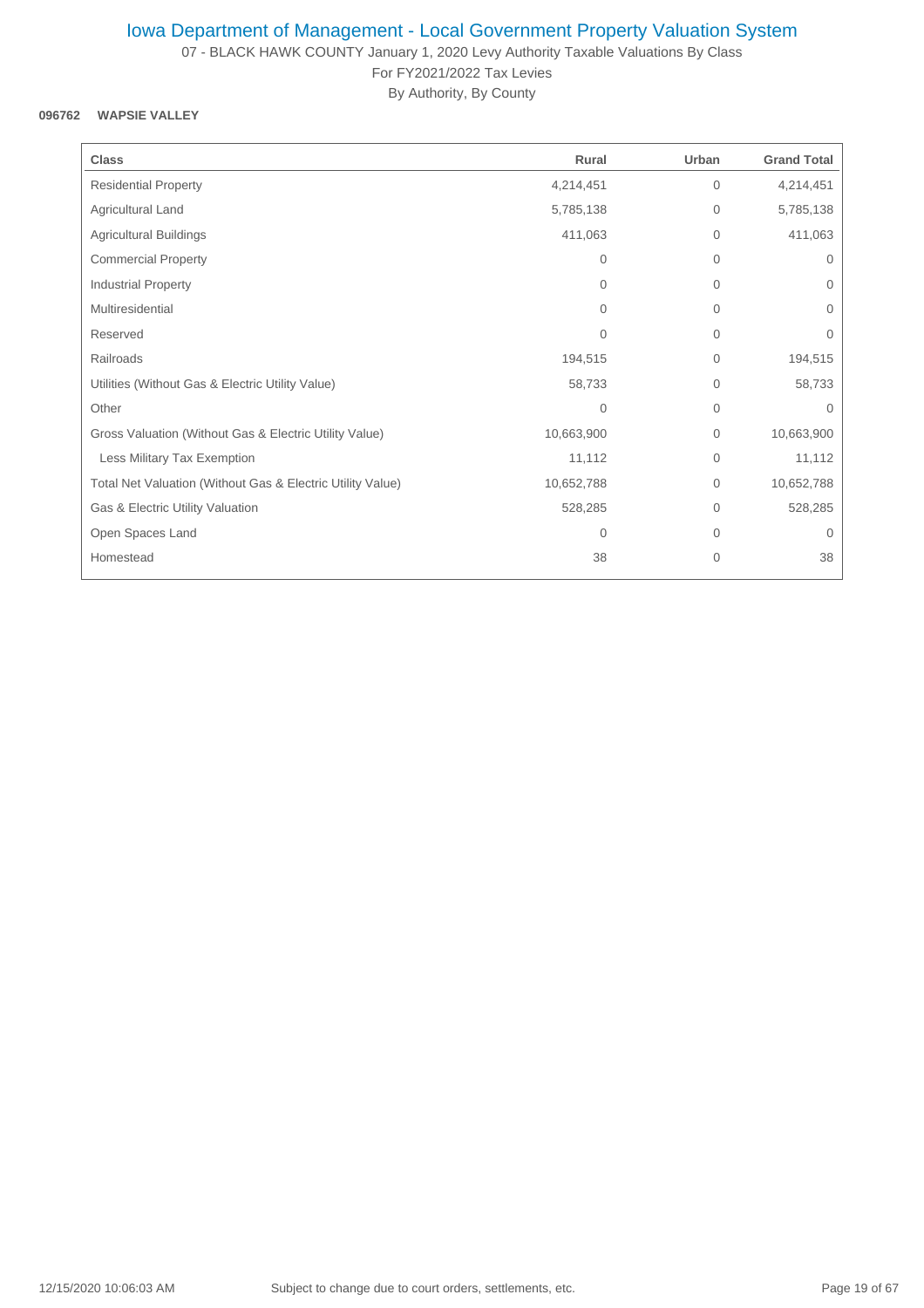# Iowa Department of Management - Local Government Property Valuation System

07 - BLACK HAWK COUNTY January 1, 2020 Levy Authority Taxable Valuations By Class

For FY2021/2022 Tax Levies

By Authority, By County

**096762 WAPSIE VALLEY**

| Class | Rural | Urban | Grand Total |
|---|---|---|---|
| Residential Property | 4,214,451 | 0 | 4,214,451 |
| Agricultural Land | 5,785,138 | 0 | 5,785,138 |
| Agricultural Buildings | 411,063 | 0 | 411,063 |
| Commercial Property | 0 | 0 | 0 |
| Industrial Property | 0 | 0 | 0 |
| Multiresidential | 0 | 0 | 0 |
| Reserved | 0 | 0 | 0 |
| Railroads | 194,515 | 0 | 194,515 |
| Utilities (Without Gas & Electric Utility Value) | 58,733 | 0 | 58,733 |
| Other | 0 | 0 | 0 |
| Gross Valuation (Without Gas & Electric Utility Value) | 10,663,900 | 0 | 10,663,900 |
| Less Military Tax Exemption | 11,112 | 0 | 11,112 |
| Total Net Valuation (Without Gas & Electric Utility Value) | 10,652,788 | 0 | 10,652,788 |
| Gas & Electric Utility Valuation | 528,285 | 0 | 528,285 |
| Open Spaces Land | 0 | 0 | 0 |
| Homestead | 38 | 0 | 38 |

12/15/2020 10:06:03 AM Subject to change due to court orders, settlements, etc.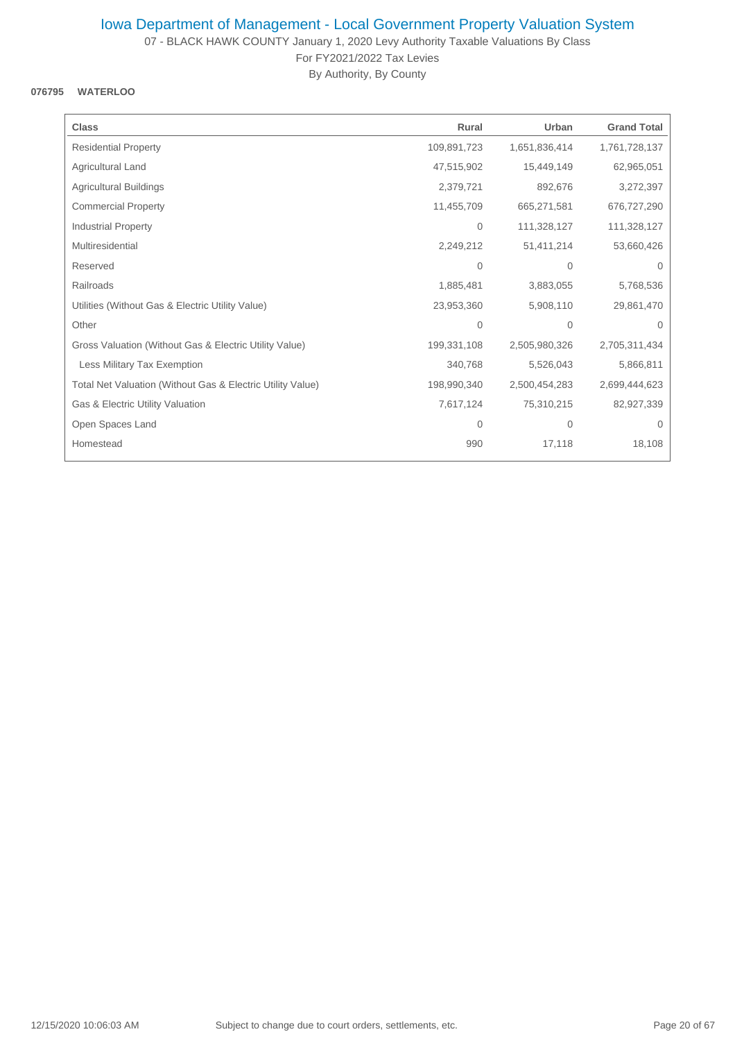# Iowa Department of Management - Local Government Property Valuation System

07 - BLACK HAWK COUNTY January 1, 2020 Levy Authority Taxable Valuations By Class

For FY2021/2022 Tax Levies

By Authority, By County

**076795 WATERLOO**

| Class | Rural | Urban | Grand Total |
|---|---|---|---|
| Residential Property | 109,891,723 | 1,651,836,414 | 1,761,728,137 |
| Agricultural Land | 47,515,902 | 15,449,149 | 62,965,051 |
| Agricultural Buildings | 2,379,721 | 892,676 | 3,272,397 |
| Commercial Property | 11,455,709 | 665,271,581 | 676,727,290 |
| Industrial Property | 0 | 111,328,127 | 111,328,127 |
| Multiresidential | 2,249,212 | 51,411,214 | 53,660,426 |
| Reserved | 0 | 0 | 0 |
| Railroads | 1,885,481 | 3,883,055 | 5,768,536 |
| Utilities (Without Gas & Electric Utility Value) | 23,953,360 | 5,908,110 | 29,861,470 |
| Other | 0 | 0 | 0 |
| Gross Valuation (Without Gas & Electric Utility Value) | 199,331,108 | 2,505,980,326 | 2,705,311,434 |
| Less Military Tax Exemption | 340,768 | 5,526,043 | 5,866,811 |
| Total Net Valuation (Without Gas & Electric Utility Value) | 198,990,340 | 2,500,454,283 | 2,699,444,623 |
| Gas & Electric Utility Valuation | 7,617,124 | 75,310,215 | 82,927,339 |
| Open Spaces Land | 0 | 0 | 0 |
| Homestead | 990 | 17,118 | 18,108 |

12/15/2020 10:06:03 AM Subject to change due to court orders, settlements, etc.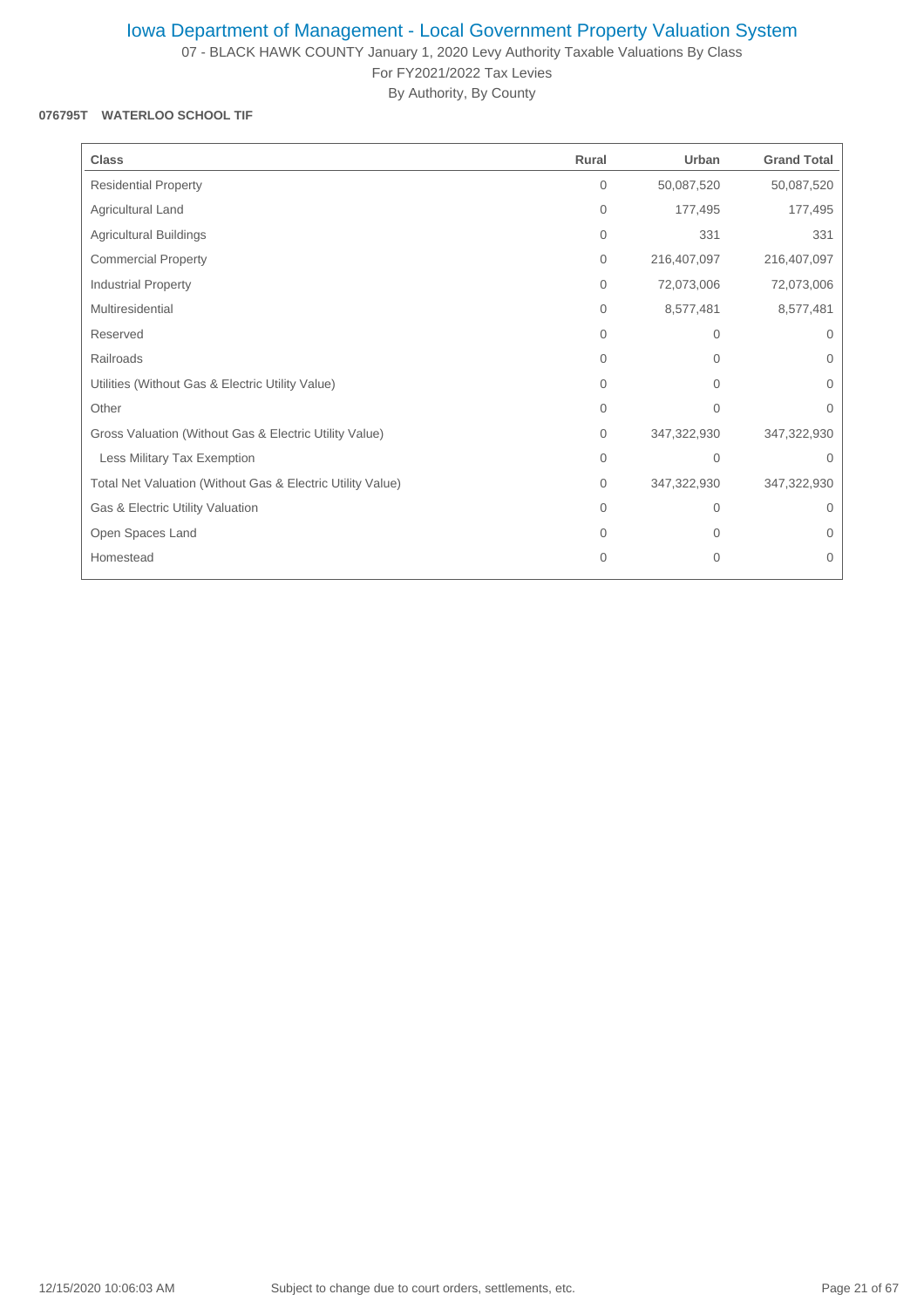# Iowa Department of Management - Local Government Property Valuation System

07 - BLACK HAWK COUNTY January 1, 2020 Levy Authority Taxable Valuations By Class

For FY2021/2022 Tax Levies

By Authority, By County

**076795T WATERLOO SCHOOL TIF**

| Class | Rural | Urban | Grand Total |
|---|---|---|---|
| Residential Property | 0 | 50,087,520 | 50,087,520 |
| Agricultural Land | 0 | 177,495 | 177,495 |
| Agricultural Buildings | 0 | 331 | 331 |
| Commercial Property | 0 | 216,407,097 | 216,407,097 |
| Industrial Property | 0 | 72,073,006 | 72,073,006 |
| Multiresidential | 0 | 8,577,481 | 8,577,481 |
| Reserved | 0 | 0 | 0 |
| Railroads | 0 | 0 | 0 |
| Utilities (Without Gas & Electric Utility Value) | 0 | 0 | 0 |
| Other | 0 | 0 | 0 |
| Gross Valuation (Without Gas & Electric Utility Value) | 0 | 347,322,930 | 347,322,930 |
| Less Military Tax Exemption | 0 | 0 | 0 |
| Total Net Valuation (Without Gas & Electric Utility Value) | 0 | 347,322,930 | 347,322,930 |
| Gas & Electric Utility Valuation | 0 | 0 | 0 |
| Open Spaces Land | 0 | 0 | 0 |
| Homestead | 0 | 0 | 0 |

12/15/2020 10:06:03 AM Subject to change due to court orders, settlements, etc.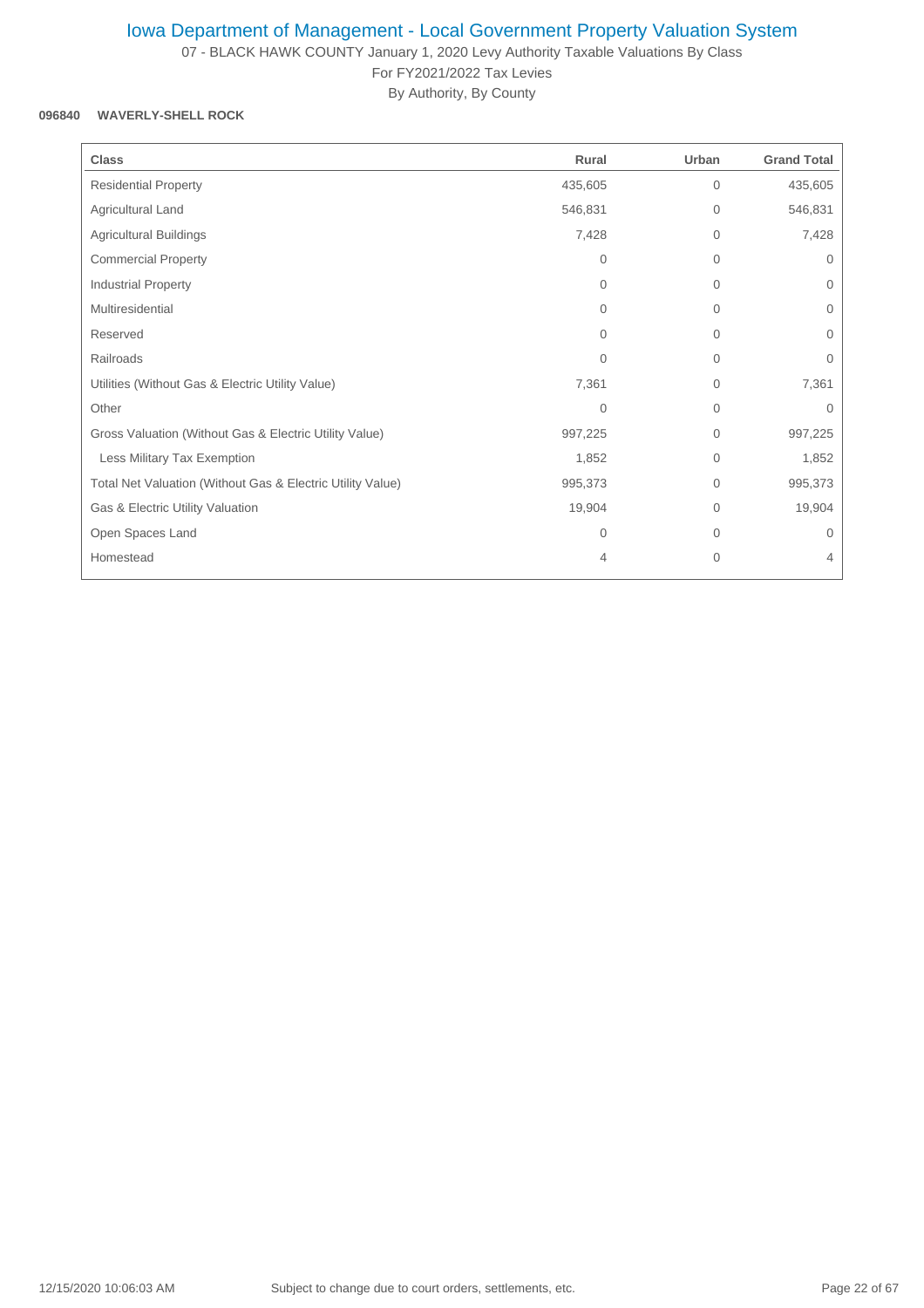# Iowa Department of Management - Local Government Property Valuation System

07 - BLACK HAWK COUNTY January 1, 2020 Levy Authority Taxable Valuations By Class

For FY2021/2022 Tax Levies

By Authority, By County

**096840 WAVERLY-SHELL ROCK**

| Class | Rural | Urban | Grand Total |
|---|---|---|---|
| Residential Property | 435,605 | 0 | 435,605 |
| Agricultural Land | 546,831 | 0 | 546,831 |
| Agricultural Buildings | 7,428 | 0 | 7,428 |
| Commercial Property | 0 | 0 | 0 |
| Industrial Property | 0 | 0 | 0 |
| Multiresidential | 0 | 0 | 0 |
| Reserved | 0 | 0 | 0 |
| Railroads | 0 | 0 | 0 |
| Utilities (Without Gas & Electric Utility Value) | 7,361 | 0 | 7,361 |
| Other | 0 | 0 | 0 |
| Gross Valuation (Without Gas & Electric Utility Value) | 997,225 | 0 | 997,225 |
| Less Military Tax Exemption | 1,852 | 0 | 1,852 |
| Total Net Valuation (Without Gas & Electric Utility Value) | 995,373 | 0 | 995,373 |
| Gas & Electric Utility Valuation | 19,904 | 0 | 19,904 |
| Open Spaces Land | 0 | 0 | 0 |
| Homestead | 4 | 0 | 4 |

12/15/2020 10:06:03 AM Subject to change due to court orders, settlements, etc.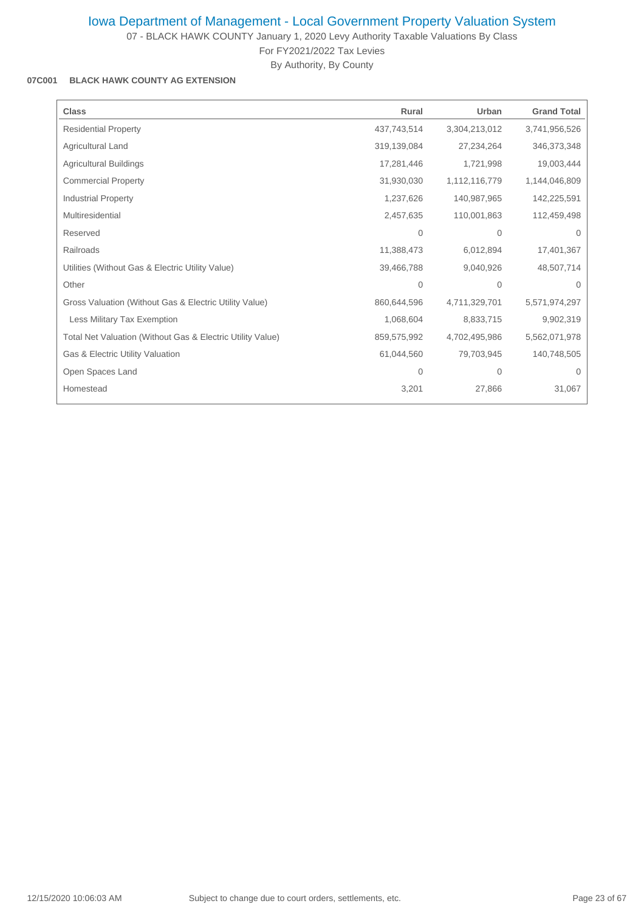# Iowa Department of Management - Local Government Property Valuation System

07 - BLACK HAWK COUNTY January 1, 2020 Levy Authority Taxable Valuations By Class

For FY2021/2022 Tax Levies

By Authority, By County

**07C001 BLACK HAWK COUNTY AG EXTENSION**

| Class | Rural | Urban | Grand Total |
|---|---|---|---|
| Residential Property | 437,743,514 | 3,304,213,012 | 3,741,956,526 |
| Agricultural Land | 319,139,084 | 27,234,264 | 346,373,348 |
| Agricultural Buildings | 17,281,446 | 1,721,998 | 19,003,444 |
| Commercial Property | 31,930,030 | 1,112,116,779 | 1,144,046,809 |
| Industrial Property | 1,237,626 | 140,987,965 | 142,225,591 |
| Multiresidential | 2,457,635 | 110,001,863 | 112,459,498 |
| Reserved | 0 | 0 | 0 |
| Railroads | 11,388,473 | 6,012,894 | 17,401,367 |
| Utilities (Without Gas & Electric Utility Value) | 39,466,788 | 9,040,926 | 48,507,714 |
| Other | 0 | 0 | 0 |
| Gross Valuation (Without Gas & Electric Utility Value) | 860,644,596 | 4,711,329,701 | 5,571,974,297 |
| Less Military Tax Exemption | 1,068,604 | 8,833,715 | 9,902,319 |
| Total Net Valuation (Without Gas & Electric Utility Value) | 859,575,992 | 4,702,495,986 | 5,562,071,978 |
| Gas & Electric Utility Valuation | 61,044,560 | 79,703,945 | 140,748,505 |
| Open Spaces Land | 0 | 0 | 0 |
| Homestead | 3,201 | 27,866 | 31,067 |

12/15/2020 10:06:03 AM Subject to change due to court orders, settlements, etc.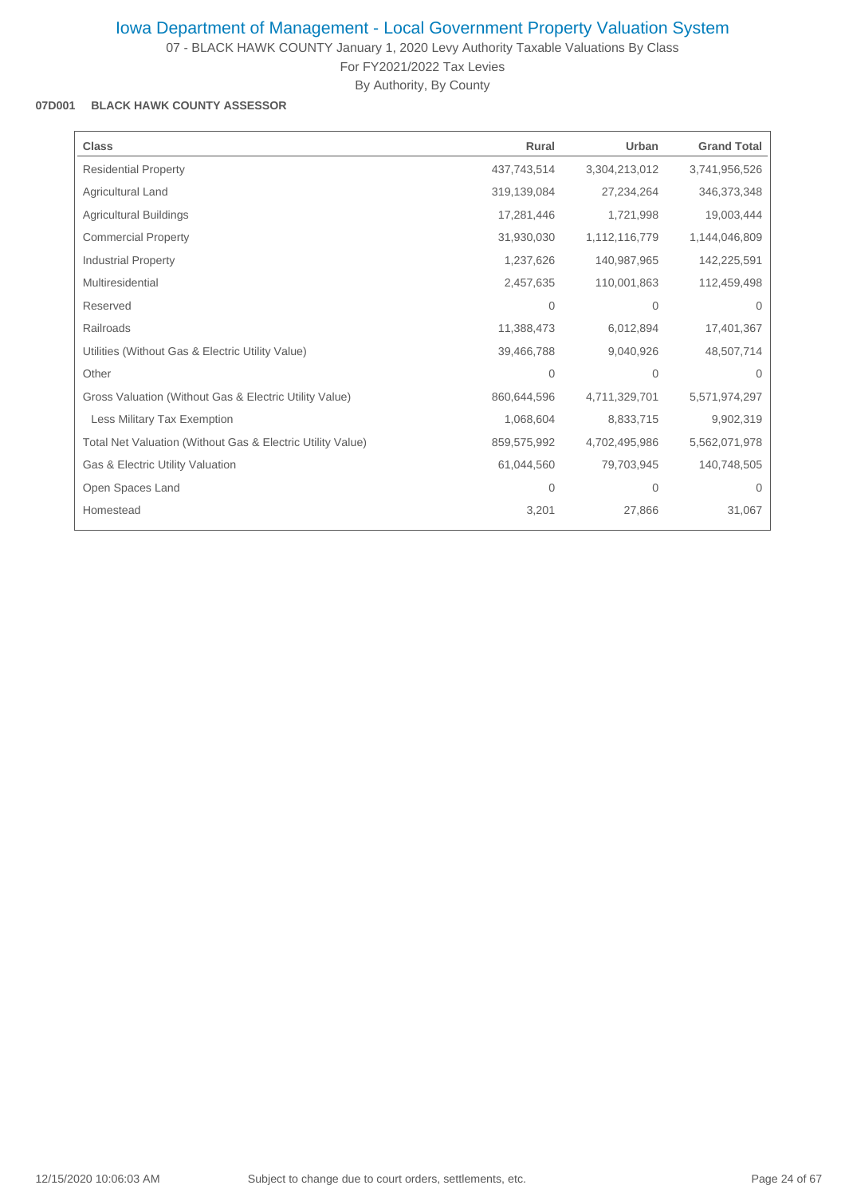# Iowa Department of Management - Local Government Property Valuation System

07 - BLACK HAWK COUNTY January 1, 2020 Levy Authority Taxable Valuations By Class

For FY2021/2022 Tax Levies

By Authority, By County

**07D001 BLACK HAWK COUNTY ASSESSOR**

| Class | Rural | Urban | Grand Total |
|---|---|---|---|
| Residential Property | 437,743,514 | 3,304,213,012 | 3,741,956,526 |
| Agricultural Land | 319,139,084 | 27,234,264 | 346,373,348 |
| Agricultural Buildings | 17,281,446 | 1,721,998 | 19,003,444 |
| Commercial Property | 31,930,030 | 1,112,116,779 | 1,144,046,809 |
| Industrial Property | 1,237,626 | 140,987,965 | 142,225,591 |
| Multiresidential | 2,457,635 | 110,001,863 | 112,459,498 |
| Reserved | 0 | 0 | 0 |
| Railroads | 11,388,473 | 6,012,894 | 17,401,367 |
| Utilities (Without Gas & Electric Utility Value) | 39,466,788 | 9,040,926 | 48,507,714 |
| Other | 0 | 0 | 0 |
| Gross Valuation (Without Gas & Electric Utility Value) | 860,644,596 | 4,711,329,701 | 5,571,974,297 |
| Less Military Tax Exemption | 1,068,604 | 8,833,715 | 9,902,319 |
| Total Net Valuation (Without Gas & Electric Utility Value) | 859,575,992 | 4,702,495,986 | 5,562,071,978 |
| Gas & Electric Utility Valuation | 61,044,560 | 79,703,945 | 140,748,505 |
| Open Spaces Land | 0 | 0 | 0 |
| Homestead | 3,201 | 27,866 | 31,067 |

12/15/2020 10:06:03 AM — Subject to change due to court orders, settlements, etc.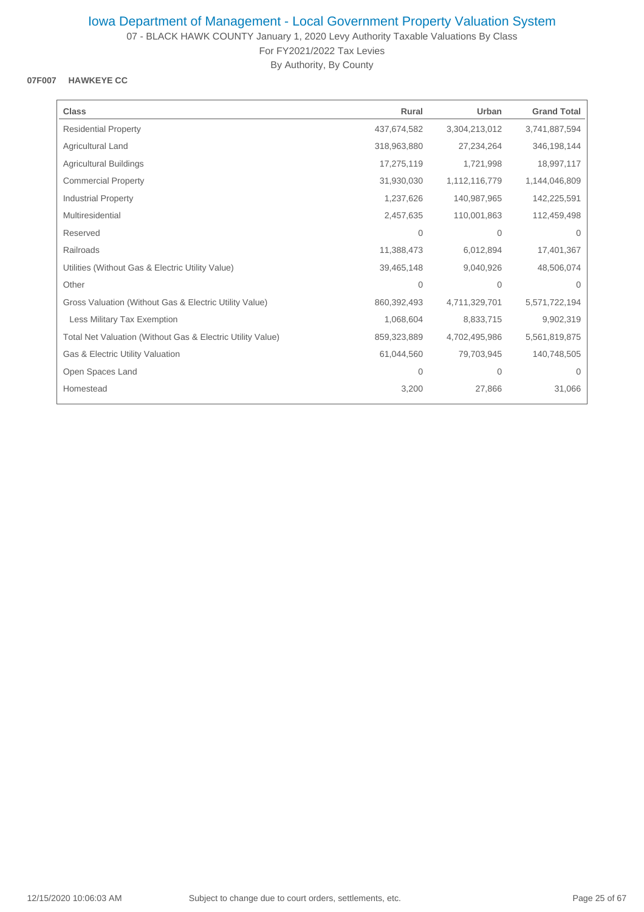# Iowa Department of Management - Local Government Property Valuation System

07 - BLACK HAWK COUNTY January 1, 2020 Levy Authority Taxable Valuations By Class

For FY2021/2022 Tax Levies

By Authority, By County

**07F007 HAWKEYE CC**

| Class | Rural | Urban | Grand Total |
|---|---|---|---|
| Residential Property | 437,674,582 | 3,304,213,012 | 3,741,887,594 |
| Agricultural Land | 318,963,880 | 27,234,264 | 346,198,144 |
| Agricultural Buildings | 17,275,119 | 1,721,998 | 18,997,117 |
| Commercial Property | 31,930,030 | 1,112,116,779 | 1,144,046,809 |
| Industrial Property | 1,237,626 | 140,987,965 | 142,225,591 |
| Multiresidential | 2,457,635 | 110,001,863 | 112,459,498 |
| Reserved | 0 | 0 | 0 |
| Railroads | 11,388,473 | 6,012,894 | 17,401,367 |
| Utilities (Without Gas & Electric Utility Value) | 39,465,148 | 9,040,926 | 48,506,074 |
| Other | 0 | 0 | 0 |
| Gross Valuation (Without Gas & Electric Utility Value) | 860,392,493 | 4,711,329,701 | 5,571,722,194 |
| Less Military Tax Exemption | 1,068,604 | 8,833,715 | 9,902,319 |
| Total Net Valuation (Without Gas & Electric Utility Value) | 859,323,889 | 4,702,495,986 | 5,561,819,875 |
| Gas & Electric Utility Valuation | 61,044,560 | 79,703,945 | 140,748,505 |
| Open Spaces Land | 0 | 0 | 0 |
| Homestead | 3,200 | 27,866 | 31,066 |

12/15/2020 10:06:03 AM — Subject to change due to court orders, settlements, etc.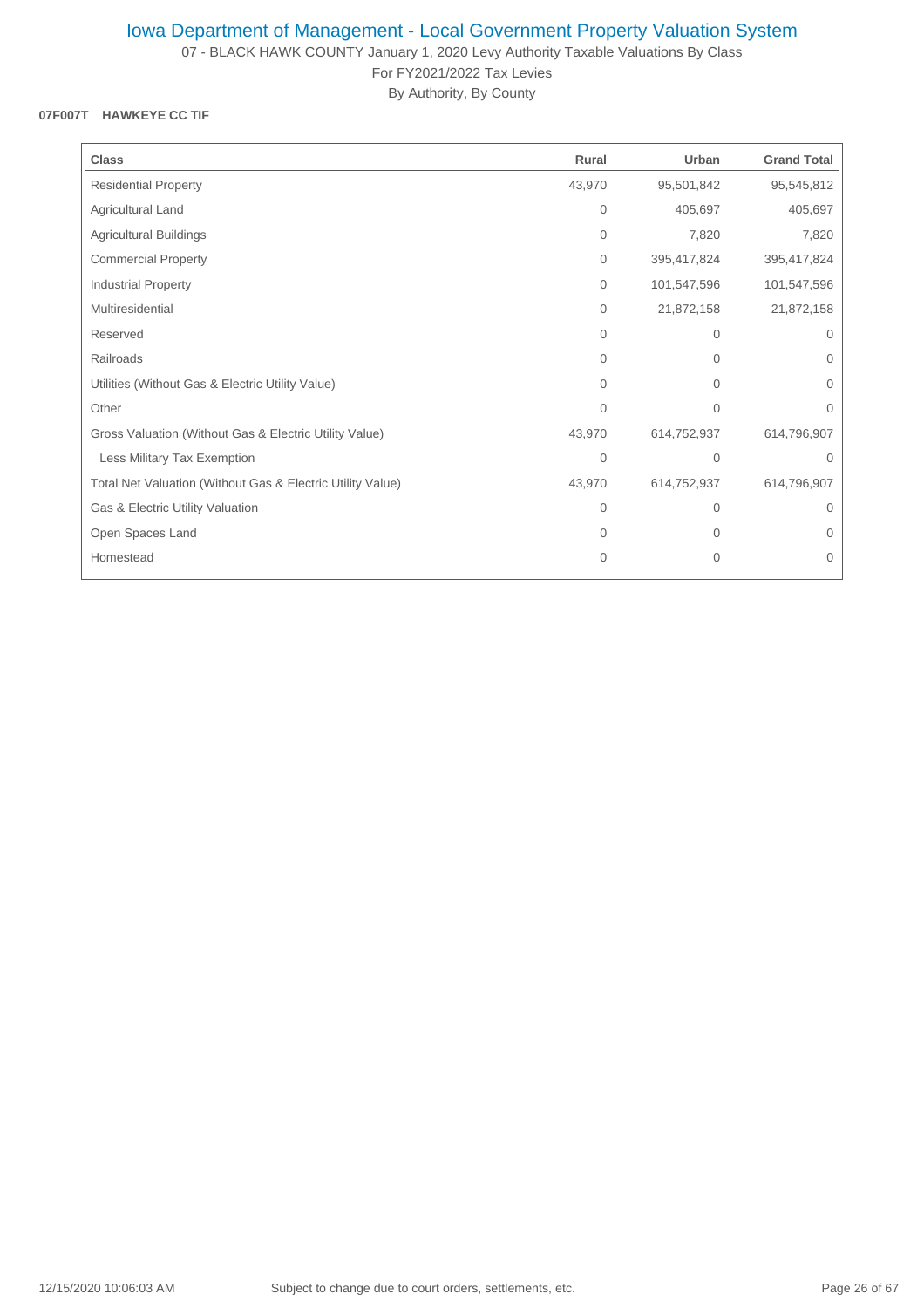# Iowa Department of Management - Local Government Property Valuation System

07 - BLACK HAWK COUNTY January 1, 2020 Levy Authority Taxable Valuations By Class

For FY2021/2022 Tax Levies

By Authority, By County

**07F007T HAWKEYE CC TIF**

| Class | Rural | Urban | Grand Total |
|---|---|---|---|
| Residential Property | 43,970 | 95,501,842 | 95,545,812 |
| Agricultural Land | 0 | 405,697 | 405,697 |
| Agricultural Buildings | 0 | 7,820 | 7,820 |
| Commercial Property | 0 | 395,417,824 | 395,417,824 |
| Industrial Property | 0 | 101,547,596 | 101,547,596 |
| Multiresidential | 0 | 21,872,158 | 21,872,158 |
| Reserved | 0 | 0 | 0 |
| Railroads | 0 | 0 | 0 |
| Utilities (Without Gas & Electric Utility Value) | 0 | 0 | 0 |
| Other | 0 | 0 | 0 |
| Gross Valuation (Without Gas & Electric Utility Value) | 43,970 | 614,752,937 | 614,796,907 |
| Less Military Tax Exemption | 0 | 0 | 0 |
| Total Net Valuation (Without Gas & Electric Utility Value) | 43,970 | 614,752,937 | 614,796,907 |
| Gas & Electric Utility Valuation | 0 | 0 | 0 |
| Open Spaces Land | 0 | 0 | 0 |
| Homestead | 0 | 0 | 0 |

12/15/2020 10:06:03 AM Subject to change due to court orders, settlements, etc.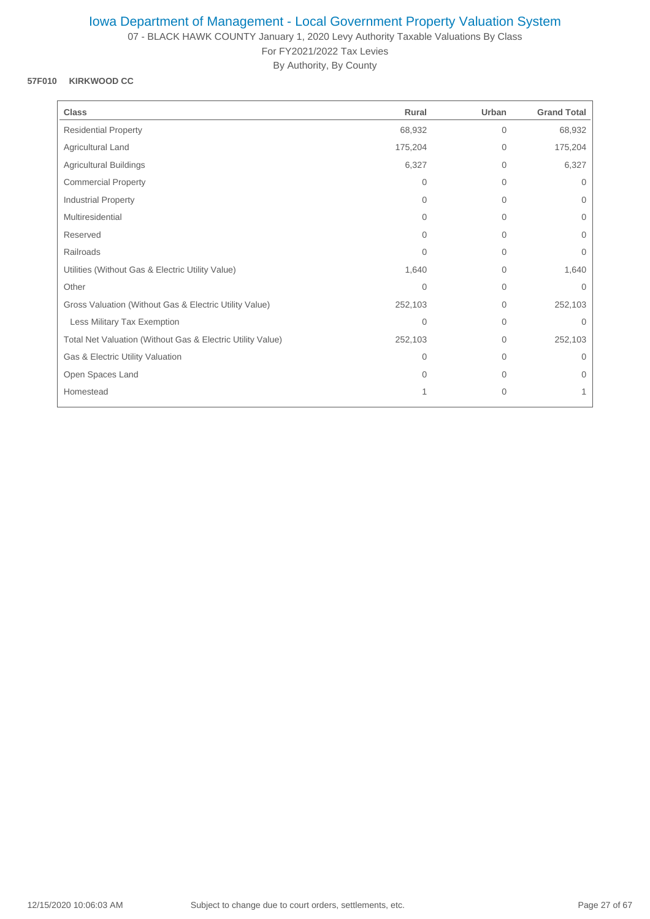# Iowa Department of Management - Local Government Property Valuation System

07 - BLACK HAWK COUNTY January 1, 2020 Levy Authority Taxable Valuations By Class

For FY2021/2022 Tax Levies

By Authority, By County

**57F010 KIRKWOOD CC**

| Class | Rural | Urban | Grand Total |
|---|---|---|---|
| Residential Property | 68,932 | 0 | 68,932 |
| Agricultural Land | 175,204 | 0 | 175,204 |
| Agricultural Buildings | 6,327 | 0 | 6,327 |
| Commercial Property | 0 | 0 | 0 |
| Industrial Property | 0 | 0 | 0 |
| Multiresidential | 0 | 0 | 0 |
| Reserved | 0 | 0 | 0 |
| Railroads | 0 | 0 | 0 |
| Utilities (Without Gas & Electric Utility Value) | 1,640 | 0 | 1,640 |
| Other | 0 | 0 | 0 |
| Gross Valuation (Without Gas & Electric Utility Value) | 252,103 | 0 | 252,103 |
| Less Military Tax Exemption | 0 | 0 | 0 |
| Total Net Valuation (Without Gas & Electric Utility Value) | 252,103 | 0 | 252,103 |
| Gas & Electric Utility Valuation | 0 | 0 | 0 |
| Open Spaces Land | 0 | 0 | 0 |
| Homestead | 1 | 0 | 1 |

12/15/2020 10:06:03 AM Subject to change due to court orders, settlements, etc.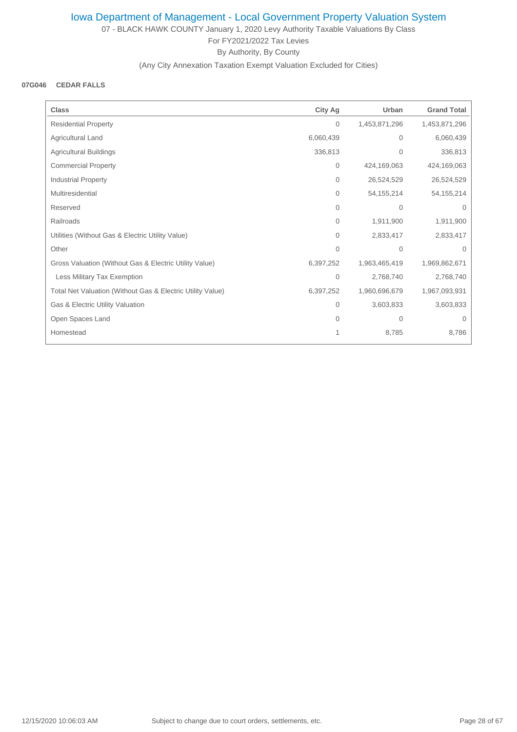# Iowa Department of Management - Local Government Property Valuation System

07 - BLACK HAWK COUNTY January 1, 2020 Levy Authority Taxable Valuations By Class

For FY2021/2022 Tax Levies

By Authority, By County

(Any City Annexation Taxation Exempt Valuation Excluded for Cities)

**07G046 CEDAR FALLS**

| Class | City Ag | Urban | Grand Total |
|---|---|---|---|
| Residential Property | 0 | 1,453,871,296 | 1,453,871,296 |
| Agricultural Land | 6,060,439 | 0 | 6,060,439 |
| Agricultural Buildings | 336,813 | 0 | 336,813 |
| Commercial Property | 0 | 424,169,063 | 424,169,063 |
| Industrial Property | 0 | 26,524,529 | 26,524,529 |
| Multiresidential | 0 | 54,155,214 | 54,155,214 |
| Reserved | 0 | 0 | 0 |
| Railroads | 0 | 1,911,900 | 1,911,900 |
| Utilities (Without Gas & Electric Utility Value) | 0 | 2,833,417 | 2,833,417 |
| Other | 0 | 0 | 0 |
| Gross Valuation (Without Gas & Electric Utility Value) | 6,397,252 | 1,963,465,419 | 1,969,862,671 |
| Less Military Tax Exemption | 0 | 2,768,740 | 2,768,740 |
| Total Net Valuation (Without Gas & Electric Utility Value) | 6,397,252 | 1,960,696,679 | 1,967,093,931 |
| Gas & Electric Utility Valuation | 0 | 3,603,833 | 3,603,833 |
| Open Spaces Land | 0 | 0 | 0 |
| Homestead | 1 | 8,785 | 8,786 |

12/15/2020 10:06:03 AM Subject to change due to court orders, settlements, etc.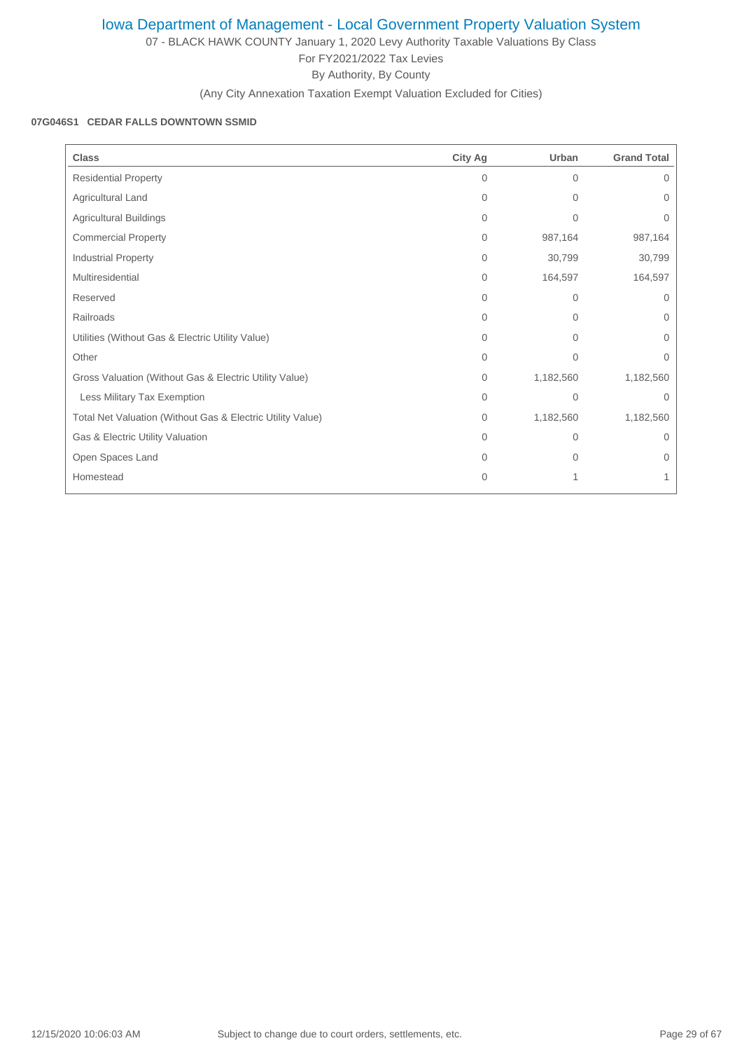# Iowa Department of Management - Local Government Property Valuation System

07 - BLACK HAWK COUNTY January 1, 2020 Levy Authority Taxable Valuations By Class

For FY2021/2022 Tax Levies

By Authority, By County

(Any City Annexation Taxation Exempt Valuation Excluded for Cities)

**07G046S1 CEDAR FALLS DOWNTOWN SSMID**

| Class | City Ag | Urban | Grand Total |
|---|---|---|---|
| Residential Property | 0 | 0 | 0 |
| Agricultural Land | 0 | 0 | 0 |
| Agricultural Buildings | 0 | 0 | 0 |
| Commercial Property | 0 | 987,164 | 987,164 |
| Industrial Property | 0 | 30,799 | 30,799 |
| Multiresidential | 0 | 164,597 | 164,597 |
| Reserved | 0 | 0 | 0 |
| Railroads | 0 | 0 | 0 |
| Utilities (Without Gas & Electric Utility Value) | 0 | 0 | 0 |
| Other | 0 | 0 | 0 |
| Gross Valuation (Without Gas & Electric Utility Value) | 0 | 1,182,560 | 1,182,560 |
| Less Military Tax Exemption | 0 | 0 | 0 |
| Total Net Valuation (Without Gas & Electric Utility Value) | 0 | 1,182,560 | 1,182,560 |
| Gas & Electric Utility Valuation | 0 | 0 | 0 |
| Open Spaces Land | 0 | 0 | 0 |
| Homestead | 0 | 1 | 1 |

12/15/2020 10:06:03 AM

Subject to change due to court orders, settlements, etc.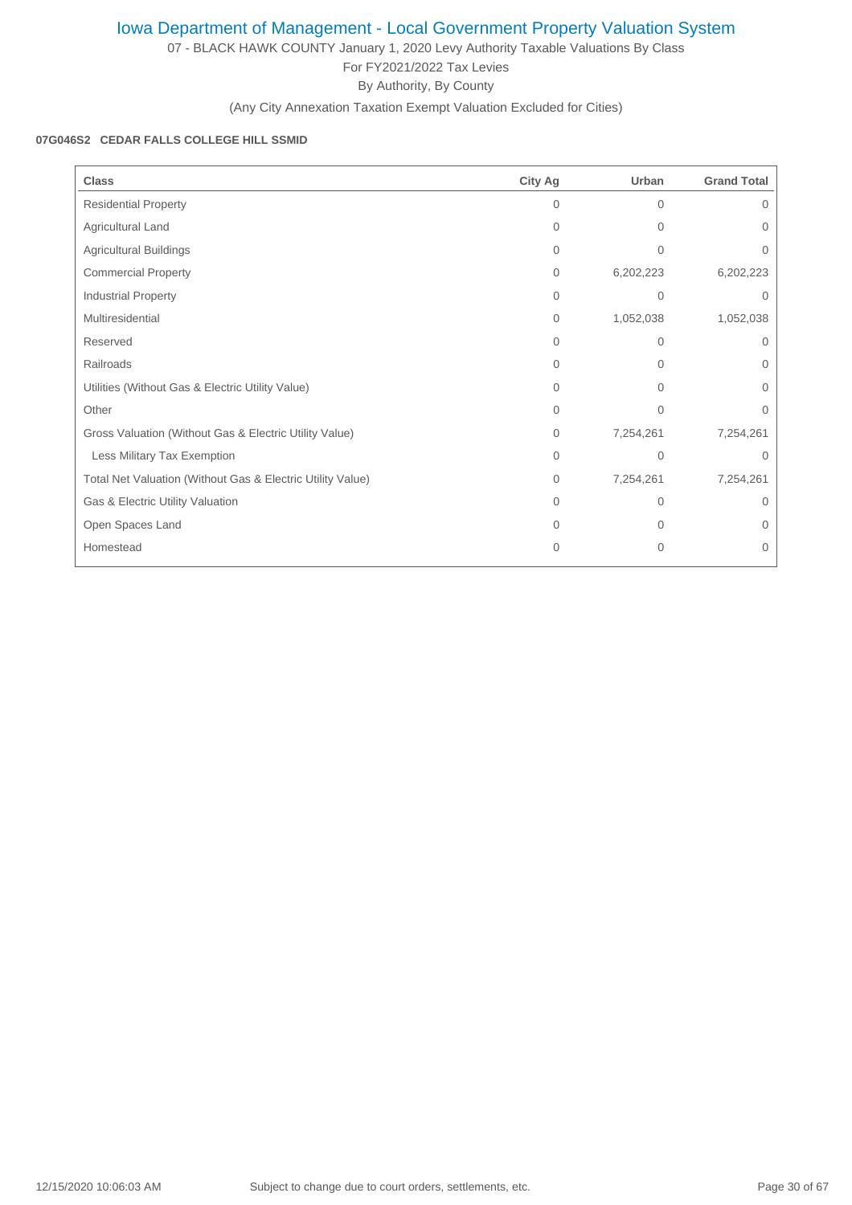# Iowa Department of Management - Local Government Property Valuation System

07 - BLACK HAWK COUNTY January 1, 2020 Levy Authority Taxable Valuations By Class

For FY2021/2022 Tax Levies

By Authority, By County

(Any City Annexation Taxation Exempt Valuation Excluded for Cities)

**07G046S2 CEDAR FALLS COLLEGE HILL SSMID**

| Class | City Ag | Urban | Grand Total |
|---|---|---|---|
| Residential Property | 0 | 0 | 0 |
| Agricultural Land | 0 | 0 | 0 |
| Agricultural Buildings | 0 | 0 | 0 |
| Commercial Property | 0 | 6,202,223 | 6,202,223 |
| Industrial Property | 0 | 0 | 0 |
| Multiresidential | 0 | 1,052,038 | 1,052,038 |
| Reserved | 0 | 0 | 0 |
| Railroads | 0 | 0 | 0 |
| Utilities (Without Gas & Electric Utility Value) | 0 | 0 | 0 |
| Other | 0 | 0 | 0 |
| Gross Valuation (Without Gas & Electric Utility Value) | 0 | 7,254,261 | 7,254,261 |
| Less Military Tax Exemption | 0 | 0 | 0 |
| Total Net Valuation (Without Gas & Electric Utility Value) | 0 | 7,254,261 | 7,254,261 |
| Gas & Electric Utility Valuation | 0 | 0 | 0 |
| Open Spaces Land | 0 | 0 | 0 |
| Homestead | 0 | 0 | 0 |

12/15/2020 10:06:03 AM Subject to change due to court orders, settlements, etc.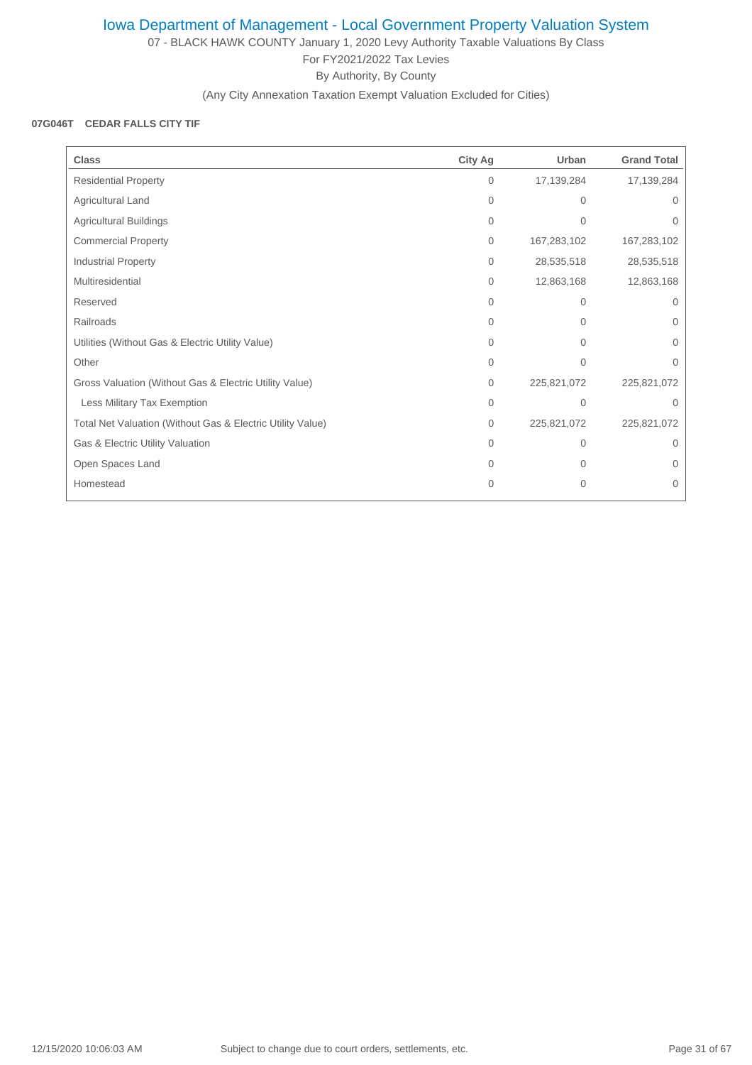# Iowa Department of Management - Local Government Property Valuation System

07 - BLACK HAWK COUNTY January 1, 2020 Levy Authority Taxable Valuations By Class

For FY2021/2022 Tax Levies

By Authority, By County

(Any City Annexation Taxation Exempt Valuation Excluded for Cities)

**07G046T CEDAR FALLS CITY TIF**

| Class | City Ag | Urban | Grand Total |
|---|---|---|---|
| Residential Property | 0 | 17,139,284 | 17,139,284 |
| Agricultural Land | 0 | 0 | 0 |
| Agricultural Buildings | 0 | 0 | 0 |
| Commercial Property | 0 | 167,283,102 | 167,283,102 |
| Industrial Property | 0 | 28,535,518 | 28,535,518 |
| Multiresidential | 0 | 12,863,168 | 12,863,168 |
| Reserved | 0 | 0 | 0 |
| Railroads | 0 | 0 | 0 |
| Utilities (Without Gas & Electric Utility Value) | 0 | 0 | 0 |
| Other | 0 | 0 | 0 |
| Gross Valuation (Without Gas & Electric Utility Value) | 0 | 225,821,072 | 225,821,072 |
| Less Military Tax Exemption | 0 | 0 | 0 |
| Total Net Valuation (Without Gas & Electric Utility Value) | 0 | 225,821,072 | 225,821,072 |
| Gas & Electric Utility Valuation | 0 | 0 | 0 |
| Open Spaces Land | 0 | 0 | 0 |
| Homestead | 0 | 0 | 0 |

12/15/2020 10:06:03 AM Subject to change due to court orders, settlements, etc.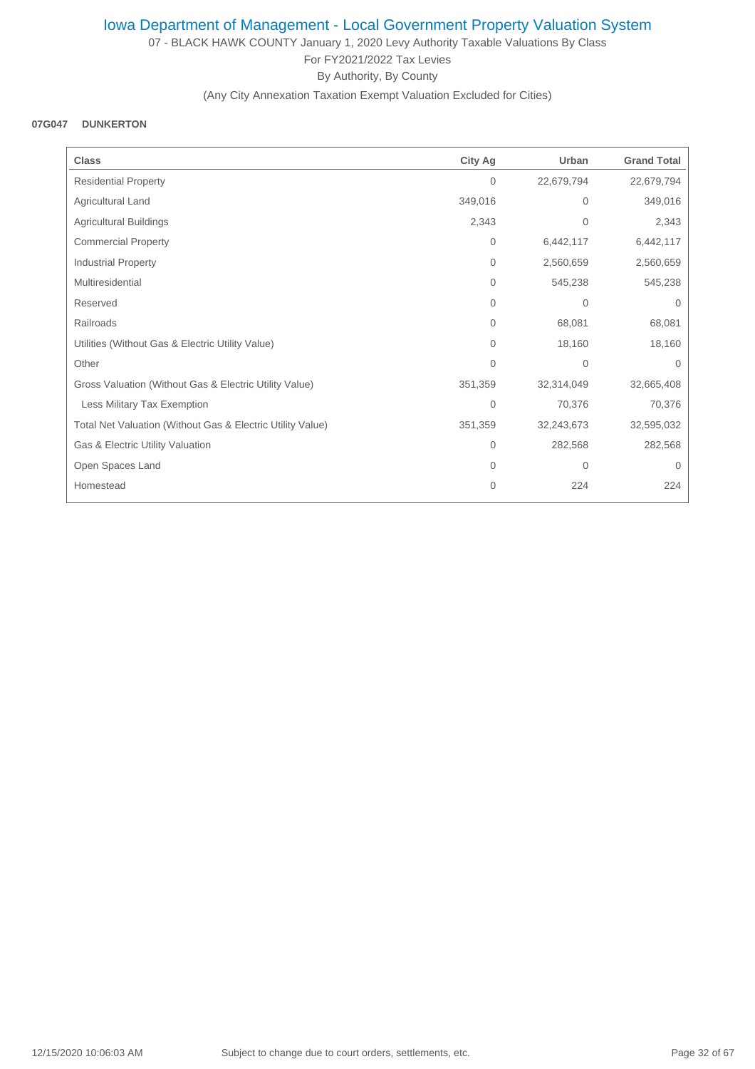# Iowa Department of Management - Local Government Property Valuation System

07 - BLACK HAWK COUNTY January 1, 2020 Levy Authority Taxable Valuations By Class

For FY2021/2022 Tax Levies

By Authority, By County

(Any City Annexation Taxation Exempt Valuation Excluded for Cities)

**07G047 DUNKERTON**

| Class | City Ag | Urban | Grand Total |
|---|---|---|---|
| Residential Property | 0 | 22,679,794 | 22,679,794 |
| Agricultural Land | 349,016 | 0 | 349,016 |
| Agricultural Buildings | 2,343 | 0 | 2,343 |
| Commercial Property | 0 | 6,442,117 | 6,442,117 |
| Industrial Property | 0 | 2,560,659 | 2,560,659 |
| Multiresidential | 0 | 545,238 | 545,238 |
| Reserved | 0 | 0 | 0 |
| Railroads | 0 | 68,081 | 68,081 |
| Utilities (Without Gas & Electric Utility Value) | 0 | 18,160 | 18,160 |
| Other | 0 | 0 | 0 |
| Gross Valuation (Without Gas & Electric Utility Value) | 351,359 | 32,314,049 | 32,665,408 |
| Less Military Tax Exemption | 0 | 70,376 | 70,376 |
| Total Net Valuation (Without Gas & Electric Utility Value) | 351,359 | 32,243,673 | 32,595,032 |
| Gas & Electric Utility Valuation | 0 | 282,568 | 282,568 |
| Open Spaces Land | 0 | 0 | 0 |
| Homestead | 0 | 224 | 224 |

12/15/2020 10:06:03 AM    Subject to change due to court orders, settlements, etc.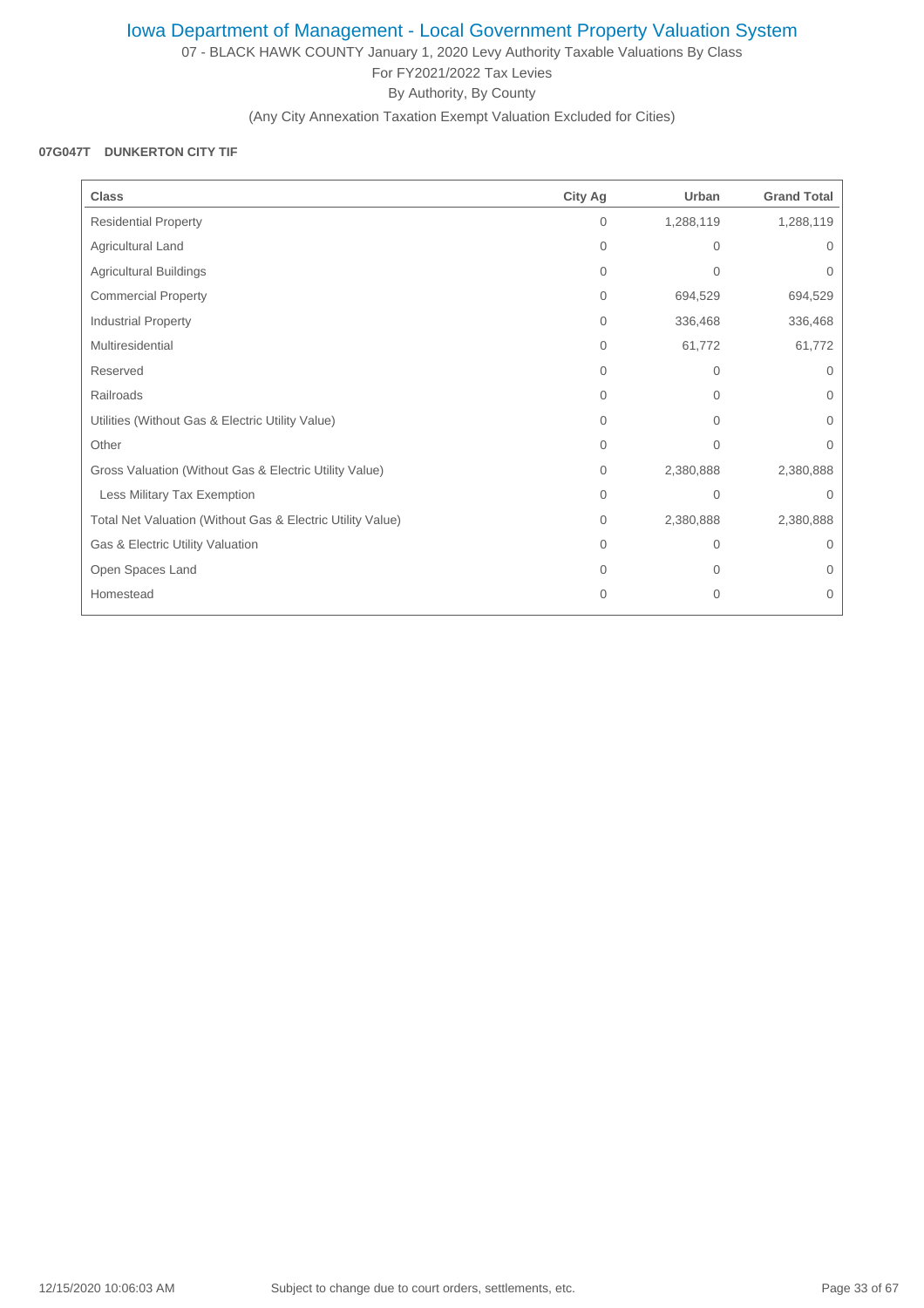# Iowa Department of Management - Local Government Property Valuation System

07 - BLACK HAWK COUNTY January 1, 2020 Levy Authority Taxable Valuations By Class

For FY2021/2022 Tax Levies

By Authority, By County

(Any City Annexation Taxation Exempt Valuation Excluded for Cities)

**07G047T DUNKERTON CITY TIF**

| Class | City Ag | Urban | Grand Total |
|---|---|---|---|
| Residential Property | 0 | 1,288,119 | 1,288,119 |
| Agricultural Land | 0 | 0 | 0 |
| Agricultural Buildings | 0 | 0 | 0 |
| Commercial Property | 0 | 694,529 | 694,529 |
| Industrial Property | 0 | 336,468 | 336,468 |
| Multiresidential | 0 | 61,772 | 61,772 |
| Reserved | 0 | 0 | 0 |
| Railroads | 0 | 0 | 0 |
| Utilities (Without Gas & Electric Utility Value) | 0 | 0 | 0 |
| Other | 0 | 0 | 0 |
| Gross Valuation (Without Gas & Electric Utility Value) | 0 | 2,380,888 | 2,380,888 |
| Less Military Tax Exemption | 0 | 0 | 0 |
| Total Net Valuation (Without Gas & Electric Utility Value) | 0 | 2,380,888 | 2,380,888 |
| Gas & Electric Utility Valuation | 0 | 0 | 0 |
| Open Spaces Land | 0 | 0 | 0 |
| Homestead | 0 | 0 | 0 |

12/15/2020 10:06:03 AM Subject to change due to court orders, settlements, etc.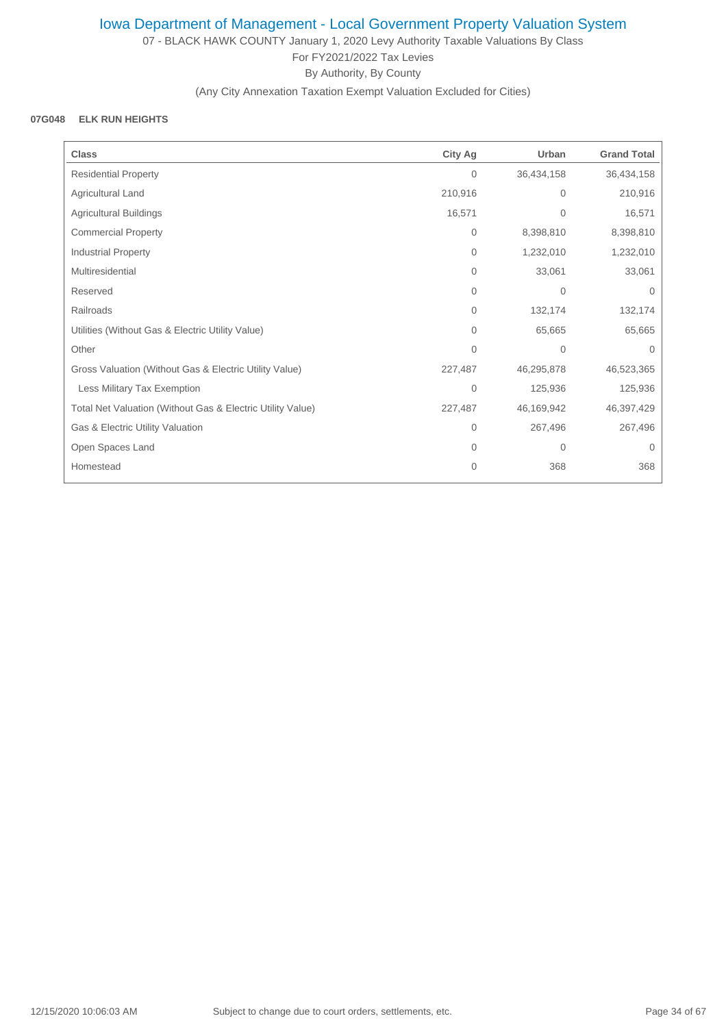# Iowa Department of Management - Local Government Property Valuation System

07 - BLACK HAWK COUNTY January 1, 2020 Levy Authority Taxable Valuations By Class

For FY2021/2022 Tax Levies

By Authority, By County

(Any City Annexation Taxation Exempt Valuation Excluded for Cities)

**07G048 ELK RUN HEIGHTS**

| Class | City Ag | Urban | Grand Total |
|---|---|---|---|
| Residential Property | 0 | 36,434,158 | 36,434,158 |
| Agricultural Land | 210,916 | 0 | 210,916 |
| Agricultural Buildings | 16,571 | 0 | 16,571 |
| Commercial Property | 0 | 8,398,810 | 8,398,810 |
| Industrial Property | 0 | 1,232,010 | 1,232,010 |
| Multiresidential | 0 | 33,061 | 33,061 |
| Reserved | 0 | 0 | 0 |
| Railroads | 0 | 132,174 | 132,174 |
| Utilities (Without Gas & Electric Utility Value) | 0 | 65,665 | 65,665 |
| Other | 0 | 0 | 0 |
| Gross Valuation (Without Gas & Electric Utility Value) | 227,487 | 46,295,878 | 46,523,365 |
| Less Military Tax Exemption | 0 | 125,936 | 125,936 |
| Total Net Valuation (Without Gas & Electric Utility Value) | 227,487 | 46,169,942 | 46,397,429 |
| Gas & Electric Utility Valuation | 0 | 267,496 | 267,496 |
| Open Spaces Land | 0 | 0 | 0 |
| Homestead | 0 | 368 | 368 |

12/15/2020 10:06:03 AM Subject to change due to court orders, settlements, etc.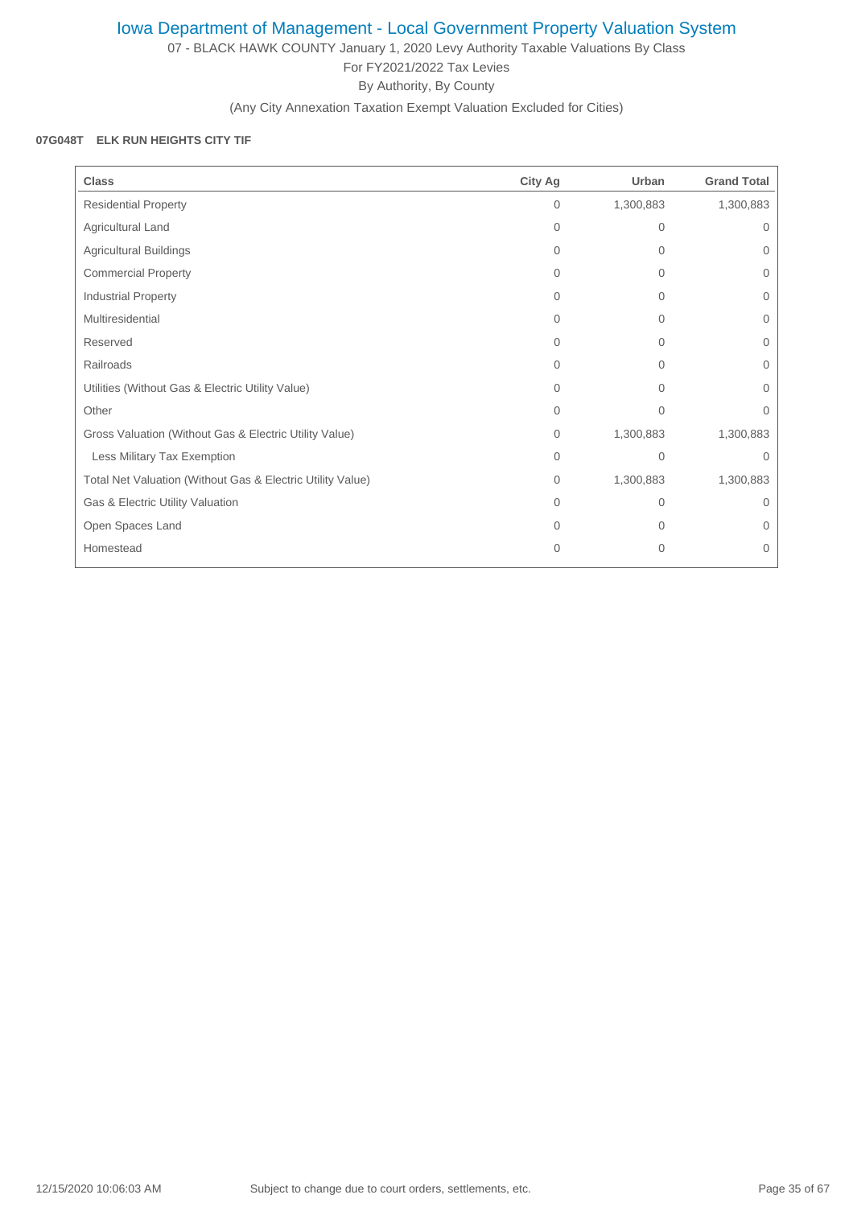# Iowa Department of Management - Local Government Property Valuation System

07 - BLACK HAWK COUNTY January 1, 2020 Levy Authority Taxable Valuations By Class

For FY2021/2022 Tax Levies

By Authority, By County

(Any City Annexation Taxation Exempt Valuation Excluded for Cities)

**07G048T ELK RUN HEIGHTS CITY TIF**

| Class | City Ag | Urban | Grand Total |
|---|---|---|---|
| Residential Property | 0 | 1,300,883 | 1,300,883 |
| Agricultural Land | 0 | 0 | 0 |
| Agricultural Buildings | 0 | 0 | 0 |
| Commercial Property | 0 | 0 | 0 |
| Industrial Property | 0 | 0 | 0 |
| Multiresidential | 0 | 0 | 0 |
| Reserved | 0 | 0 | 0 |
| Railroads | 0 | 0 | 0 |
| Utilities (Without Gas & Electric Utility Value) | 0 | 0 | 0 |
| Other | 0 | 0 | 0 |
| Gross Valuation (Without Gas & Electric Utility Value) | 0 | 1,300,883 | 1,300,883 |
| Less Military Tax Exemption | 0 | 0 | 0 |
| Total Net Valuation (Without Gas & Electric Utility Value) | 0 | 1,300,883 | 1,300,883 |
| Gas & Electric Utility Valuation | 0 | 0 | 0 |
| Open Spaces Land | 0 | 0 | 0 |
| Homestead | 0 | 0 | 0 |

12/15/2020 10:06:03 AM Subject to change due to court orders, settlements, etc.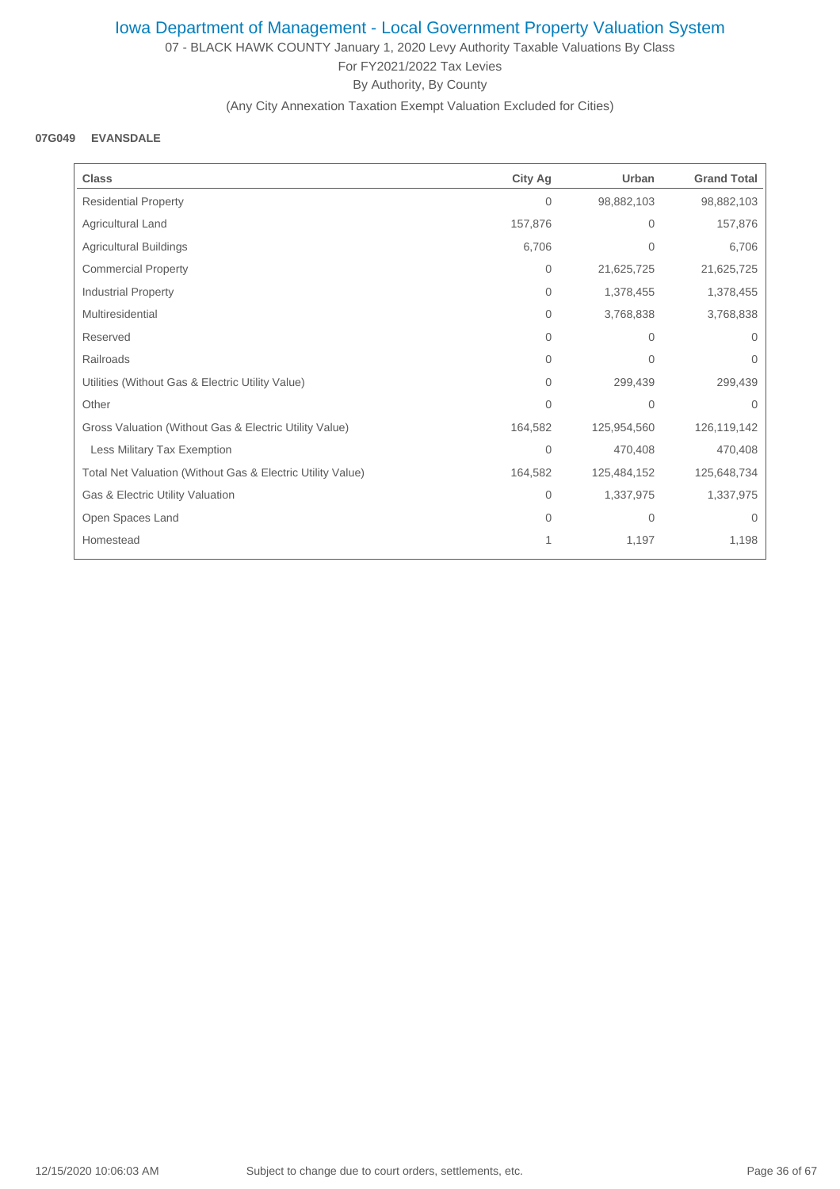# Iowa Department of Management - Local Government Property Valuation System

07 - BLACK HAWK COUNTY January 1, 2020 Levy Authority Taxable Valuations By Class

For FY2021/2022 Tax Levies

By Authority, By County

(Any City Annexation Taxation Exempt Valuation Excluded for Cities)

**07G049 EVANSDALE**

| Class | City Ag | Urban | Grand Total |
|---|---|---|---|
| Residential Property | 0 | 98,882,103 | 98,882,103 |
| Agricultural Land | 157,876 | 0 | 157,876 |
| Agricultural Buildings | 6,706 | 0 | 6,706 |
| Commercial Property | 0 | 21,625,725 | 21,625,725 |
| Industrial Property | 0 | 1,378,455 | 1,378,455 |
| Multiresidential | 0 | 3,768,838 | 3,768,838 |
| Reserved | 0 | 0 | 0 |
| Railroads | 0 | 0 | 0 |
| Utilities (Without Gas & Electric Utility Value) | 0 | 299,439 | 299,439 |
| Other | 0 | 0 | 0 |
| Gross Valuation (Without Gas & Electric Utility Value) | 164,582 | 125,954,560 | 126,119,142 |
| Less Military Tax Exemption | 0 | 470,408 | 470,408 |
| Total Net Valuation (Without Gas & Electric Utility Value) | 164,582 | 125,484,152 | 125,648,734 |
| Gas & Electric Utility Valuation | 0 | 1,337,975 | 1,337,975 |
| Open Spaces Land | 0 | 0 | 0 |
| Homestead | 1 | 1,197 | 1,198 |

12/15/2020 10:06:03 AM    Subject to change due to court orders, settlements, etc.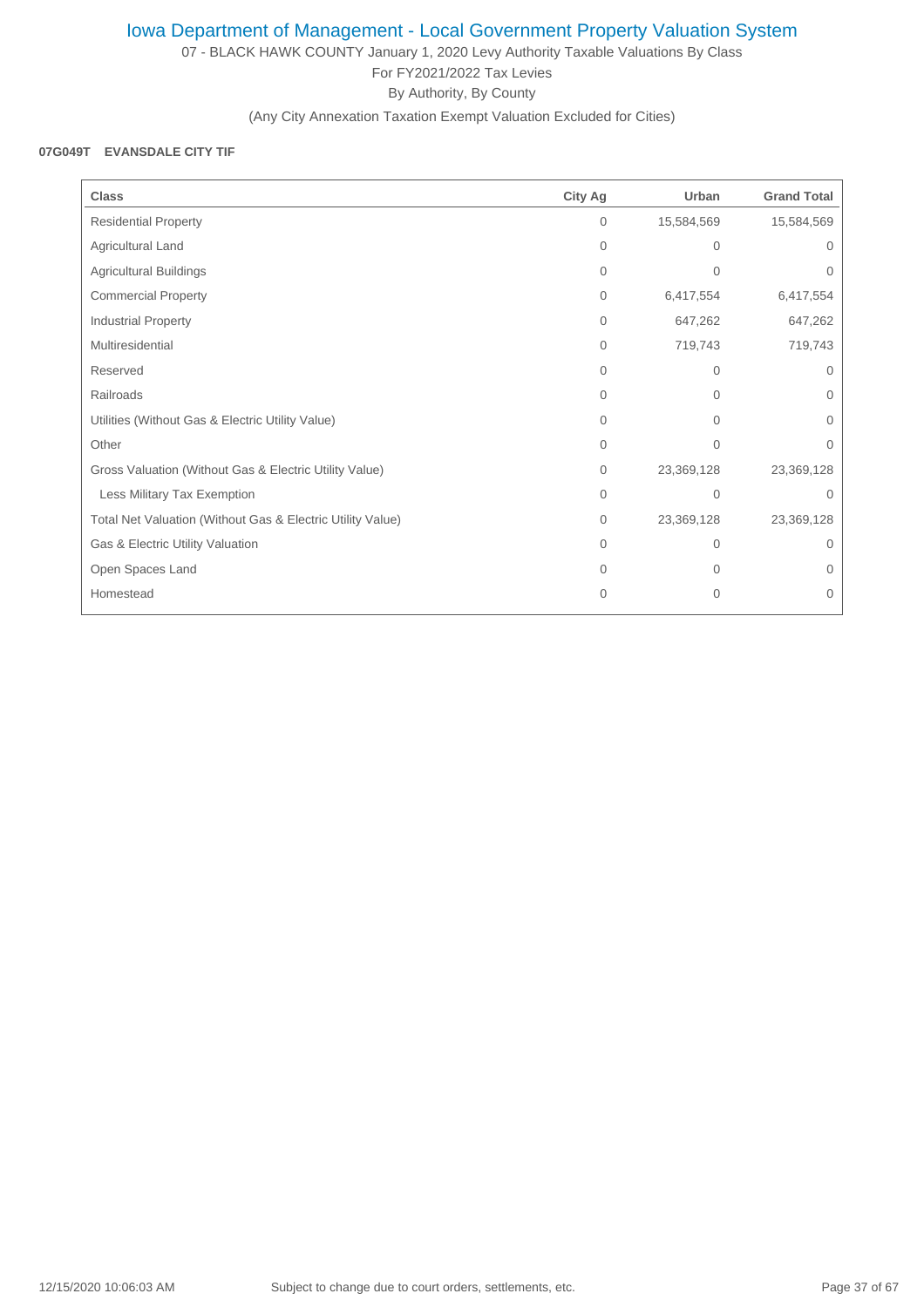# Iowa Department of Management - Local Government Property Valuation System

07 - BLACK HAWK COUNTY January 1, 2020 Levy Authority Taxable Valuations By Class

For FY2021/2022 Tax Levies

By Authority, By County

(Any City Annexation Taxation Exempt Valuation Excluded for Cities)

**07G049T EVANSDALE CITY TIF**

| Class | City Ag | Urban | Grand Total |
|---|---|---|---|
| Residential Property | 0 | 15,584,569 | 15,584,569 |
| Agricultural Land | 0 | 0 | 0 |
| Agricultural Buildings | 0 | 0 | 0 |
| Commercial Property | 0 | 6,417,554 | 6,417,554 |
| Industrial Property | 0 | 647,262 | 647,262 |
| Multiresidential | 0 | 719,743 | 719,743 |
| Reserved | 0 | 0 | 0 |
| Railroads | 0 | 0 | 0 |
| Utilities (Without Gas & Electric Utility Value) | 0 | 0 | 0 |
| Other | 0 | 0 | 0 |
| Gross Valuation (Without Gas & Electric Utility Value) | 0 | 23,369,128 | 23,369,128 |
| Less Military Tax Exemption | 0 | 0 | 0 |
| Total Net Valuation (Without Gas & Electric Utility Value) | 0 | 23,369,128 | 23,369,128 |
| Gas & Electric Utility Valuation | 0 | 0 | 0 |
| Open Spaces Land | 0 | 0 | 0 |
| Homestead | 0 | 0 | 0 |

12/15/2020 10:06:03 AM Subject to change due to court orders, settlements, etc.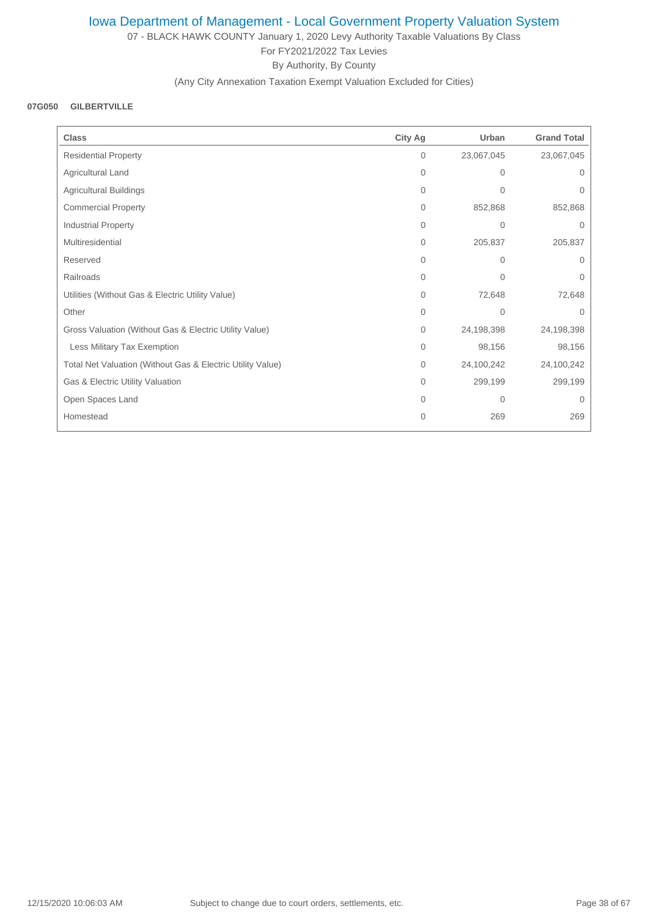# Iowa Department of Management - Local Government Property Valuation System

07 - BLACK HAWK COUNTY January 1, 2020 Levy Authority Taxable Valuations By Class

For FY2021/2022 Tax Levies

By Authority, By County

(Any City Annexation Taxation Exempt Valuation Excluded for Cities)

**07G050 GILBERTVILLE**

| Class | City Ag | Urban | Grand Total |
|---|---|---|---|
| Residential Property | 0 | 23,067,045 | 23,067,045 |
| Agricultural Land | 0 | 0 | 0 |
| Agricultural Buildings | 0 | 0 | 0 |
| Commercial Property | 0 | 852,868 | 852,868 |
| Industrial Property | 0 | 0 | 0 |
| Multiresidential | 0 | 205,837 | 205,837 |
| Reserved | 0 | 0 | 0 |
| Railroads | 0 | 0 | 0 |
| Utilities (Without Gas & Electric Utility Value) | 0 | 72,648 | 72,648 |
| Other | 0 | 0 | 0 |
| Gross Valuation (Without Gas & Electric Utility Value) | 0 | 24,198,398 | 24,198,398 |
| Less Military Tax Exemption | 0 | 98,156 | 98,156 |
| Total Net Valuation (Without Gas & Electric Utility Value) | 0 | 24,100,242 | 24,100,242 |
| Gas & Electric Utility Valuation | 0 | 299,199 | 299,199 |
| Open Spaces Land | 0 | 0 | 0 |
| Homestead | 0 | 269 | 269 |

12/15/2020 10:06:03 AM Subject to change due to court orders, settlements, etc.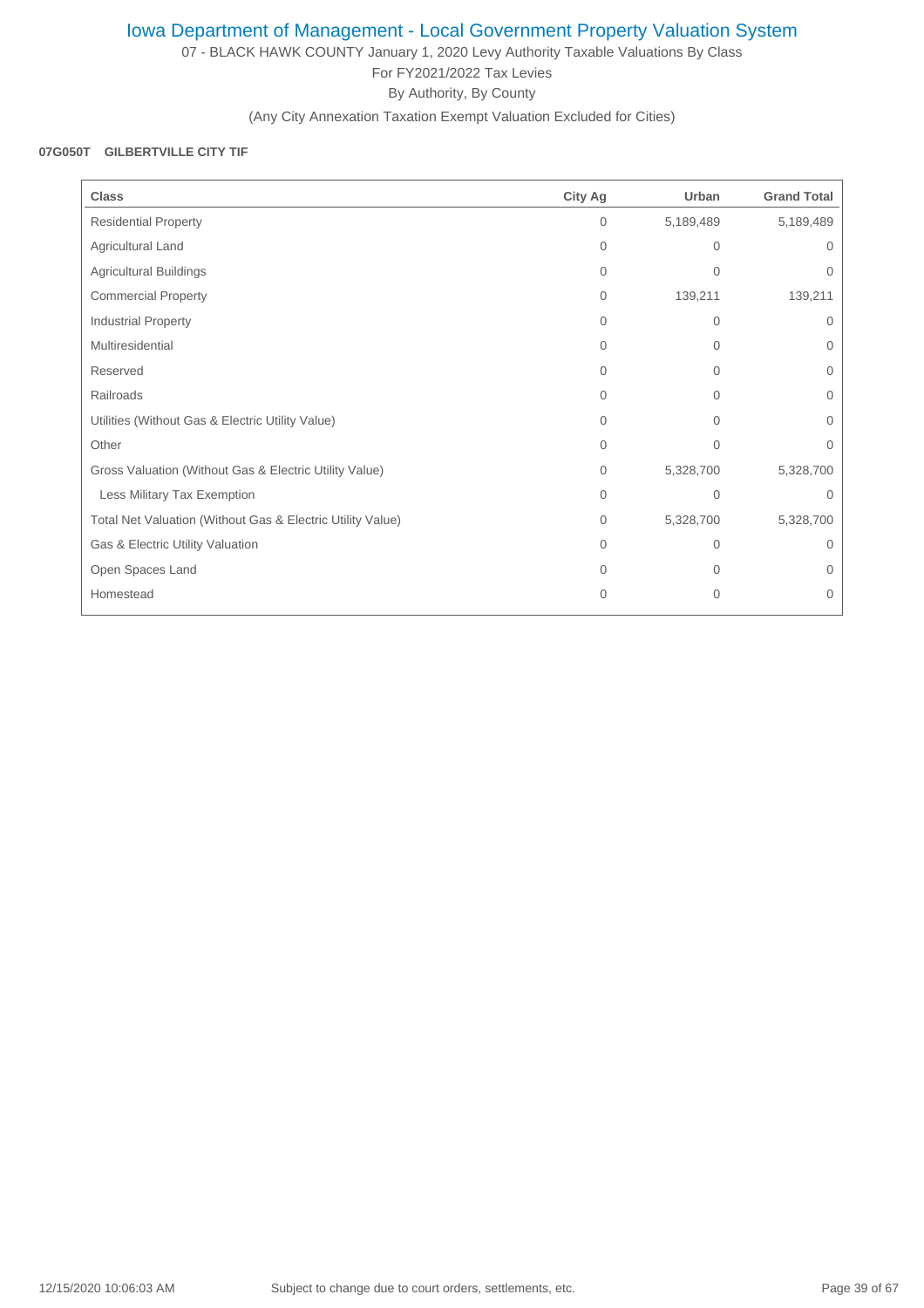# Iowa Department of Management - Local Government Property Valuation System

07 - BLACK HAWK COUNTY January 1, 2020 Levy Authority Taxable Valuations By Class

For FY2021/2022 Tax Levies

By Authority, By County

(Any City Annexation Taxation Exempt Valuation Excluded for Cities)

**07G050T GILBERTVILLE CITY TIF**

| Class | City Ag | Urban | Grand Total |
|---|---|---|---|
| Residential Property | 0 | 5,189,489 | 5,189,489 |
| Agricultural Land | 0 | 0 | 0 |
| Agricultural Buildings | 0 | 0 | 0 |
| Commercial Property | 0 | 139,211 | 139,211 |
| Industrial Property | 0 | 0 | 0 |
| Multiresidential | 0 | 0 | 0 |
| Reserved | 0 | 0 | 0 |
| Railroads | 0 | 0 | 0 |
| Utilities (Without Gas & Electric Utility Value) | 0 | 0 | 0 |
| Other | 0 | 0 | 0 |
| Gross Valuation (Without Gas & Electric Utility Value) | 0 | 5,328,700 | 5,328,700 |
| Less Military Tax Exemption | 0 | 0 | 0 |
| Total Net Valuation (Without Gas & Electric Utility Value) | 0 | 5,328,700 | 5,328,700 |
| Gas & Electric Utility Valuation | 0 | 0 | 0 |
| Open Spaces Land | 0 | 0 | 0 |
| Homestead | 0 | 0 | 0 |

12/15/2020 10:06:03 AM Subject to change due to court orders, settlements, etc.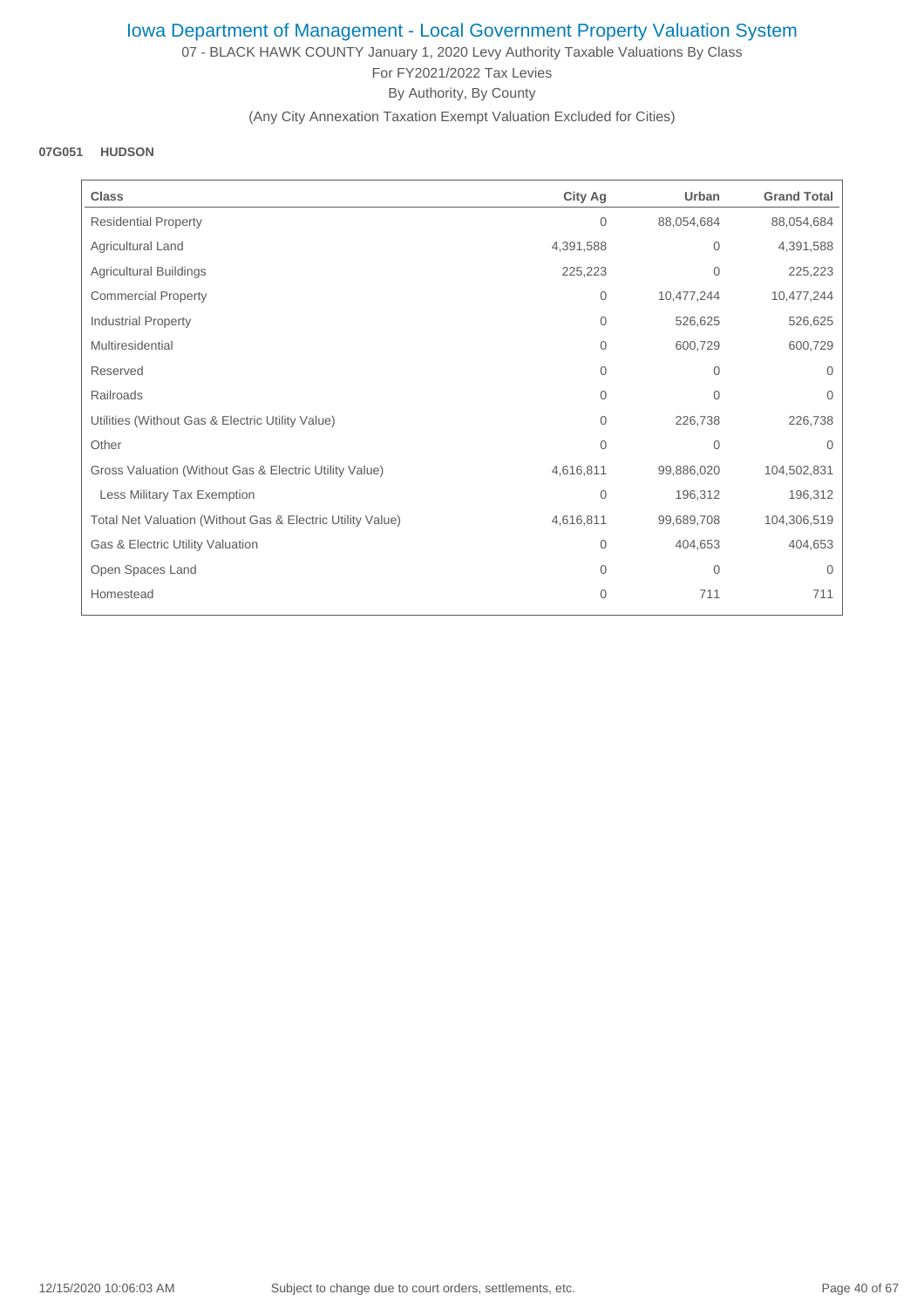# Iowa Department of Management - Local Government Property Valuation System

07 - BLACK HAWK COUNTY January 1, 2020 Levy Authority Taxable Valuations By Class

For FY2021/2022 Tax Levies

By Authority, By County

(Any City Annexation Taxation Exempt Valuation Excluded for Cities)

**07G051 HUDSON**

| Class | City Ag | Urban | Grand Total |
|---|---|---|---|
| Residential Property | 0 | 88,054,684 | 88,054,684 |
| Agricultural Land | 4,391,588 | 0 | 4,391,588 |
| Agricultural Buildings | 225,223 | 0 | 225,223 |
| Commercial Property | 0 | 10,477,244 | 10,477,244 |
| Industrial Property | 0 | 526,625 | 526,625 |
| Multiresidential | 0 | 600,729 | 600,729 |
| Reserved | 0 | 0 | 0 |
| Railroads | 0 | 0 | 0 |
| Utilities (Without Gas & Electric Utility Value) | 0 | 226,738 | 226,738 |
| Other | 0 | 0 | 0 |
| Gross Valuation (Without Gas & Electric Utility Value) | 4,616,811 | 99,886,020 | 104,502,831 |
| Less Military Tax Exemption | 0 | 196,312 | 196,312 |
| Total Net Valuation (Without Gas & Electric Utility Value) | 4,616,811 | 99,689,708 | 104,306,519 |
| Gas & Electric Utility Valuation | 0 | 404,653 | 404,653 |
| Open Spaces Land | 0 | 0 | 0 |
| Homestead | 0 | 711 | 711 |

12/15/2020 10:06:03 AM Subject to change due to court orders, settlements, etc.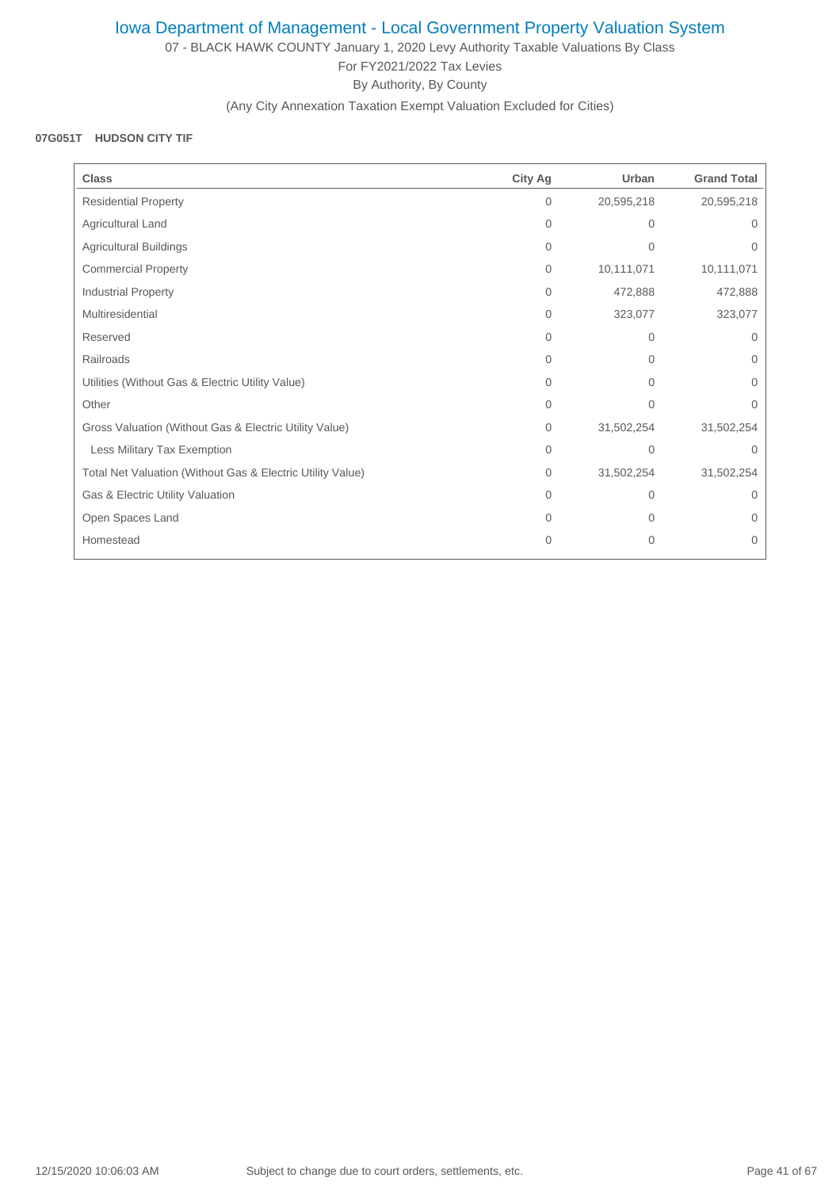# Iowa Department of Management - Local Government Property Valuation System

07 - BLACK HAWK COUNTY January 1, 2020 Levy Authority Taxable Valuations By Class

For FY2021/2022 Tax Levies

By Authority, By County

(Any City Annexation Taxation Exempt Valuation Excluded for Cities)

**07G051T HUDSON CITY TIF**

| Class | City Ag | Urban | Grand Total |
|---|---|---|---|
| Residential Property | 0 | 20,595,218 | 20,595,218 |
| Agricultural Land | 0 | 0 | 0 |
| Agricultural Buildings | 0 | 0 | 0 |
| Commercial Property | 0 | 10,111,071 | 10,111,071 |
| Industrial Property | 0 | 472,888 | 472,888 |
| Multiresidential | 0 | 323,077 | 323,077 |
| Reserved | 0 | 0 | 0 |
| Railroads | 0 | 0 | 0 |
| Utilities (Without Gas & Electric Utility Value) | 0 | 0 | 0 |
| Other | 0 | 0 | 0 |
| Gross Valuation (Without Gas & Electric Utility Value) | 0 | 31,502,254 | 31,502,254 |
| Less Military Tax Exemption | 0 | 0 | 0 |
| Total Net Valuation (Without Gas & Electric Utility Value) | 0 | 31,502,254 | 31,502,254 |
| Gas & Electric Utility Valuation | 0 | 0 | 0 |
| Open Spaces Land | 0 | 0 | 0 |
| Homestead | 0 | 0 | 0 |

12/15/2020 10:06:03 AM Subject to change due to court orders, settlements, etc.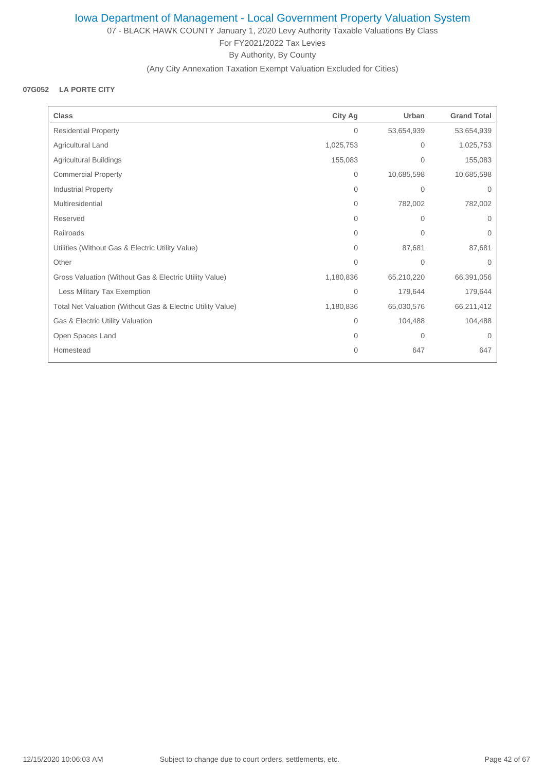# Iowa Department of Management - Local Government Property Valuation System

07 - BLACK HAWK COUNTY January 1, 2020 Levy Authority Taxable Valuations By Class

For FY2021/2022 Tax Levies

By Authority, By County

(Any City Annexation Taxation Exempt Valuation Excluded for Cities)

**07G052 LA PORTE CITY**

| Class | City Ag | Urban | Grand Total |
|---|---|---|---|
| Residential Property | 0 | 53,654,939 | 53,654,939 |
| Agricultural Land | 1,025,753 | 0 | 1,025,753 |
| Agricultural Buildings | 155,083 | 0 | 155,083 |
| Commercial Property | 0 | 10,685,598 | 10,685,598 |
| Industrial Property | 0 | 0 | 0 |
| Multiresidential | 0 | 782,002 | 782,002 |
| Reserved | 0 | 0 | 0 |
| Railroads | 0 | 0 | 0 |
| Utilities (Without Gas & Electric Utility Value) | 0 | 87,681 | 87,681 |
| Other | 0 | 0 | 0 |
| Gross Valuation (Without Gas & Electric Utility Value) | 1,180,836 | 65,210,220 | 66,391,056 |
| Less Military Tax Exemption | 0 | 179,644 | 179,644 |
| Total Net Valuation (Without Gas & Electric Utility Value) | 1,180,836 | 65,030,576 | 66,211,412 |
| Gas & Electric Utility Valuation | 0 | 104,488 | 104,488 |
| Open Spaces Land | 0 | 0 | 0 |
| Homestead | 0 | 647 | 647 |

12/15/2020 10:06:03 AM Subject to change due to court orders, settlements, etc.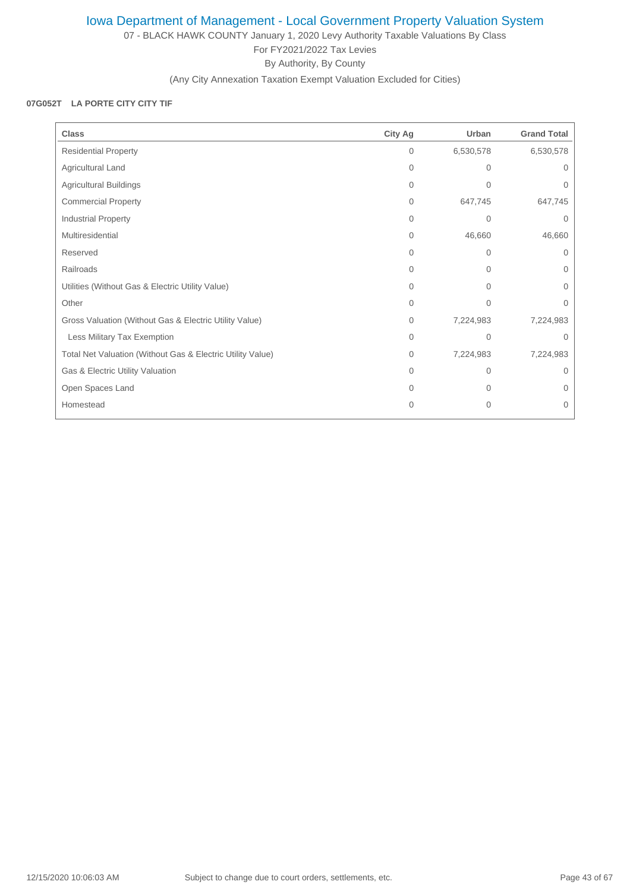# Iowa Department of Management - Local Government Property Valuation System

07 - BLACK HAWK COUNTY January 1, 2020 Levy Authority Taxable Valuations By Class

For FY2021/2022 Tax Levies

By Authority, By County

(Any City Annexation Taxation Exempt Valuation Excluded for Cities)

**07G052T LA PORTE CITY CITY TIF**

| Class | City Ag | Urban | Grand Total |
|---|---|---|---|
| Residential Property | 0 | 6,530,578 | 6,530,578 |
| Agricultural Land | 0 | 0 | 0 |
| Agricultural Buildings | 0 | 0 | 0 |
| Commercial Property | 0 | 647,745 | 647,745 |
| Industrial Property | 0 | 0 | 0 |
| Multiresidential | 0 | 46,660 | 46,660 |
| Reserved | 0 | 0 | 0 |
| Railroads | 0 | 0 | 0 |
| Utilities (Without Gas & Electric Utility Value) | 0 | 0 | 0 |
| Other | 0 | 0 | 0 |
| Gross Valuation (Without Gas & Electric Utility Value) | 0 | 7,224,983 | 7,224,983 |
| Less Military Tax Exemption | 0 | 0 | 0 |
| Total Net Valuation (Without Gas & Electric Utility Value) | 0 | 7,224,983 | 7,224,983 |
| Gas & Electric Utility Valuation | 0 | 0 | 0 |
| Open Spaces Land | 0 | 0 | 0 |
| Homestead | 0 | 0 | 0 |

12/15/2020 10:06:03 AM Subject to change due to court orders, settlements, etc.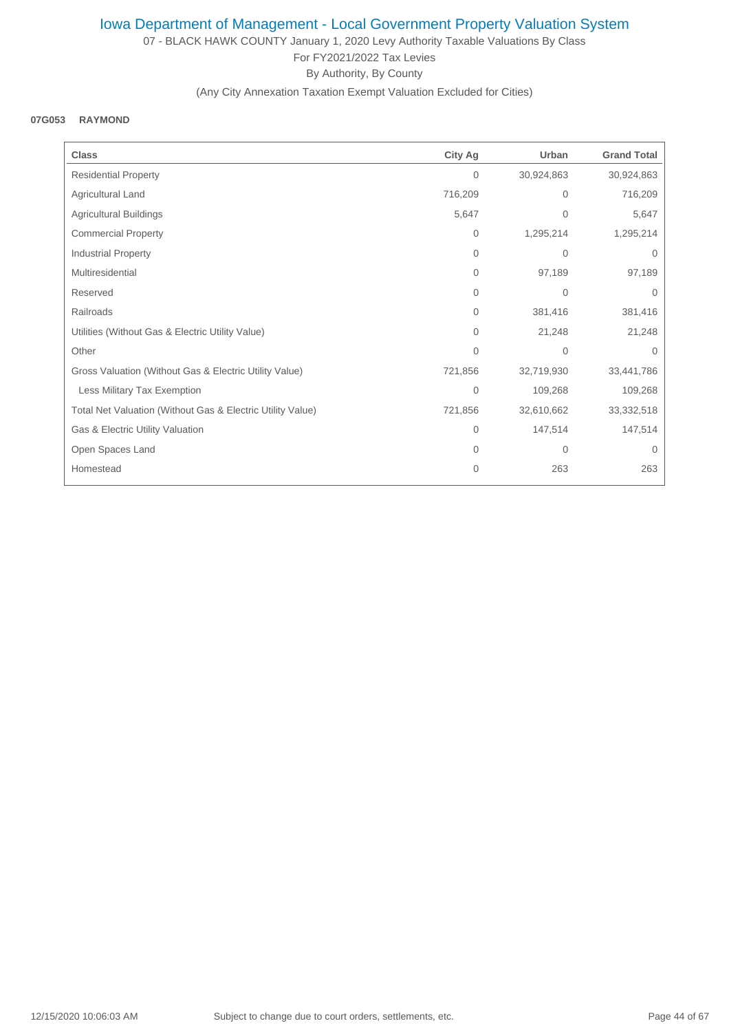# Iowa Department of Management - Local Government Property Valuation System

07 - BLACK HAWK COUNTY January 1, 2020 Levy Authority Taxable Valuations By Class

For FY2021/2022 Tax Levies

By Authority, By County

(Any City Annexation Taxation Exempt Valuation Excluded for Cities)

**07G053 RAYMOND**

| Class | City Ag | Urban | Grand Total |
|---|---|---|---|
| Residential Property | 0 | 30,924,863 | 30,924,863 |
| Agricultural Land | 716,209 | 0 | 716,209 |
| Agricultural Buildings | 5,647 | 0 | 5,647 |
| Commercial Property | 0 | 1,295,214 | 1,295,214 |
| Industrial Property | 0 | 0 | 0 |
| Multiresidential | 0 | 97,189 | 97,189 |
| Reserved | 0 | 0 | 0 |
| Railroads | 0 | 381,416 | 381,416 |
| Utilities (Without Gas & Electric Utility Value) | 0 | 21,248 | 21,248 |
| Other | 0 | 0 | 0 |
| Gross Valuation (Without Gas & Electric Utility Value) | 721,856 | 32,719,930 | 33,441,786 |
| Less Military Tax Exemption | 0 | 109,268 | 109,268 |
| Total Net Valuation (Without Gas & Electric Utility Value) | 721,856 | 32,610,662 | 33,332,518 |
| Gas & Electric Utility Valuation | 0 | 147,514 | 147,514 |
| Open Spaces Land | 0 | 0 | 0 |
| Homestead | 0 | 263 | 263 |

12/15/2020 10:06:03 AM Subject to change due to court orders, settlements, etc.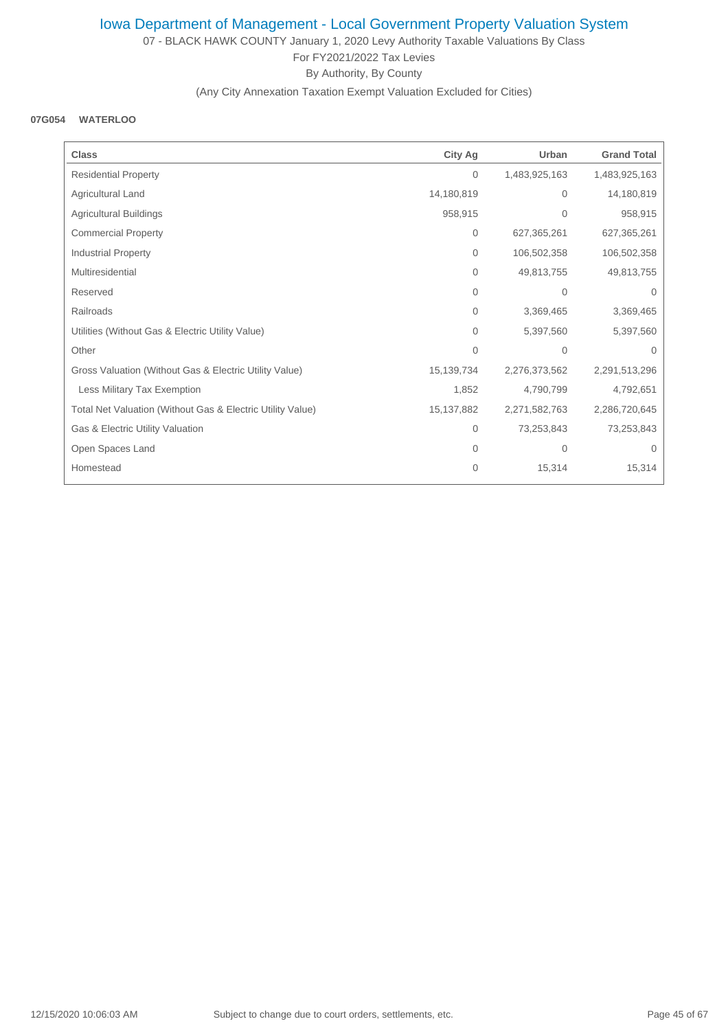# Iowa Department of Management - Local Government Property Valuation System

07 - BLACK HAWK COUNTY January 1, 2020 Levy Authority Taxable Valuations By Class

For FY2021/2022 Tax Levies

By Authority, By County

(Any City Annexation Taxation Exempt Valuation Excluded for Cities)

**07G054 WATERLOO**

| Class | City Ag | Urban | Grand Total |
|---|---|---|---|
| Residential Property | 0 | 1,483,925,163 | 1,483,925,163 |
| Agricultural Land | 14,180,819 | 0 | 14,180,819 |
| Agricultural Buildings | 958,915 | 0 | 958,915 |
| Commercial Property | 0 | 627,365,261 | 627,365,261 |
| Industrial Property | 0 | 106,502,358 | 106,502,358 |
| Multiresidential | 0 | 49,813,755 | 49,813,755 |
| Reserved | 0 | 0 | 0 |
| Railroads | 0 | 3,369,465 | 3,369,465 |
| Utilities (Without Gas & Electric Utility Value) | 0 | 5,397,560 | 5,397,560 |
| Other | 0 | 0 | 0 |
| Gross Valuation (Without Gas & Electric Utility Value) | 15,139,734 | 2,276,373,562 | 2,291,513,296 |
| Less Military Tax Exemption | 1,852 | 4,790,799 | 4,792,651 |
| Total Net Valuation (Without Gas & Electric Utility Value) | 15,137,882 | 2,271,582,763 | 2,286,720,645 |
| Gas & Electric Utility Valuation | 0 | 73,253,843 | 73,253,843 |
| Open Spaces Land | 0 | 0 | 0 |
| Homestead | 0 | 15,314 | 15,314 |

12/15/2020 10:06:03 AM Subject to change due to court orders, settlements, etc.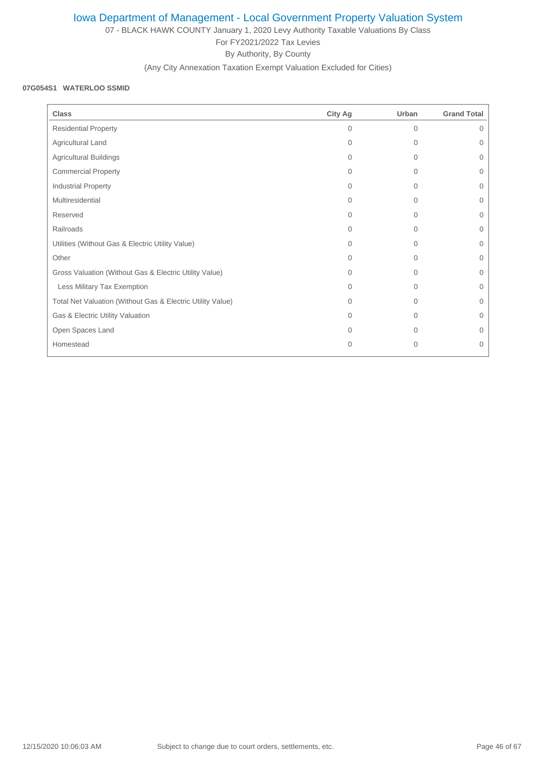# Iowa Department of Management - Local Government Property Valuation System

07 - BLACK HAWK COUNTY January 1, 2020 Levy Authority Taxable Valuations By Class

For FY2021/2022 Tax Levies

By Authority, By County

(Any City Annexation Taxation Exempt Valuation Excluded for Cities)

**07G054S1 WATERLOO SSMID**

| Class | City Ag | Urban | Grand Total |
|---|---|---|---|
| Residential Property | 0 | 0 | 0 |
| Agricultural Land | 0 | 0 | 0 |
| Agricultural Buildings | 0 | 0 | 0 |
| Commercial Property | 0 | 0 | 0 |
| Industrial Property | 0 | 0 | 0 |
| Multiresidential | 0 | 0 | 0 |
| Reserved | 0 | 0 | 0 |
| Railroads | 0 | 0 | 0 |
| Utilities (Without Gas & Electric Utility Value) | 0 | 0 | 0 |
| Other | 0 | 0 | 0 |
| Gross Valuation (Without Gas & Electric Utility Value) | 0 | 0 | 0 |
| Less Military Tax Exemption | 0 | 0 | 0 |
| Total Net Valuation (Without Gas & Electric Utility Value) | 0 | 0 | 0 |
| Gas & Electric Utility Valuation | 0 | 0 | 0 |
| Open Spaces Land | 0 | 0 | 0 |
| Homestead | 0 | 0 | 0 |

12/15/2020 10:06:03 AM Subject to change due to court orders, settlements, etc.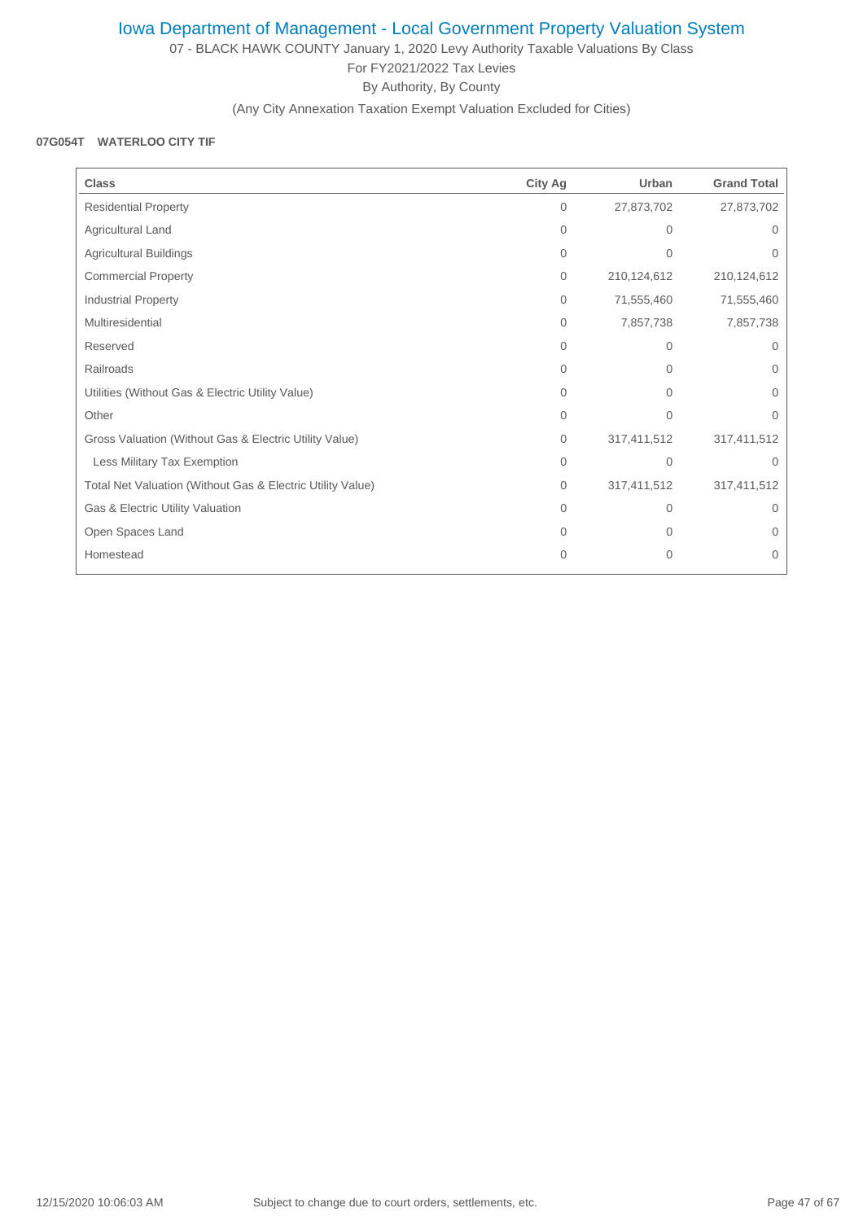# Iowa Department of Management - Local Government Property Valuation System

07 - BLACK HAWK COUNTY January 1, 2020 Levy Authority Taxable Valuations By Class

For FY2021/2022 Tax Levies

By Authority, By County

(Any City Annexation Taxation Exempt Valuation Excluded for Cities)

**07G054T WATERLOO CITY TIF**

| Class | City Ag | Urban | Grand Total |
|---|---|---|---|
| Residential Property | 0 | 27,873,702 | 27,873,702 |
| Agricultural Land | 0 | 0 | 0 |
| Agricultural Buildings | 0 | 0 | 0 |
| Commercial Property | 0 | 210,124,612 | 210,124,612 |
| Industrial Property | 0 | 71,555,460 | 71,555,460 |
| Multiresidential | 0 | 7,857,738 | 7,857,738 |
| Reserved | 0 | 0 | 0 |
| Railroads | 0 | 0 | 0 |
| Utilities (Without Gas & Electric Utility Value) | 0 | 0 | 0 |
| Other | 0 | 0 | 0 |
| Gross Valuation (Without Gas & Electric Utility Value) | 0 | 317,411,512 | 317,411,512 |
| Less Military Tax Exemption | 0 | 0 | 0 |
| Total Net Valuation (Without Gas & Electric Utility Value) | 0 | 317,411,512 | 317,411,512 |
| Gas & Electric Utility Valuation | 0 | 0 | 0 |
| Open Spaces Land | 0 | 0 | 0 |
| Homestead | 0 | 0 | 0 |

12/15/2020 10:06:03 AM Subject to change due to court orders, settlements, etc.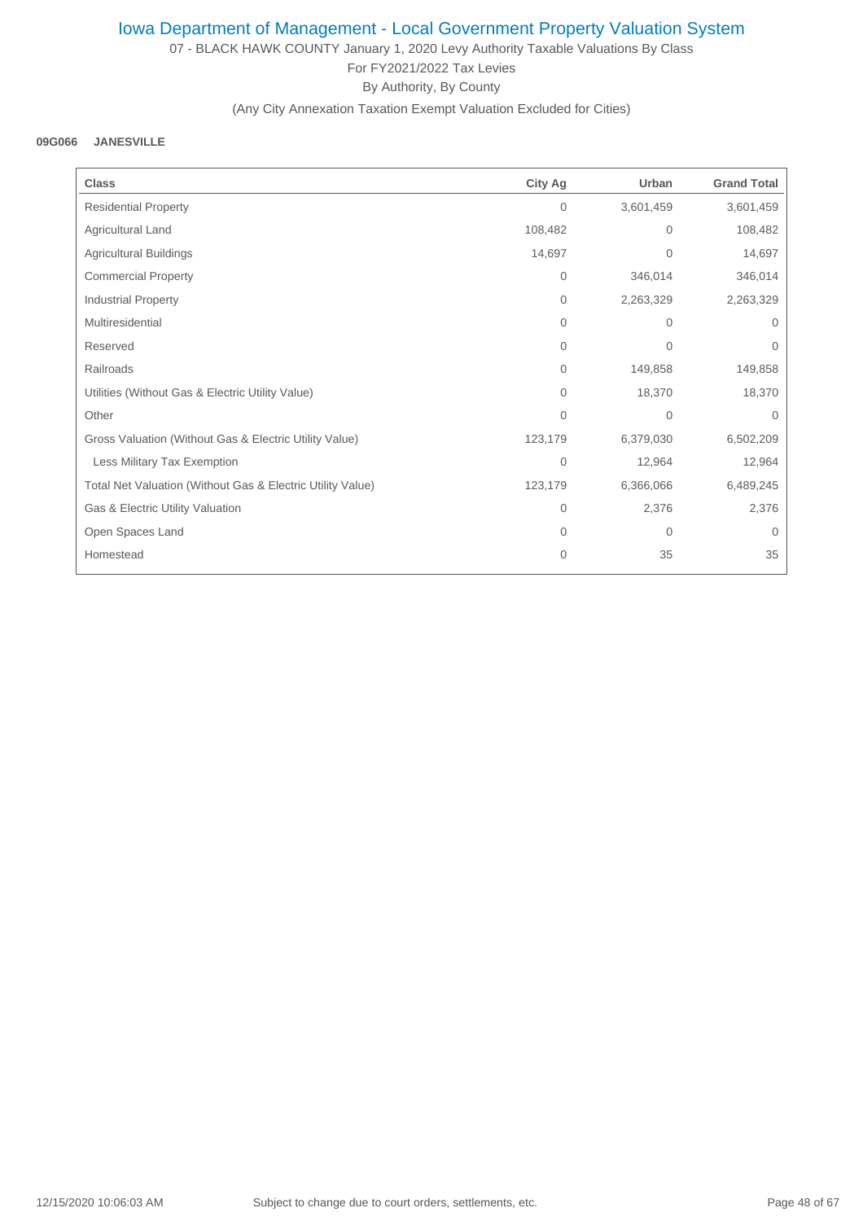# Iowa Department of Management - Local Government Property Valuation System

07 - BLACK HAWK COUNTY January 1, 2020 Levy Authority Taxable Valuations By Class

For FY2021/2022 Tax Levies

By Authority, By County

(Any City Annexation Taxation Exempt Valuation Excluded for Cities)

**09G066 JANESVILLE**

| Class | City Ag | Urban | Grand Total |
|---|---|---|---|
| Residential Property | 0 | 3,601,459 | 3,601,459 |
| Agricultural Land | 108,482 | 0 | 108,482 |
| Agricultural Buildings | 14,697 | 0 | 14,697 |
| Commercial Property | 0 | 346,014 | 346,014 |
| Industrial Property | 0 | 2,263,329 | 2,263,329 |
| Multiresidential | 0 | 0 | 0 |
| Reserved | 0 | 0 | 0 |
| Railroads | 0 | 149,858 | 149,858 |
| Utilities (Without Gas & Electric Utility Value) | 0 | 18,370 | 18,370 |
| Other | 0 | 0 | 0 |
| Gross Valuation (Without Gas & Electric Utility Value) | 123,179 | 6,379,030 | 6,502,209 |
| Less Military Tax Exemption | 0 | 12,964 | 12,964 |
| Total Net Valuation (Without Gas & Electric Utility Value) | 123,179 | 6,366,066 | 6,489,245 |
| Gas & Electric Utility Valuation | 0 | 2,376 | 2,376 |
| Open Spaces Land | 0 | 0 | 0 |
| Homestead | 0 | 35 | 35 |

12/15/2020 10:06:03 AM Subject to change due to court orders, settlements, etc.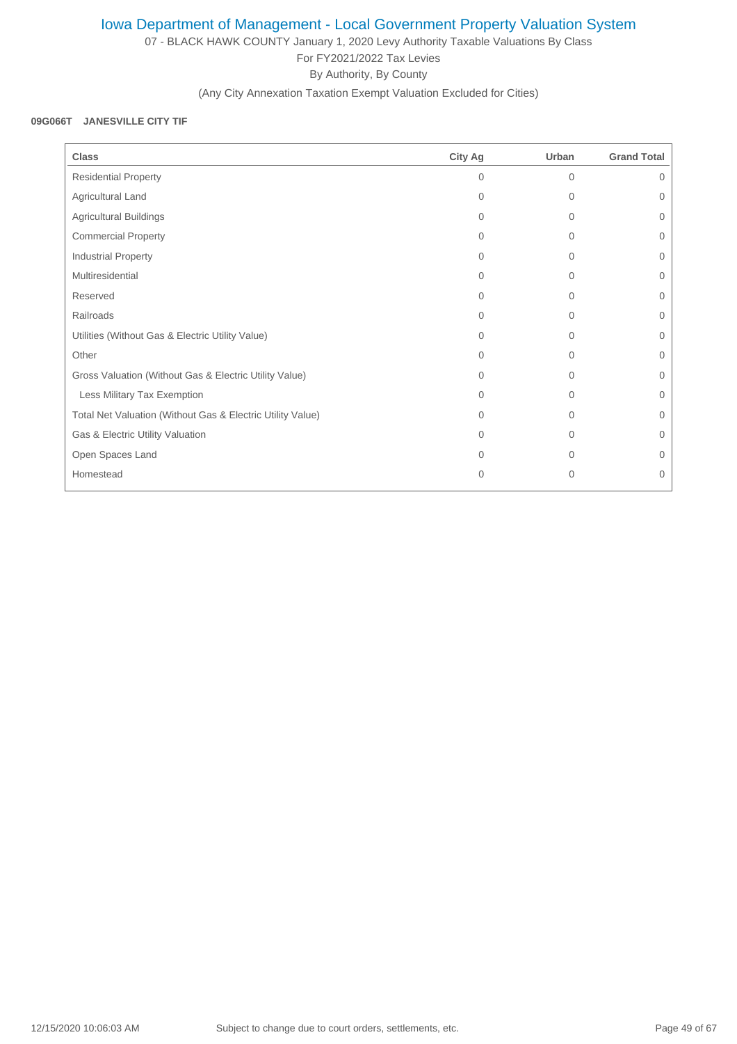# Iowa Department of Management - Local Government Property Valuation System

07 - BLACK HAWK COUNTY January 1, 2020 Levy Authority Taxable Valuations By Class

For FY2021/2022 Tax Levies

By Authority, By County

(Any City Annexation Taxation Exempt Valuation Excluded for Cities)

**09G066T JANESVILLE CITY TIF**

| Class | City Ag | Urban | Grand Total |
|---|---|---|---|
| Residential Property | 0 | 0 | 0 |
| Agricultural Land | 0 | 0 | 0 |
| Agricultural Buildings | 0 | 0 | 0 |
| Commercial Property | 0 | 0 | 0 |
| Industrial Property | 0 | 0 | 0 |
| Multiresidential | 0 | 0 | 0 |
| Reserved | 0 | 0 | 0 |
| Railroads | 0 | 0 | 0 |
| Utilities (Without Gas & Electric Utility Value) | 0 | 0 | 0 |
| Other | 0 | 0 | 0 |
| Gross Valuation (Without Gas & Electric Utility Value) | 0 | 0 | 0 |
| Less Military Tax Exemption | 0 | 0 | 0 |
| Total Net Valuation (Without Gas & Electric Utility Value) | 0 | 0 | 0 |
| Gas & Electric Utility Valuation | 0 | 0 | 0 |
| Open Spaces Land | 0 | 0 | 0 |
| Homestead | 0 | 0 | 0 |

12/15/2020 10:06:03 AM Subject to change due to court orders, settlements, etc.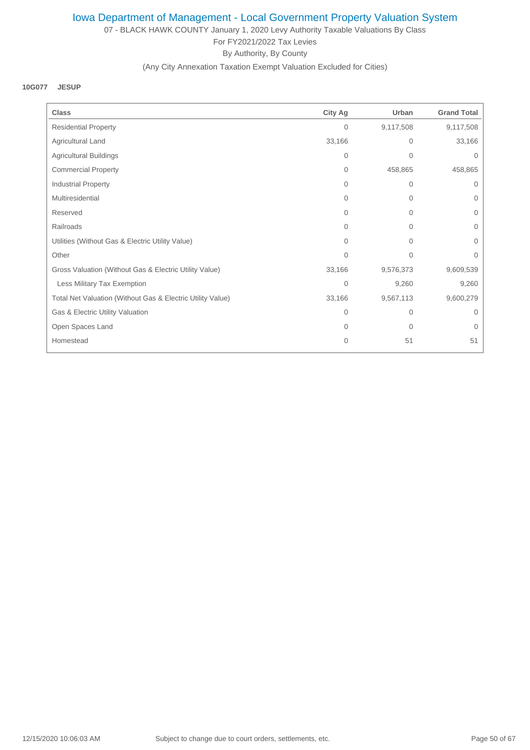# Iowa Department of Management - Local Government Property Valuation System

07 - BLACK HAWK COUNTY January 1, 2020 Levy Authority Taxable Valuations By Class

For FY2021/2022 Tax Levies

By Authority, By County

(Any City Annexation Taxation Exempt Valuation Excluded for Cities)

**10G077 JESUP**

| Class | City Ag | Urban | Grand Total |
|---|---|---|---|
| Residential Property | 0 | 9,117,508 | 9,117,508 |
| Agricultural Land | 33,166 | 0 | 33,166 |
| Agricultural Buildings | 0 | 0 | 0 |
| Commercial Property | 0 | 458,865 | 458,865 |
| Industrial Property | 0 | 0 | 0 |
| Multiresidential | 0 | 0 | 0 |
| Reserved | 0 | 0 | 0 |
| Railroads | 0 | 0 | 0 |
| Utilities (Without Gas & Electric Utility Value) | 0 | 0 | 0 |
| Other | 0 | 0 | 0 |
| Gross Valuation (Without Gas & Electric Utility Value) | 33,166 | 9,576,373 | 9,609,539 |
| Less Military Tax Exemption | 0 | 9,260 | 9,260 |
| Total Net Valuation (Without Gas & Electric Utility Value) | 33,166 | 9,567,113 | 9,600,279 |
| Gas & Electric Utility Valuation | 0 | 0 | 0 |
| Open Spaces Land | 0 | 0 | 0 |
| Homestead | 0 | 51 | 51 |

12/15/2020 10:06:03 AM Subject to change due to court orders, settlements, etc.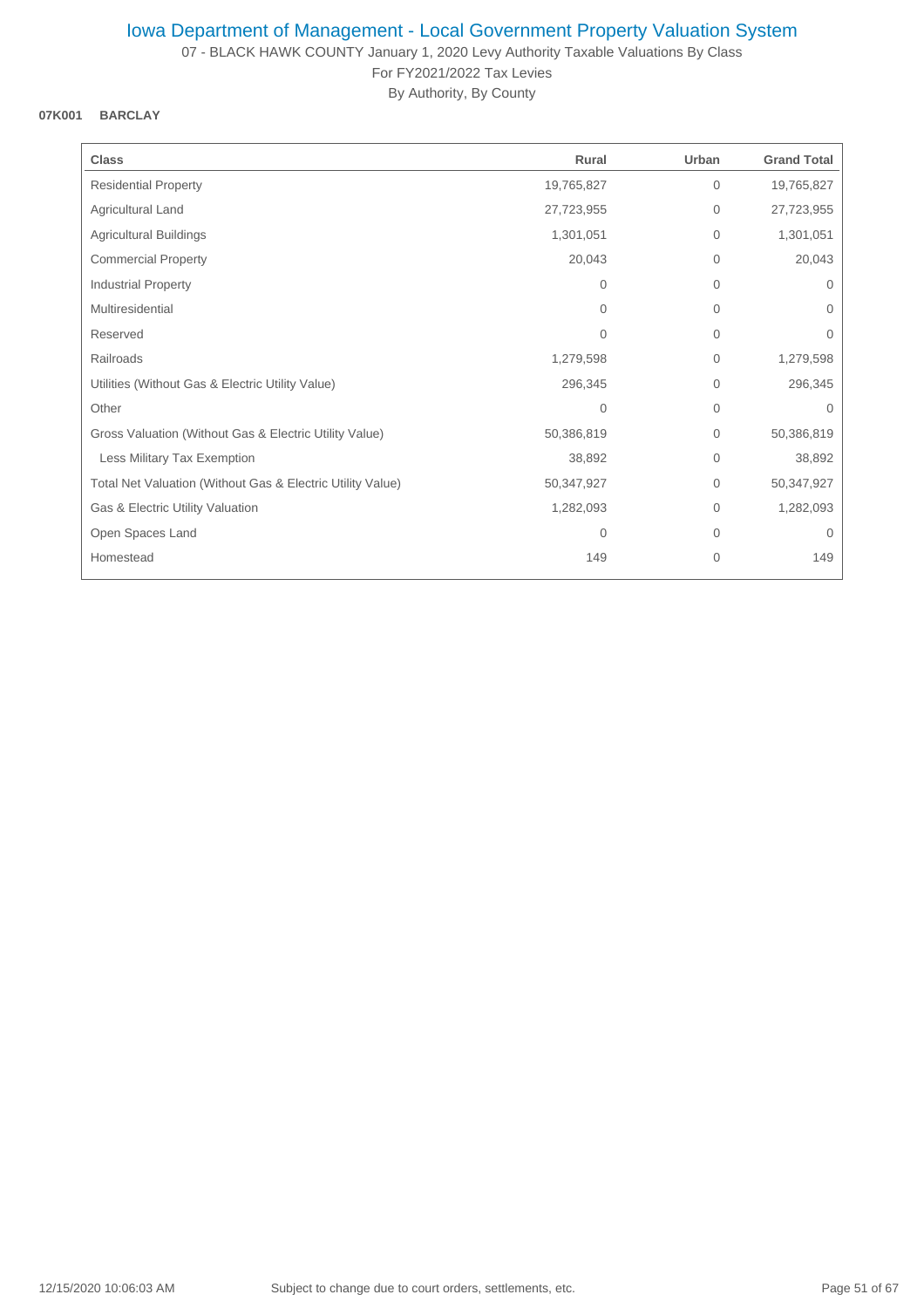# Iowa Department of Management - Local Government Property Valuation System

07 - BLACK HAWK COUNTY January 1, 2020 Levy Authority Taxable Valuations By Class

For FY2021/2022 Tax Levies

By Authority, By County

**07K001 BARCLAY**

| Class | Rural | Urban | Grand Total |
|---|---|---|---|
| Residential Property | 19,765,827 | 0 | 19,765,827 |
| Agricultural Land | 27,723,955 | 0 | 27,723,955 |
| Agricultural Buildings | 1,301,051 | 0 | 1,301,051 |
| Commercial Property | 20,043 | 0 | 20,043 |
| Industrial Property | 0 | 0 | 0 |
| Multiresidential | 0 | 0 | 0 |
| Reserved | 0 | 0 | 0 |
| Railroads | 1,279,598 | 0 | 1,279,598 |
| Utilities (Without Gas & Electric Utility Value) | 296,345 | 0 | 296,345 |
| Other | 0 | 0 | 0 |
| Gross Valuation (Without Gas & Electric Utility Value) | 50,386,819 | 0 | 50,386,819 |
| Less Military Tax Exemption | 38,892 | 0 | 38,892 |
| Total Net Valuation (Without Gas & Electric Utility Value) | 50,347,927 | 0 | 50,347,927 |
| Gas & Electric Utility Valuation | 1,282,093 | 0 | 1,282,093 |
| Open Spaces Land | 0 | 0 | 0 |
| Homestead | 149 | 0 | 149 |

12/15/2020 10:06:03 AM Subject to change due to court orders, settlements, etc.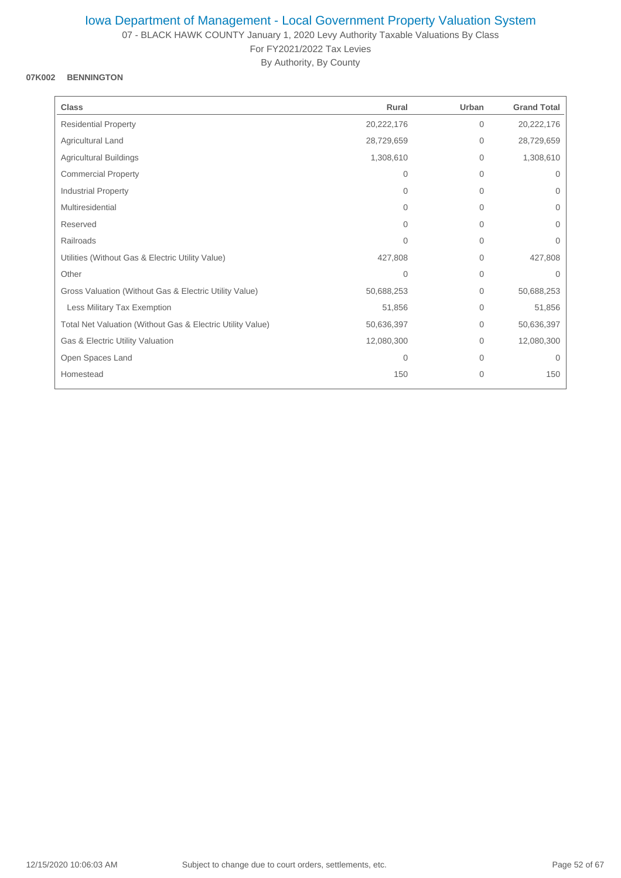# Iowa Department of Management - Local Government Property Valuation System

07 - BLACK HAWK COUNTY January 1, 2020 Levy Authority Taxable Valuations By Class

For FY2021/2022 Tax Levies

By Authority, By County

**07K002 BENNINGTON**

| Class | Rural | Urban | Grand Total |
|---|---|---|---|
| Residential Property | 20,222,176 | 0 | 20,222,176 |
| Agricultural Land | 28,729,659 | 0 | 28,729,659 |
| Agricultural Buildings | 1,308,610 | 0 | 1,308,610 |
| Commercial Property | 0 | 0 | 0 |
| Industrial Property | 0 | 0 | 0 |
| Multiresidential | 0 | 0 | 0 |
| Reserved | 0 | 0 | 0 |
| Railroads | 0 | 0 | 0 |
| Utilities (Without Gas & Electric Utility Value) | 427,808 | 0 | 427,808 |
| Other | 0 | 0 | 0 |
| Gross Valuation (Without Gas & Electric Utility Value) | 50,688,253 | 0 | 50,688,253 |
| Less Military Tax Exemption | 51,856 | 0 | 51,856 |
| Total Net Valuation (Without Gas & Electric Utility Value) | 50,636,397 | 0 | 50,636,397 |
| Gas & Electric Utility Valuation | 12,080,300 | 0 | 12,080,300 |
| Open Spaces Land | 0 | 0 | 0 |
| Homestead | 150 | 0 | 150 |

12/15/2020 10:06:03 AM Subject to change due to court orders, settlements, etc.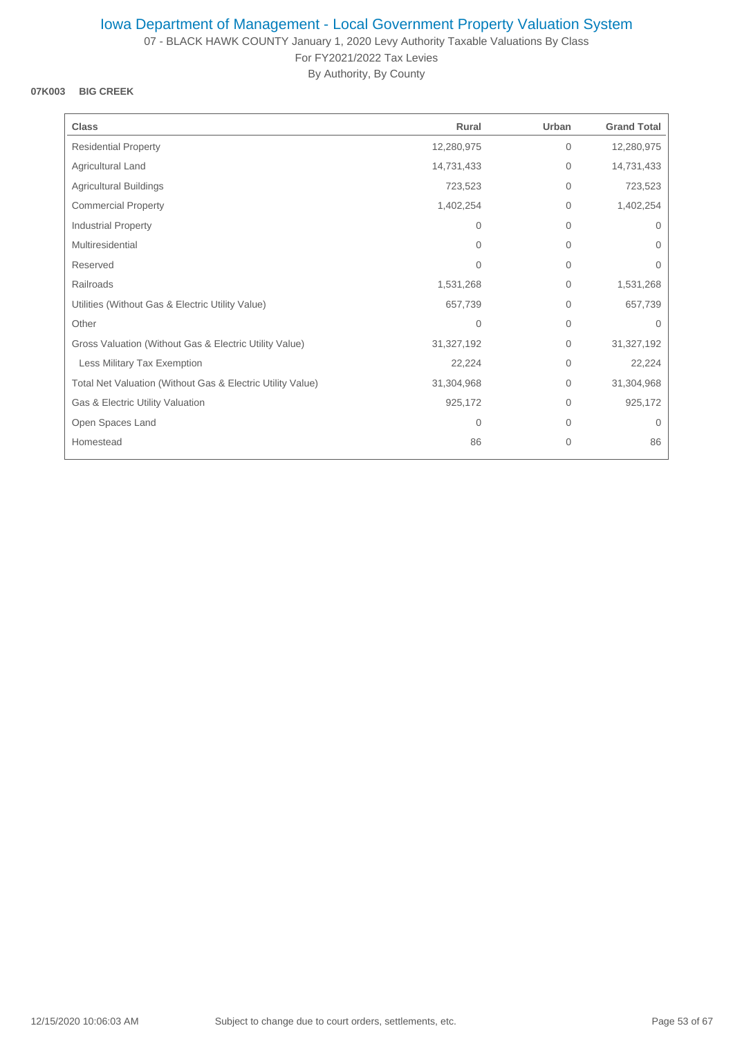# Iowa Department of Management - Local Government Property Valuation System

07 - BLACK HAWK COUNTY January 1, 2020 Levy Authority Taxable Valuations By Class

For FY2021/2022 Tax Levies

By Authority, By County

**07K003 BIG CREEK**

| Class | Rural | Urban | Grand Total |
|---|---|---|---|
| Residential Property | 12,280,975 | 0 | 12,280,975 |
| Agricultural Land | 14,731,433 | 0 | 14,731,433 |
| Agricultural Buildings | 723,523 | 0 | 723,523 |
| Commercial Property | 1,402,254 | 0 | 1,402,254 |
| Industrial Property | 0 | 0 | 0 |
| Multiresidential | 0 | 0 | 0 |
| Reserved | 0 | 0 | 0 |
| Railroads | 1,531,268 | 0 | 1,531,268 |
| Utilities (Without Gas & Electric Utility Value) | 657,739 | 0 | 657,739 |
| Other | 0 | 0 | 0 |
| Gross Valuation (Without Gas & Electric Utility Value) | 31,327,192 | 0 | 31,327,192 |
| Less Military Tax Exemption | 22,224 | 0 | 22,224 |
| Total Net Valuation (Without Gas & Electric Utility Value) | 31,304,968 | 0 | 31,304,968 |
| Gas & Electric Utility Valuation | 925,172 | 0 | 925,172 |
| Open Spaces Land | 0 | 0 | 0 |
| Homestead | 86 | 0 | 86 |

12/15/2020 10:06:03 AM — Subject to change due to court orders, settlements, etc.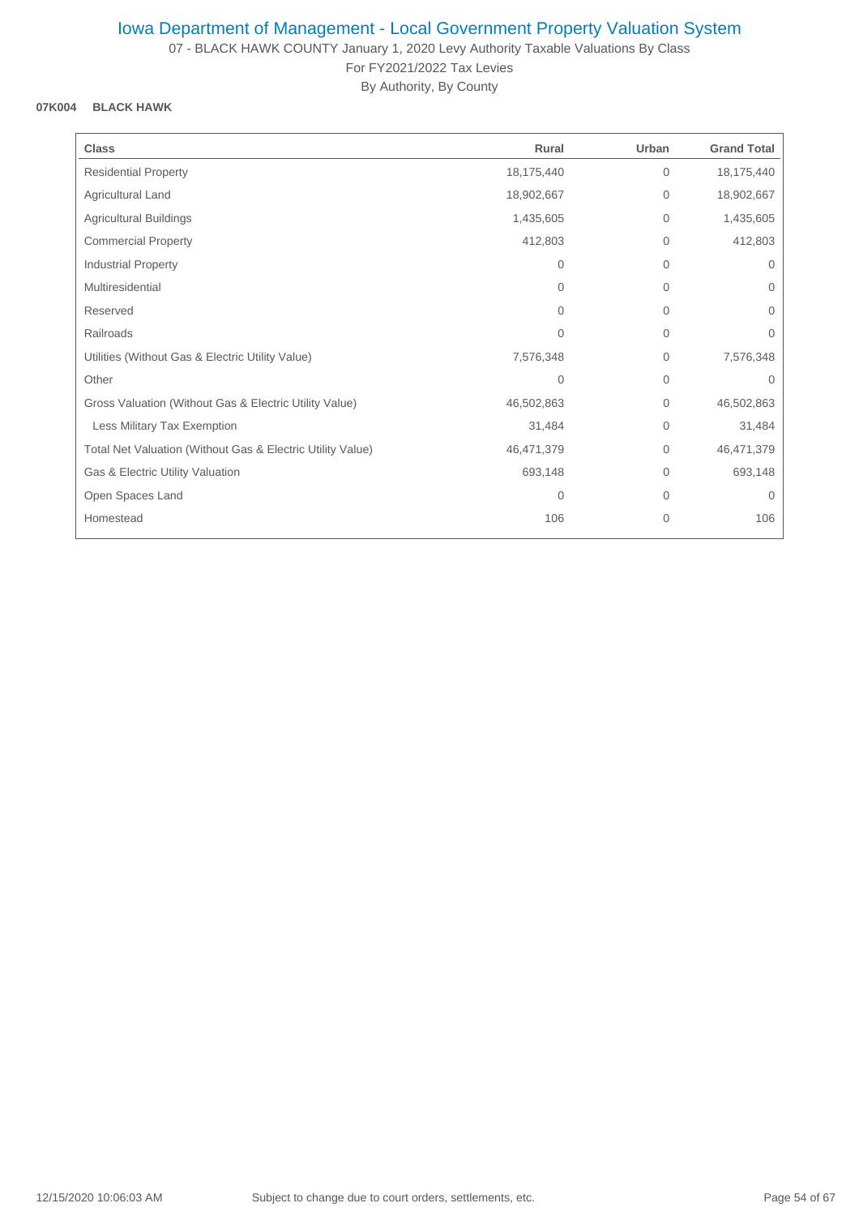# Iowa Department of Management - Local Government Property Valuation System

07 - BLACK HAWK COUNTY January 1, 2020 Levy Authority Taxable Valuations By Class
For FY2021/2022 Tax Levies
By Authority, By County

**07K004 BLACK HAWK**

| Class | Rural | Urban | Grand Total |
|---|---|---|---|
| Residential Property | 18,175,440 | 0 | 18,175,440 |
| Agricultural Land | 18,902,667 | 0 | 18,902,667 |
| Agricultural Buildings | 1,435,605 | 0 | 1,435,605 |
| Commercial Property | 412,803 | 0 | 412,803 |
| Industrial Property | 0 | 0 | 0 |
| Multiresidential | 0 | 0 | 0 |
| Reserved | 0 | 0 | 0 |
| Railroads | 0 | 0 | 0 |
| Utilities (Without Gas & Electric Utility Value) | 7,576,348 | 0 | 7,576,348 |
| Other | 0 | 0 | 0 |
| Gross Valuation (Without Gas & Electric Utility Value) | 46,502,863 | 0 | 46,502,863 |
| Less Military Tax Exemption | 31,484 | 0 | 31,484 |
| Total Net Valuation (Without Gas & Electric Utility Value) | 46,471,379 | 0 | 46,471,379 |
| Gas & Electric Utility Valuation | 693,148 | 0 | 693,148 |
| Open Spaces Land | 0 | 0 | 0 |
| Homestead | 106 | 0 | 106 |

12/15/2020 10:06:03 AM Subject to change due to court orders, settlements, etc.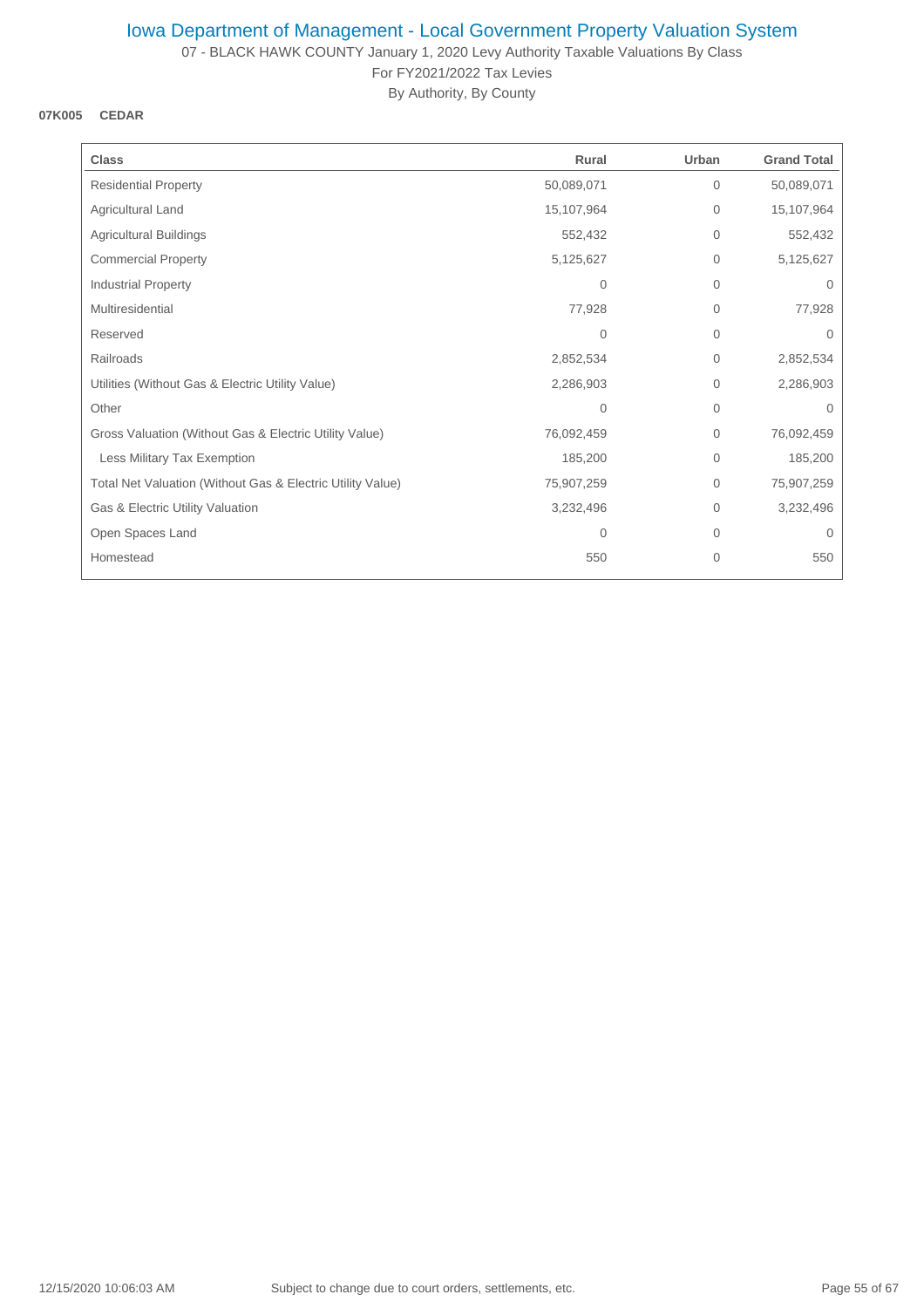# Iowa Department of Management - Local Government Property Valuation System

07 - BLACK HAWK COUNTY January 1, 2020 Levy Authority Taxable Valuations By Class

For FY2021/2022 Tax Levies

By Authority, By County

**07K005 CEDAR**

| Class | Rural | Urban | Grand Total |
|---|---|---|---|
| Residential Property | 50,089,071 | 0 | 50,089,071 |
| Agricultural Land | 15,107,964 | 0 | 15,107,964 |
| Agricultural Buildings | 552,432 | 0 | 552,432 |
| Commercial Property | 5,125,627 | 0 | 5,125,627 |
| Industrial Property | 0 | 0 | 0 |
| Multiresidential | 77,928 | 0 | 77,928 |
| Reserved | 0 | 0 | 0 |
| Railroads | 2,852,534 | 0 | 2,852,534 |
| Utilities (Without Gas & Electric Utility Value) | 2,286,903 | 0 | 2,286,903 |
| Other | 0 | 0 | 0 |
| Gross Valuation (Without Gas & Electric Utility Value) | 76,092,459 | 0 | 76,092,459 |
| Less Military Tax Exemption | 185,200 | 0 | 185,200 |
| Total Net Valuation (Without Gas & Electric Utility Value) | 75,907,259 | 0 | 75,907,259 |
| Gas & Electric Utility Valuation | 3,232,496 | 0 | 3,232,496 |
| Open Spaces Land | 0 | 0 | 0 |
| Homestead | 550 | 0 | 550 |

12/15/2020 10:06:03 AM Subject to change due to court orders, settlements, etc.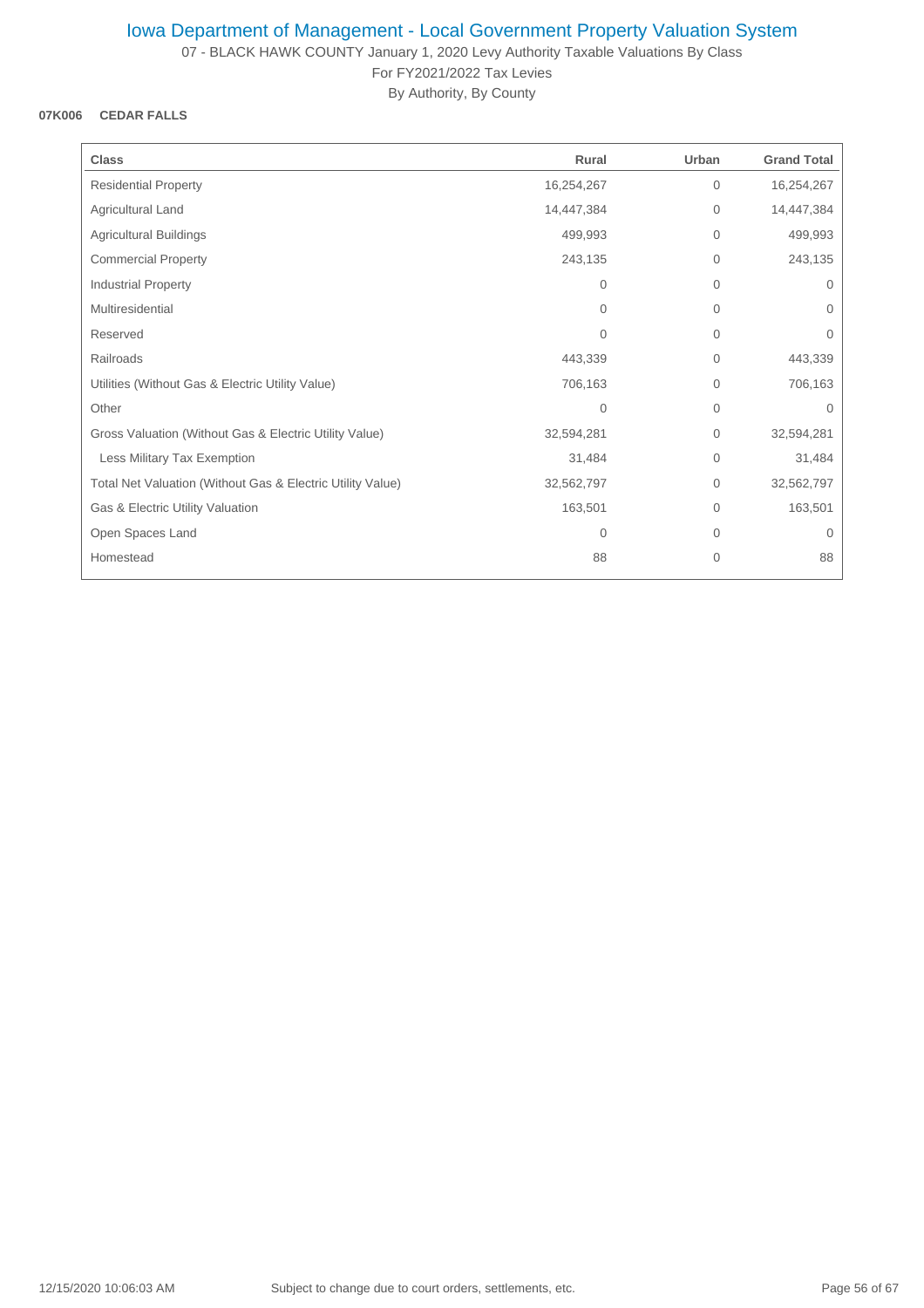# Iowa Department of Management - Local Government Property Valuation System

07 - BLACK HAWK COUNTY January 1, 2020 Levy Authority Taxable Valuations By Class

For FY2021/2022 Tax Levies

By Authority, By County

**07K006 CEDAR FALLS**

| Class | Rural | Urban | Grand Total |
|---|---|---|---|
| Residential Property | 16,254,267 | 0 | 16,254,267 |
| Agricultural Land | 14,447,384 | 0 | 14,447,384 |
| Agricultural Buildings | 499,993 | 0 | 499,993 |
| Commercial Property | 243,135 | 0 | 243,135 |
| Industrial Property | 0 | 0 | 0 |
| Multiresidential | 0 | 0 | 0 |
| Reserved | 0 | 0 | 0 |
| Railroads | 443,339 | 0 | 443,339 |
| Utilities (Without Gas & Electric Utility Value) | 706,163 | 0 | 706,163 |
| Other | 0 | 0 | 0 |
| Gross Valuation (Without Gas & Electric Utility Value) | 32,594,281 | 0 | 32,594,281 |
| Less Military Tax Exemption | 31,484 | 0 | 31,484 |
| Total Net Valuation (Without Gas & Electric Utility Value) | 32,562,797 | 0 | 32,562,797 |
| Gas & Electric Utility Valuation | 163,501 | 0 | 163,501 |
| Open Spaces Land | 0 | 0 | 0 |
| Homestead | 88 | 0 | 88 |

12/15/2020 10:06:03 AM Subject to change due to court orders, settlements, etc.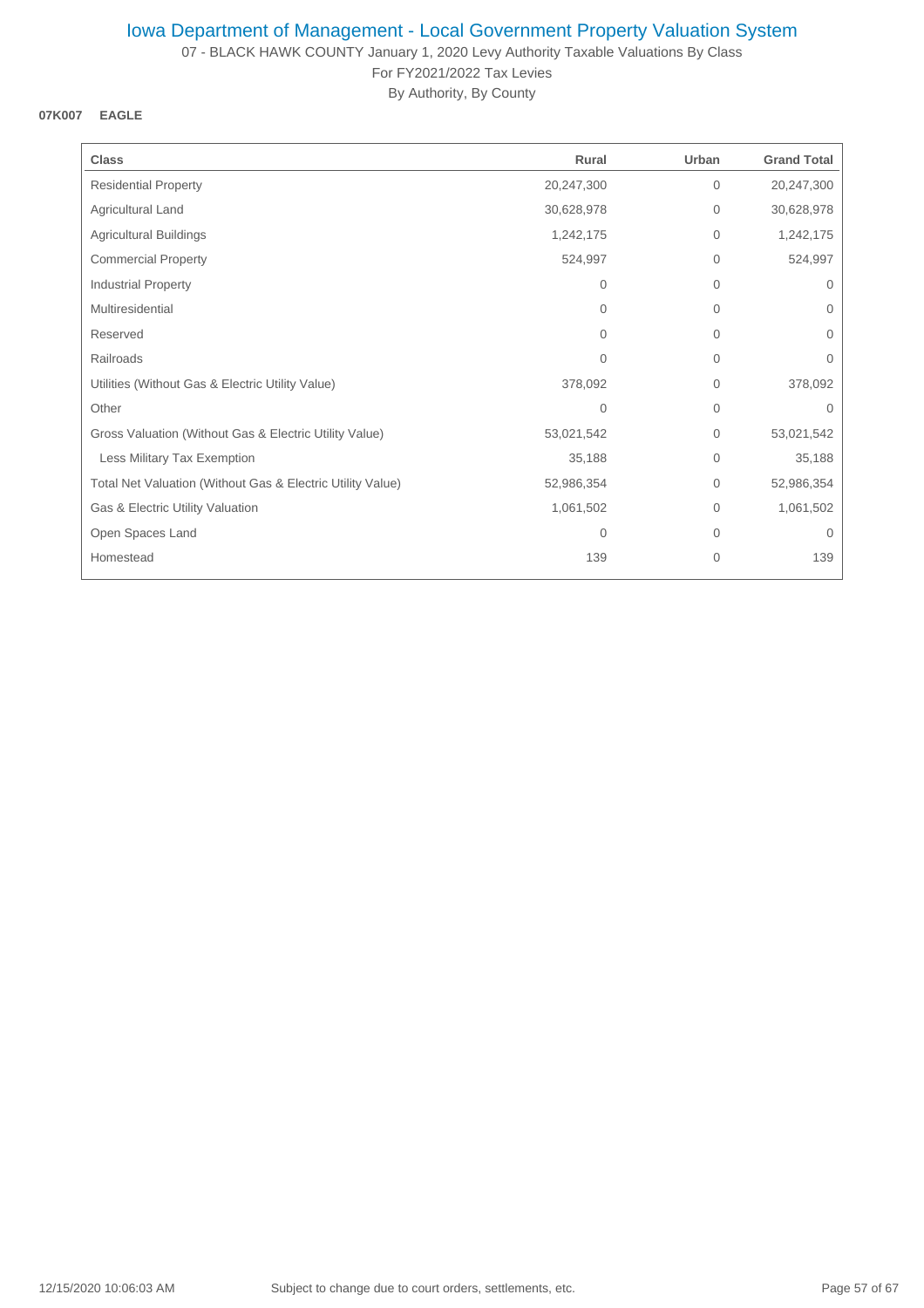# Iowa Department of Management - Local Government Property Valuation System

07 - BLACK HAWK COUNTY January 1, 2020 Levy Authority Taxable Valuations By Class
For FY2021/2022 Tax Levies
By Authority, By County

**07K007 EAGLE**

| Class | Rural | Urban | Grand Total |
|---|---|---|---|
| Residential Property | 20,247,300 | 0 | 20,247,300 |
| Agricultural Land | 30,628,978 | 0 | 30,628,978 |
| Agricultural Buildings | 1,242,175 | 0 | 1,242,175 |
| Commercial Property | 524,997 | 0 | 524,997 |
| Industrial Property | 0 | 0 | 0 |
| Multiresidential | 0 | 0 | 0 |
| Reserved | 0 | 0 | 0 |
| Railroads | 0 | 0 | 0 |
| Utilities (Without Gas & Electric Utility Value) | 378,092 | 0 | 378,092 |
| Other | 0 | 0 | 0 |
| Gross Valuation (Without Gas & Electric Utility Value) | 53,021,542 | 0 | 53,021,542 |
| Less Military Tax Exemption | 35,188 | 0 | 35,188 |
| Total Net Valuation (Without Gas & Electric Utility Value) | 52,986,354 | 0 | 52,986,354 |
| Gas & Electric Utility Valuation | 1,061,502 | 0 | 1,061,502 |
| Open Spaces Land | 0 | 0 | 0 |
| Homestead | 139 | 0 | 139 |

12/15/2020 10:06:03 AM Subject to change due to court orders, settlements, etc.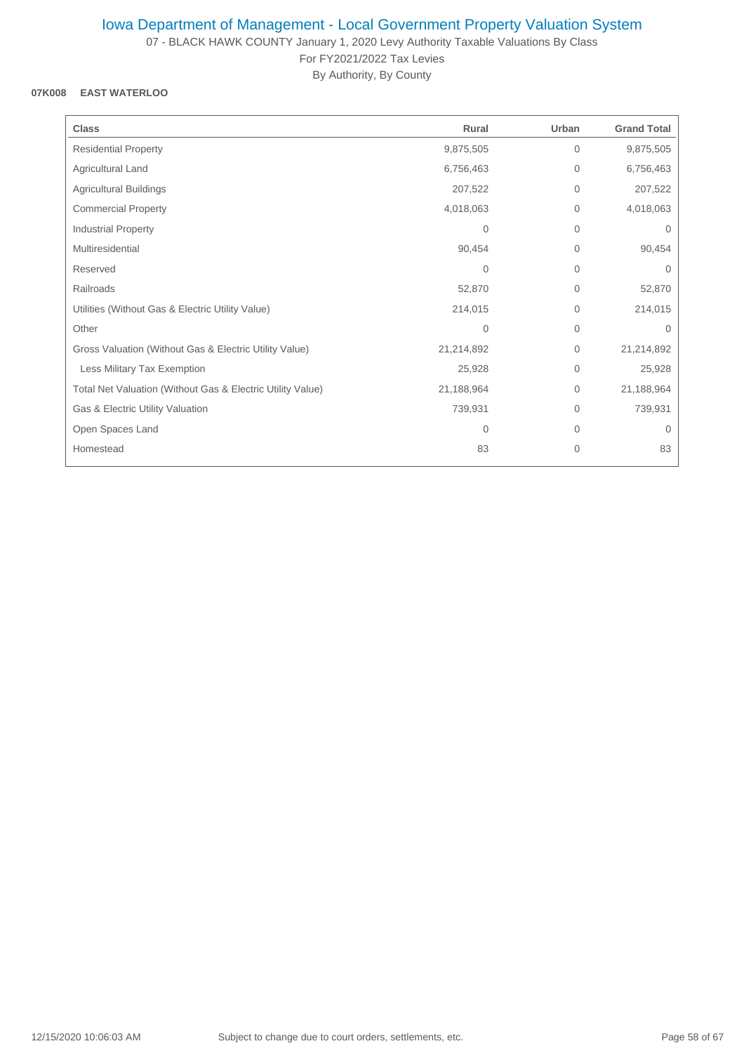# Iowa Department of Management - Local Government Property Valuation System

07 - BLACK HAWK COUNTY January 1, 2020 Levy Authority Taxable Valuations By Class

For FY2021/2022 Tax Levies

By Authority, By County

**07K008 EAST WATERLOO**

| Class | Rural | Urban | Grand Total |
|---|---|---|---|
| Residential Property | 9,875,505 | 0 | 9,875,505 |
| Agricultural Land | 6,756,463 | 0 | 6,756,463 |
| Agricultural Buildings | 207,522 | 0 | 207,522 |
| Commercial Property | 4,018,063 | 0 | 4,018,063 |
| Industrial Property | 0 | 0 | 0 |
| Multiresidential | 90,454 | 0 | 90,454 |
| Reserved | 0 | 0 | 0 |
| Railroads | 52,870 | 0 | 52,870 |
| Utilities (Without Gas & Electric Utility Value) | 214,015 | 0 | 214,015 |
| Other | 0 | 0 | 0 |
| Gross Valuation (Without Gas & Electric Utility Value) | 21,214,892 | 0 | 21,214,892 |
| Less Military Tax Exemption | 25,928 | 0 | 25,928 |
| Total Net Valuation (Without Gas & Electric Utility Value) | 21,188,964 | 0 | 21,188,964 |
| Gas & Electric Utility Valuation | 739,931 | 0 | 739,931 |
| Open Spaces Land | 0 | 0 | 0 |
| Homestead | 83 | 0 | 83 |

12/15/2020 10:06:03 AM Subject to change due to court orders, settlements, etc.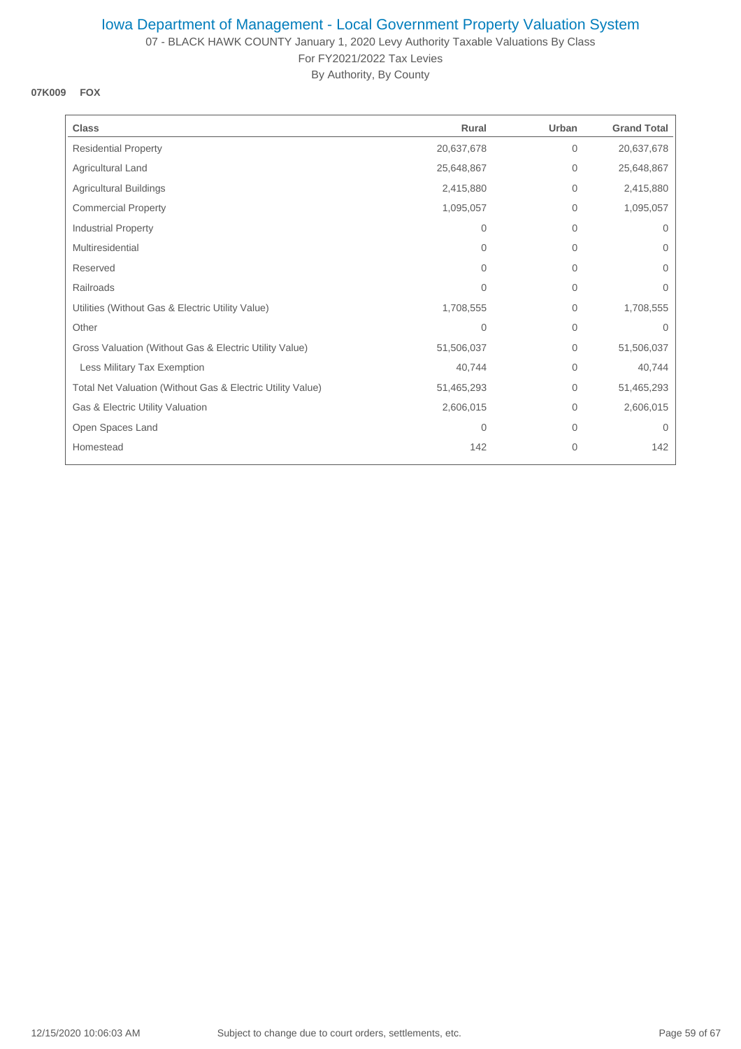# Iowa Department of Management - Local Government Property Valuation System

07 - BLACK HAWK COUNTY January 1, 2020 Levy Authority Taxable Valuations By Class

For FY2021/2022 Tax Levies

By Authority, By County

**07K009 FOX**

| Class | Rural | Urban | Grand Total |
|---|---|---|---|
| Residential Property | 20,637,678 | 0 | 20,637,678 |
| Agricultural Land | 25,648,867 | 0 | 25,648,867 |
| Agricultural Buildings | 2,415,880 | 0 | 2,415,880 |
| Commercial Property | 1,095,057 | 0 | 1,095,057 |
| Industrial Property | 0 | 0 | 0 |
| Multiresidential | 0 | 0 | 0 |
| Reserved | 0 | 0 | 0 |
| Railroads | 0 | 0 | 0 |
| Utilities (Without Gas & Electric Utility Value) | 1,708,555 | 0 | 1,708,555 |
| Other | 0 | 0 | 0 |
| Gross Valuation (Without Gas & Electric Utility Value) | 51,506,037 | 0 | 51,506,037 |
| Less Military Tax Exemption | 40,744 | 0 | 40,744 |
| Total Net Valuation (Without Gas & Electric Utility Value) | 51,465,293 | 0 | 51,465,293 |
| Gas & Electric Utility Valuation | 2,606,015 | 0 | 2,606,015 |
| Open Spaces Land | 0 | 0 | 0 |
| Homestead | 142 | 0 | 142 |

12/15/2020 10:06:03 AM Subject to change due to court orders, settlements, etc.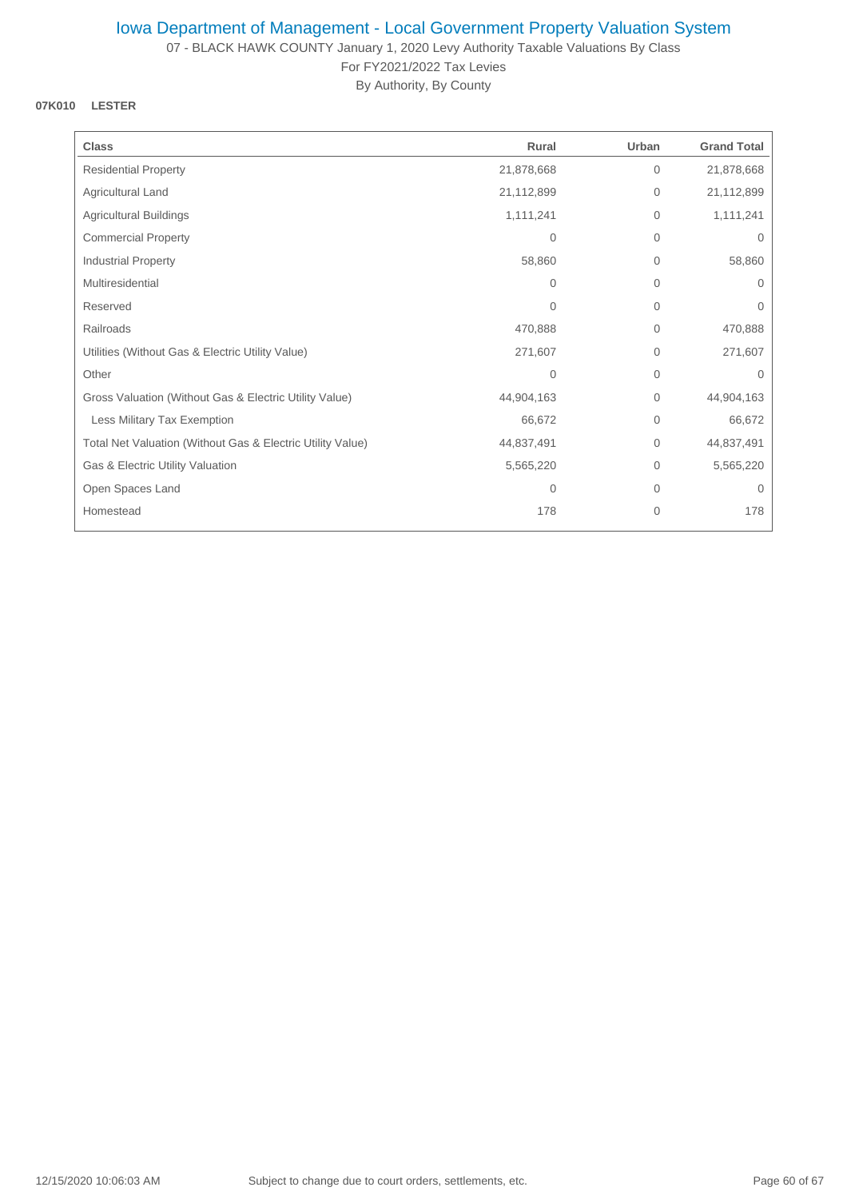# Iowa Department of Management - Local Government Property Valuation System

07 - BLACK HAWK COUNTY January 1, 2020 Levy Authority Taxable Valuations By Class

For FY2021/2022 Tax Levies

By Authority, By County

**07K010 LESTER**

| Class | Rural | Urban | Grand Total |
|---|---|---|---|
| Residential Property | 21,878,668 | 0 | 21,878,668 |
| Agricultural Land | 21,112,899 | 0 | 21,112,899 |
| Agricultural Buildings | 1,111,241 | 0 | 1,111,241 |
| Commercial Property | 0 | 0 | 0 |
| Industrial Property | 58,860 | 0 | 58,860 |
| Multiresidential | 0 | 0 | 0 |
| Reserved | 0 | 0 | 0 |
| Railroads | 470,888 | 0 | 470,888 |
| Utilities (Without Gas & Electric Utility Value) | 271,607 | 0 | 271,607 |
| Other | 0 | 0 | 0 |
| Gross Valuation (Without Gas & Electric Utility Value) | 44,904,163 | 0 | 44,904,163 |
| Less Military Tax Exemption | 66,672 | 0 | 66,672 |
| Total Net Valuation (Without Gas & Electric Utility Value) | 44,837,491 | 0 | 44,837,491 |
| Gas & Electric Utility Valuation | 5,565,220 | 0 | 5,565,220 |
| Open Spaces Land | 0 | 0 | 0 |
| Homestead | 178 | 0 | 178 |

12/15/2020 10:06:03 AM Subject to change due to court orders, settlements, etc.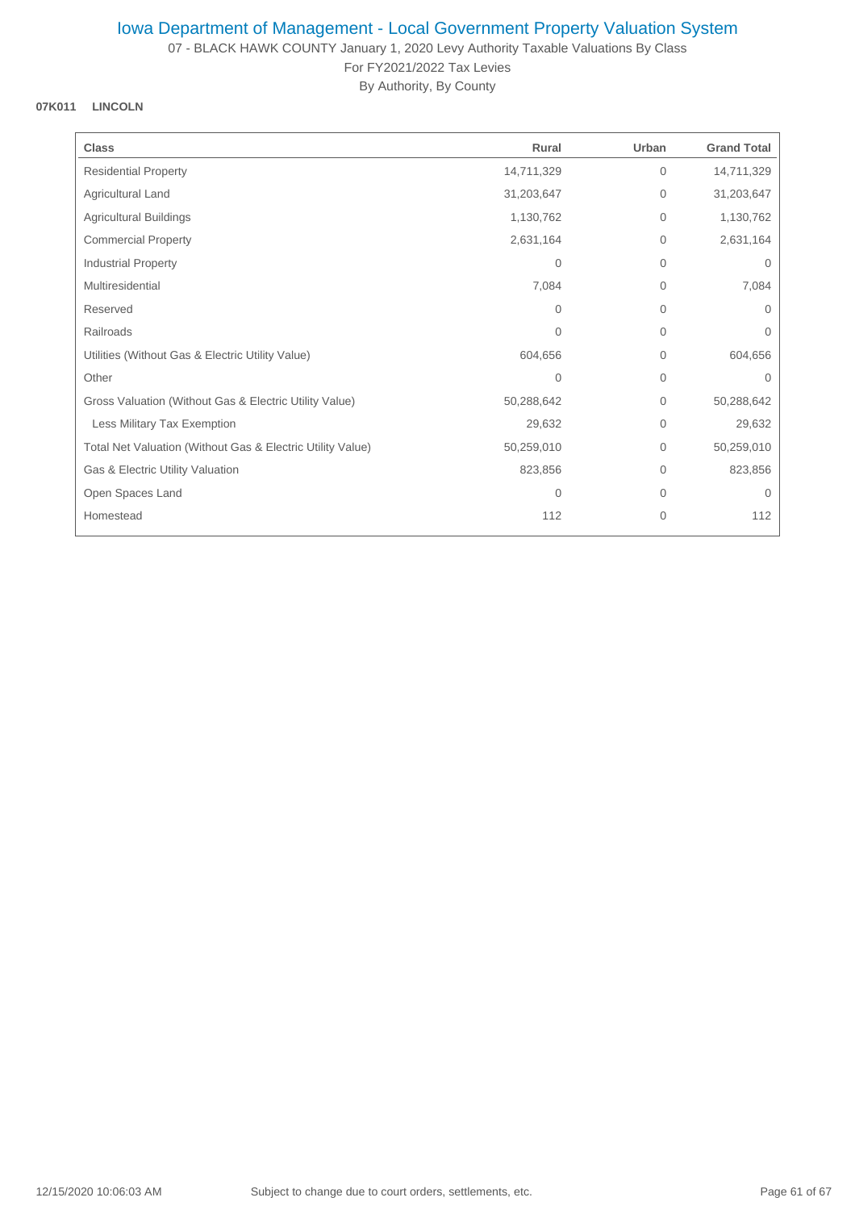# Iowa Department of Management - Local Government Property Valuation System

07 - BLACK HAWK COUNTY January 1, 2020 Levy Authority Taxable Valuations By Class

For FY2021/2022 Tax Levies

By Authority, By County

**07K011 LINCOLN**

| Class | Rural | Urban | Grand Total |
|---|---|---|---|
| Residential Property | 14,711,329 | 0 | 14,711,329 |
| Agricultural Land | 31,203,647 | 0 | 31,203,647 |
| Agricultural Buildings | 1,130,762 | 0 | 1,130,762 |
| Commercial Property | 2,631,164 | 0 | 2,631,164 |
| Industrial Property | 0 | 0 | 0 |
| Multiresidential | 7,084 | 0 | 7,084 |
| Reserved | 0 | 0 | 0 |
| Railroads | 0 | 0 | 0 |
| Utilities (Without Gas & Electric Utility Value) | 604,656 | 0 | 604,656 |
| Other | 0 | 0 | 0 |
| Gross Valuation (Without Gas & Electric Utility Value) | 50,288,642 | 0 | 50,288,642 |
| Less Military Tax Exemption | 29,632 | 0 | 29,632 |
| Total Net Valuation (Without Gas & Electric Utility Value) | 50,259,010 | 0 | 50,259,010 |
| Gas & Electric Utility Valuation | 823,856 | 0 | 823,856 |
| Open Spaces Land | 0 | 0 | 0 |
| Homestead | 112 | 0 | 112 |

12/15/2020 10:06:03 AM Subject to change due to court orders, settlements, etc.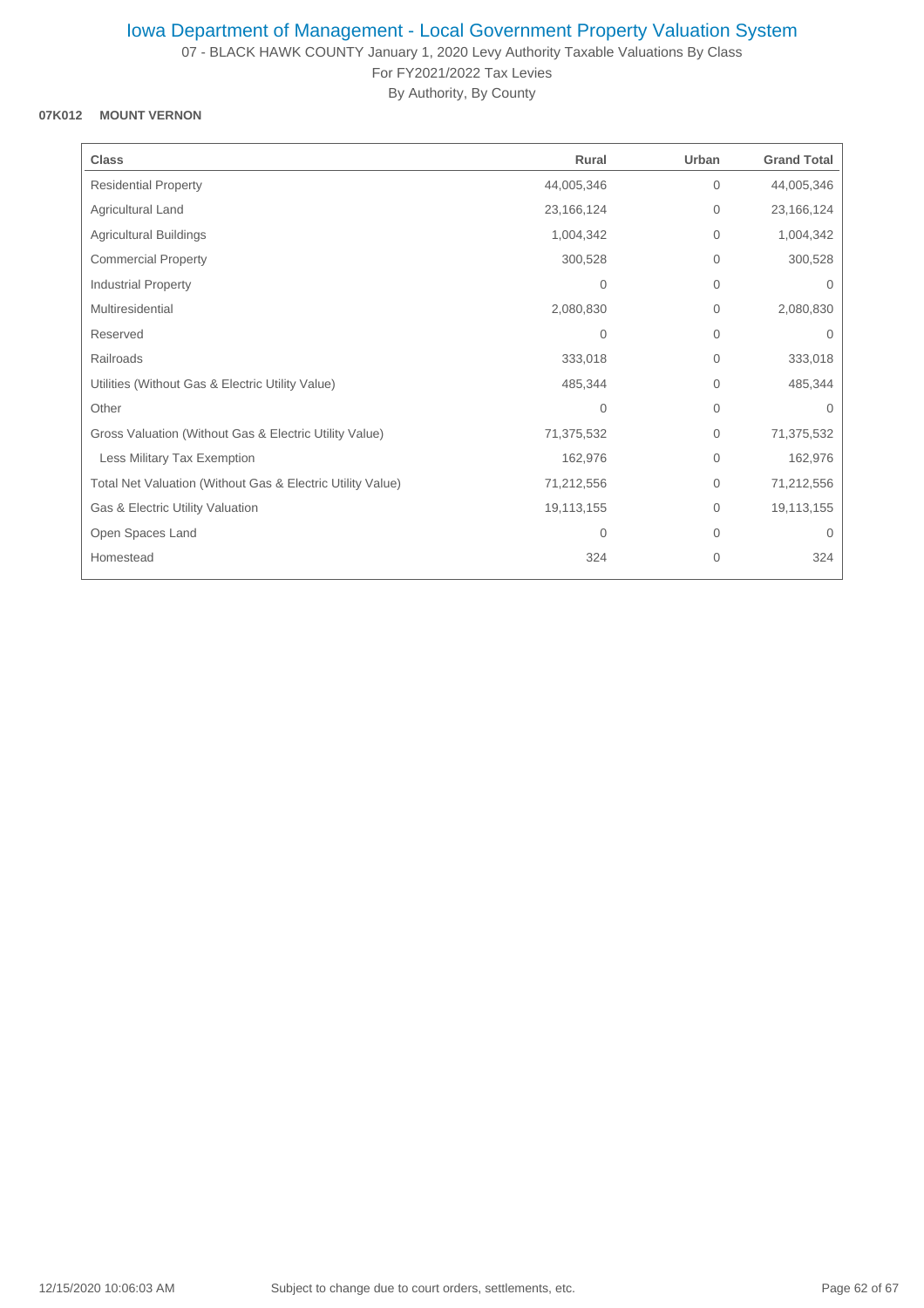# Iowa Department of Management - Local Government Property Valuation System

07 - BLACK HAWK COUNTY January 1, 2020 Levy Authority Taxable Valuations By Class
For FY2021/2022 Tax Levies
By Authority, By County

**07K012 MOUNT VERNON**

| Class | Rural | Urban | Grand Total |
|---|---|---|---|
| Residential Property | 44,005,346 | 0 | 44,005,346 |
| Agricultural Land | 23,166,124 | 0 | 23,166,124 |
| Agricultural Buildings | 1,004,342 | 0 | 1,004,342 |
| Commercial Property | 300,528 | 0 | 300,528 |
| Industrial Property | 0 | 0 | 0 |
| Multiresidential | 2,080,830 | 0 | 2,080,830 |
| Reserved | 0 | 0 | 0 |
| Railroads | 333,018 | 0 | 333,018 |
| Utilities (Without Gas & Electric Utility Value) | 485,344 | 0 | 485,344 |
| Other | 0 | 0 | 0 |
| Gross Valuation (Without Gas & Electric Utility Value) | 71,375,532 | 0 | 71,375,532 |
| Less Military Tax Exemption | 162,976 | 0 | 162,976 |
| Total Net Valuation (Without Gas & Electric Utility Value) | 71,212,556 | 0 | 71,212,556 |
| Gas & Electric Utility Valuation | 19,113,155 | 0 | 19,113,155 |
| Open Spaces Land | 0 | 0 | 0 |
| Homestead | 324 | 0 | 324 |

12/15/2020 10:06:03 AM Subject to change due to court orders, settlements, etc.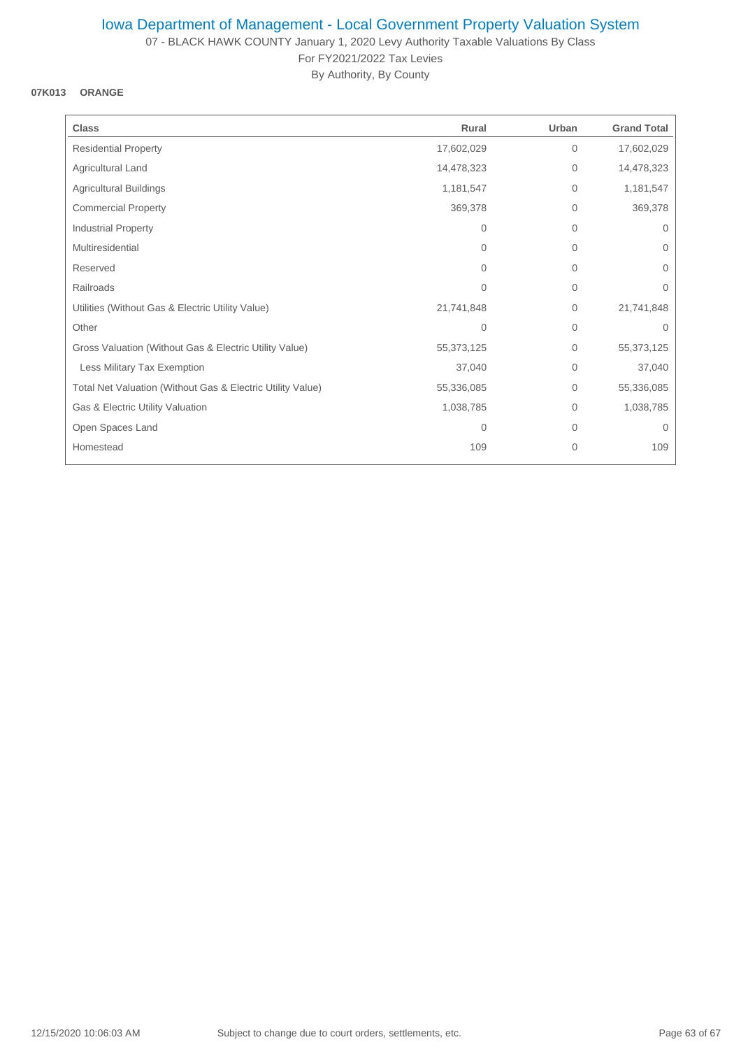# Iowa Department of Management - Local Government Property Valuation System

07 - BLACK HAWK COUNTY January 1, 2020 Levy Authority Taxable Valuations By Class

For FY2021/2022 Tax Levies

By Authority, By County

**07K013 ORANGE**

| Class | Rural | Urban | Grand Total |
|---|---|---|---|
| Residential Property | 17,602,029 | 0 | 17,602,029 |
| Agricultural Land | 14,478,323 | 0 | 14,478,323 |
| Agricultural Buildings | 1,181,547 | 0 | 1,181,547 |
| Commercial Property | 369,378 | 0 | 369,378 |
| Industrial Property | 0 | 0 | 0 |
| Multiresidential | 0 | 0 | 0 |
| Reserved | 0 | 0 | 0 |
| Railroads | 0 | 0 | 0 |
| Utilities (Without Gas & Electric Utility Value) | 21,741,848 | 0 | 21,741,848 |
| Other | 0 | 0 | 0 |
| Gross Valuation (Without Gas & Electric Utility Value) | 55,373,125 | 0 | 55,373,125 |
| Less Military Tax Exemption | 37,040 | 0 | 37,040 |
| Total Net Valuation (Without Gas & Electric Utility Value) | 55,336,085 | 0 | 55,336,085 |
| Gas & Electric Utility Valuation | 1,038,785 | 0 | 1,038,785 |
| Open Spaces Land | 0 | 0 | 0 |
| Homestead | 109 | 0 | 109 |

12/15/2020 10:06:03 AM Subject to change due to court orders, settlements, etc.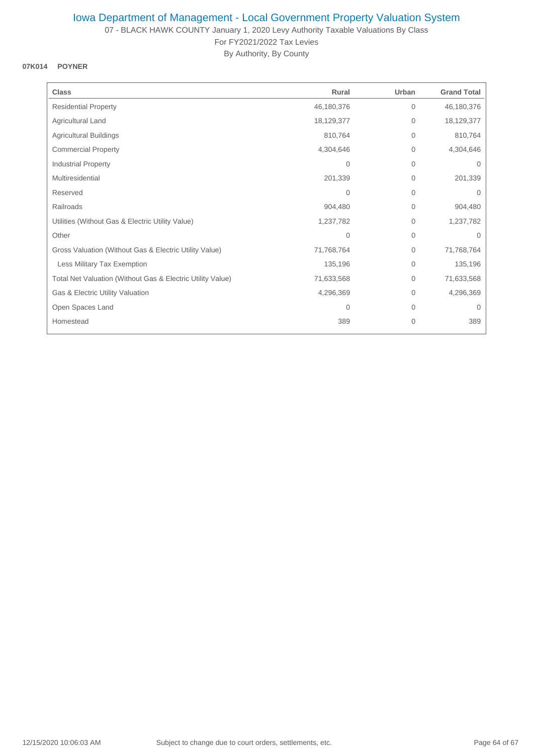# Iowa Department of Management - Local Government Property Valuation System

07 - BLACK HAWK COUNTY January 1, 2020 Levy Authority Taxable Valuations By Class

For FY2021/2022 Tax Levies

By Authority, By County

**07K014 POYNER**

| Class | Rural | Urban | Grand Total |
|---|---|---|---|
| Residential Property | 46,180,376 | 0 | 46,180,376 |
| Agricultural Land | 18,129,377 | 0 | 18,129,377 |
| Agricultural Buildings | 810,764 | 0 | 810,764 |
| Commercial Property | 4,304,646 | 0 | 4,304,646 |
| Industrial Property | 0 | 0 | 0 |
| Multiresidential | 201,339 | 0 | 201,339 |
| Reserved | 0 | 0 | 0 |
| Railroads | 904,480 | 0 | 904,480 |
| Utilities (Without Gas & Electric Utility Value) | 1,237,782 | 0 | 1,237,782 |
| Other | 0 | 0 | 0 |
| Gross Valuation (Without Gas & Electric Utility Value) | 71,768,764 | 0 | 71,768,764 |
| Less Military Tax Exemption | 135,196 | 0 | 135,196 |
| Total Net Valuation (Without Gas & Electric Utility Value) | 71,633,568 | 0 | 71,633,568 |
| Gas & Electric Utility Valuation | 4,296,369 | 0 | 4,296,369 |
| Open Spaces Land | 0 | 0 | 0 |
| Homestead | 389 | 0 | 389 |

12/15/2020 10:06:03 AM Subject to change due to court orders, settlements, etc.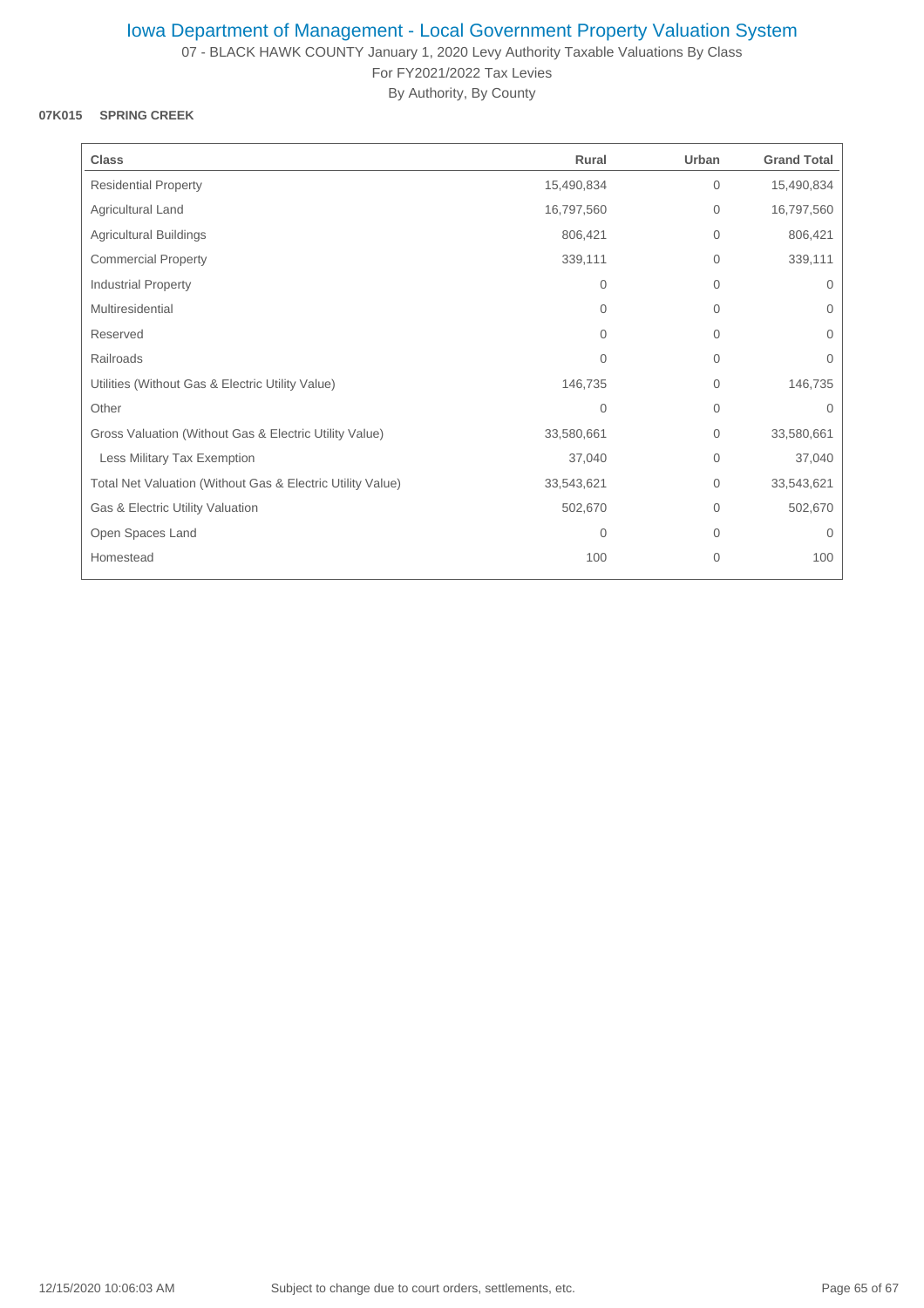# Iowa Department of Management - Local Government Property Valuation System

07 - BLACK HAWK COUNTY January 1, 2020 Levy Authority Taxable Valuations By Class

For FY2021/2022 Tax Levies

By Authority, By County

**07K015 SPRING CREEK**

| Class | Rural | Urban | Grand Total |
|---|---|---|---|
| Residential Property | 15,490,834 | 0 | 15,490,834 |
| Agricultural Land | 16,797,560 | 0 | 16,797,560 |
| Agricultural Buildings | 806,421 | 0 | 806,421 |
| Commercial Property | 339,111 | 0 | 339,111 |
| Industrial Property | 0 | 0 | 0 |
| Multiresidential | 0 | 0 | 0 |
| Reserved | 0 | 0 | 0 |
| Railroads | 0 | 0 | 0 |
| Utilities (Without Gas & Electric Utility Value) | 146,735 | 0 | 146,735 |
| Other | 0 | 0 | 0 |
| Gross Valuation (Without Gas & Electric Utility Value) | 33,580,661 | 0 | 33,580,661 |
| Less Military Tax Exemption | 37,040 | 0 | 37,040 |
| Total Net Valuation (Without Gas & Electric Utility Value) | 33,543,621 | 0 | 33,543,621 |
| Gas & Electric Utility Valuation | 502,670 | 0 | 502,670 |
| Open Spaces Land | 0 | 0 | 0 |
| Homestead | 100 | 0 | 100 |

12/15/2020 10:06:03 AM    Subject to change due to court orders, settlements, etc.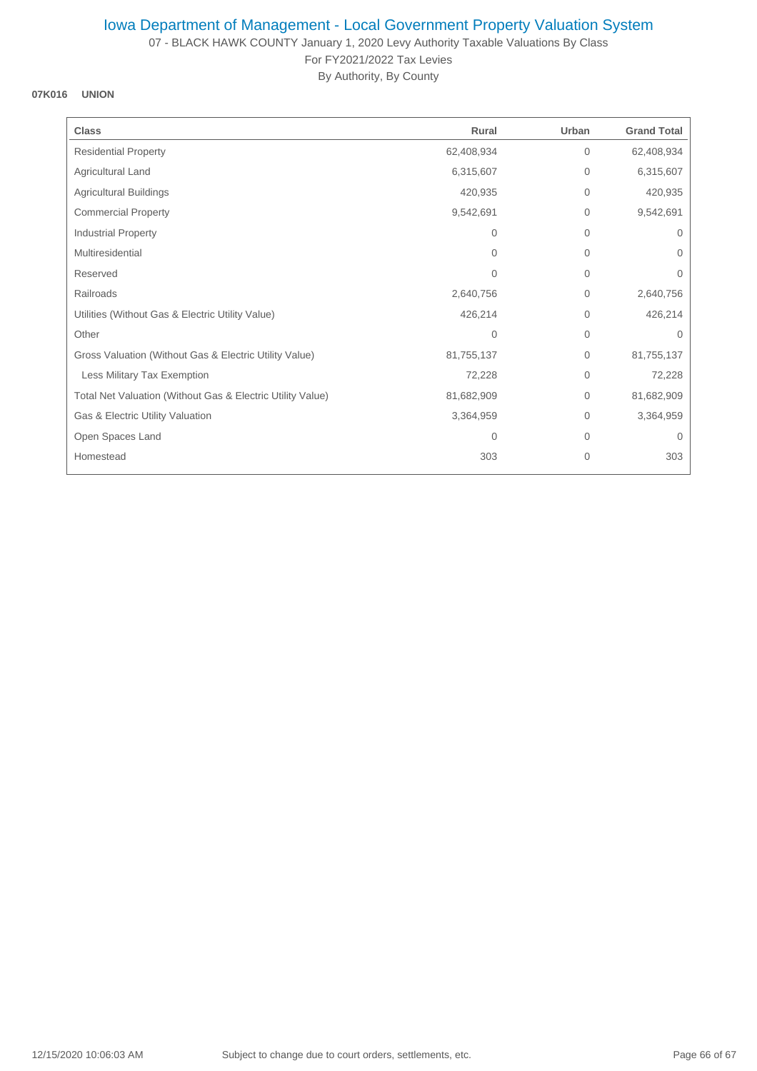# Iowa Department of Management - Local Government Property Valuation System

07 - BLACK HAWK COUNTY January 1, 2020 Levy Authority Taxable Valuations By Class

For FY2021/2022 Tax Levies

By Authority, By County

**07K016 UNION**

| Class | Rural | Urban | Grand Total |
|---|---|---|---|
| Residential Property | 62,408,934 | 0 | 62,408,934 |
| Agricultural Land | 6,315,607 | 0 | 6,315,607 |
| Agricultural Buildings | 420,935 | 0 | 420,935 |
| Commercial Property | 9,542,691 | 0 | 9,542,691 |
| Industrial Property | 0 | 0 | 0 |
| Multiresidential | 0 | 0 | 0 |
| Reserved | 0 | 0 | 0 |
| Railroads | 2,640,756 | 0 | 2,640,756 |
| Utilities (Without Gas & Electric Utility Value) | 426,214 | 0 | 426,214 |
| Other | 0 | 0 | 0 |
| Gross Valuation (Without Gas & Electric Utility Value) | 81,755,137 | 0 | 81,755,137 |
| Less Military Tax Exemption | 72,228 | 0 | 72,228 |
| Total Net Valuation (Without Gas & Electric Utility Value) | 81,682,909 | 0 | 81,682,909 |
| Gas & Electric Utility Valuation | 3,364,959 | 0 | 3,364,959 |
| Open Spaces Land | 0 | 0 | 0 |
| Homestead | 303 | 0 | 303 |

12/15/2020 10:06:03 AM Subject to change due to court orders, settlements, etc.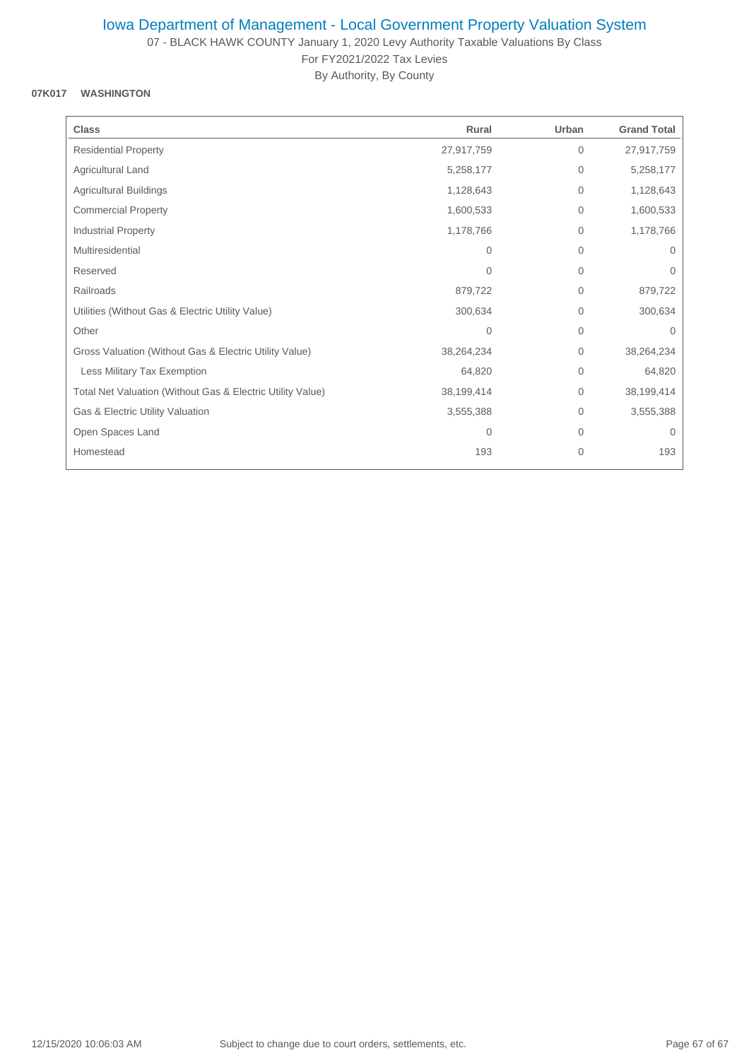# Iowa Department of Management - Local Government Property Valuation System

07 - BLACK HAWK COUNTY January 1, 2020 Levy Authority Taxable Valuations By Class

For FY2021/2022 Tax Levies

By Authority, By County

**07K017 WASHINGTON**

| Class | Rural | Urban | Grand Total |
|---|---|---|---|
| Residential Property | 27,917,759 | 0 | 27,917,759 |
| Agricultural Land | 5,258,177 | 0 | 5,258,177 |
| Agricultural Buildings | 1,128,643 | 0 | 1,128,643 |
| Commercial Property | 1,600,533 | 0 | 1,600,533 |
| Industrial Property | 1,178,766 | 0 | 1,178,766 |
| Multiresidential | 0 | 0 | 0 |
| Reserved | 0 | 0 | 0 |
| Railroads | 879,722 | 0 | 879,722 |
| Utilities (Without Gas & Electric Utility Value) | 300,634 | 0 | 300,634 |
| Other | 0 | 0 | 0 |
| Gross Valuation (Without Gas & Electric Utility Value) | 38,264,234 | 0 | 38,264,234 |
| Less Military Tax Exemption | 64,820 | 0 | 64,820 |
| Total Net Valuation (Without Gas & Electric Utility Value) | 38,199,414 | 0 | 38,199,414 |
| Gas & Electric Utility Valuation | 3,555,388 | 0 | 3,555,388 |
| Open Spaces Land | 0 | 0 | 0 |
| Homestead | 193 | 0 | 193 |

12/15/2020 10:06:03 AM Subject to change due to court orders, settlements, etc.